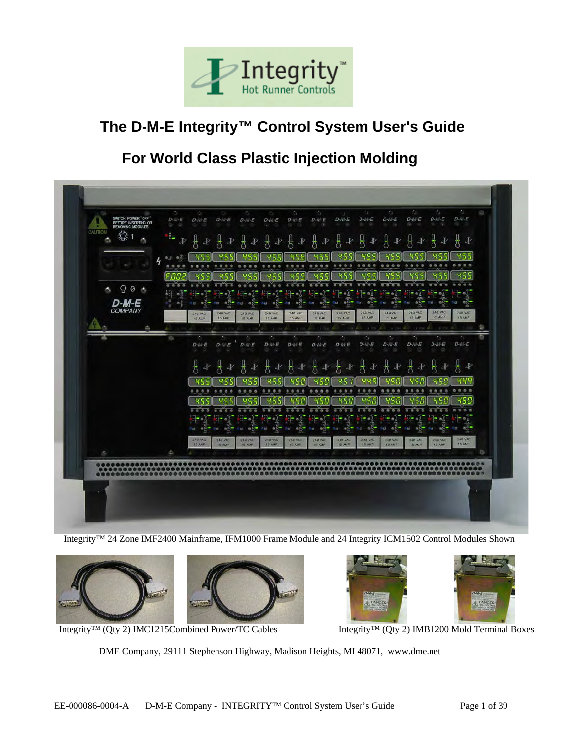# The D-M-E Integrity™ Control System User's Guide

## For World Class Plastic Injection Molding

Integrity™ 24 Zone IMF2400 Mainframe, IFM1000 Frame Module and 24 Integrity ICM1502 Control Modules Shown

Integrity™ (Qty 2) IMC1215Combined Power/TC Cables

Integrity™ (Qty 2) IMB1200 Mold Terminal Boxes

DME Company, 29111 Stephenson Highway, Madison Heights, MI 48071, www.dme.net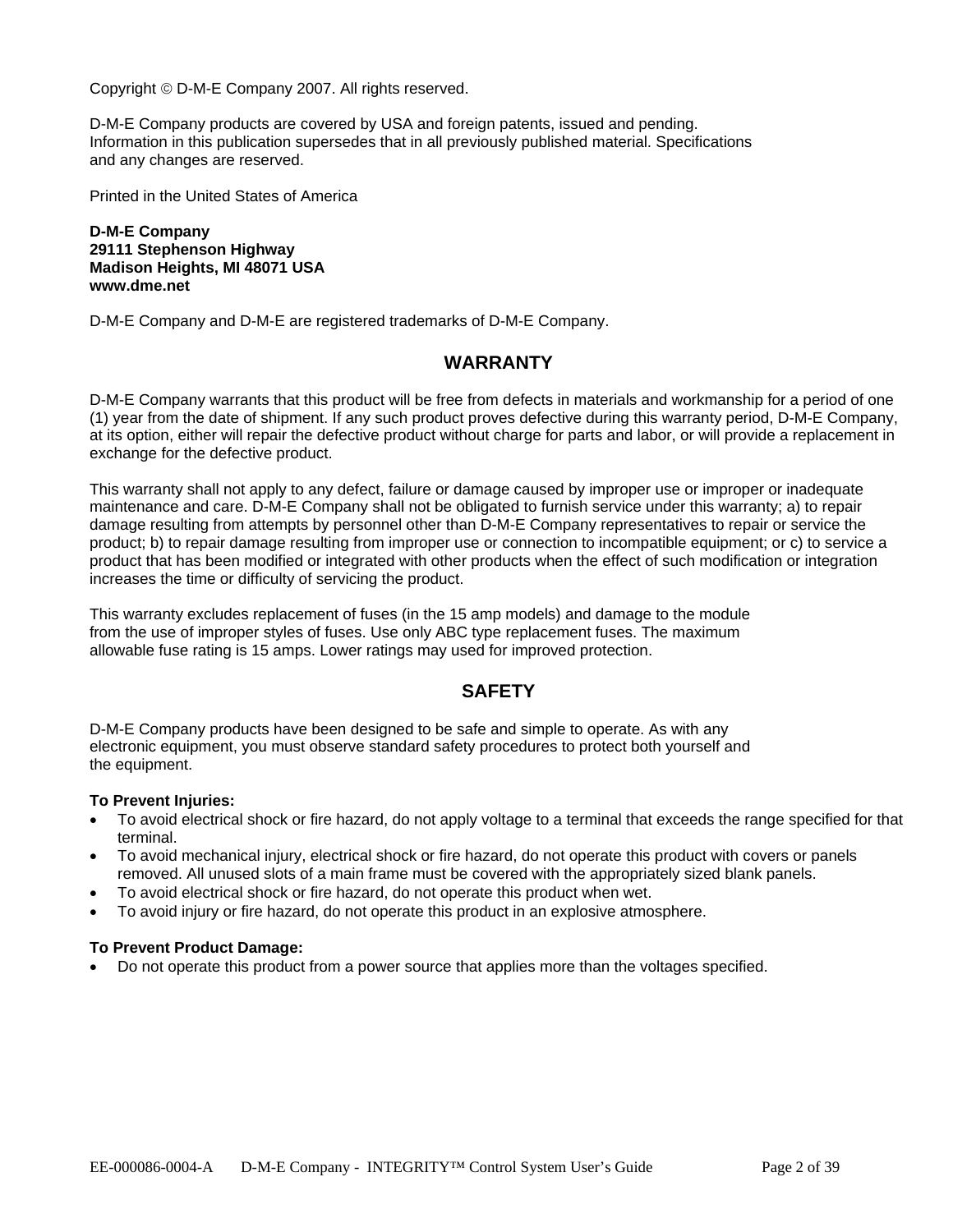Copyright © D-M-E Company 2007. All rights reserved.

D-M-E Company products are covered by USA and foreign patents, issued and pending. Information in this publication supersedes that in all previously published material. Specifications and any changes are reserved.

Printed in the United States of America

**D-M-E Company**
**29111 Stephenson Highway**
**Madison Heights, MI 48071 USA**
**www.dme.net**

D-M-E Company and D-M-E are registered trademarks of D-M-E Company.

## WARRANTY

D-M-E Company warrants that this product will be free from defects in materials and workmanship for a period of one (1) year from the date of shipment. If any such product proves defective during this warranty period, D-M-E Company, at its option, either will repair the defective product without charge for parts and labor, or will provide a replacement in exchange for the defective product.

This warranty shall not apply to any defect, failure or damage caused by improper use or improper or inadequate maintenance and care. D-M-E Company shall not be obligated to furnish service under this warranty; a) to repair damage resulting from attempts by personnel other than D-M-E Company representatives to repair or service the product; b) to repair damage resulting from improper use or connection to incompatible equipment; or c) to service a product that has been modified or integrated with other products when the effect of such modification or integration increases the time or difficulty of servicing the product.

This warranty excludes replacement of fuses (in the 15 amp models) and damage to the module from the use of improper styles of fuses. Use only ABC type replacement fuses. The maximum allowable fuse rating is 15 amps. Lower ratings may used for improved protection.

## SAFETY

D-M-E Company products have been designed to be safe and simple to operate. As with any electronic equipment, you must observe standard safety procedures to protect both yourself and the equipment.

**To Prevent Injuries:**

- To avoid electrical shock or fire hazard, do not apply voltage to a terminal that exceeds the range specified for that terminal.
- To avoid mechanical injury, electrical shock or fire hazard, do not operate this product with covers or panels removed. All unused slots of a main frame must be covered with the appropriately sized blank panels.
- To avoid electrical shock or fire hazard, do not operate this product when wet.
- To avoid injury or fire hazard, do not operate this product in an explosive atmosphere.

**To Prevent Product Damage:**

- Do not operate this product from a power source that applies more than the voltages specified.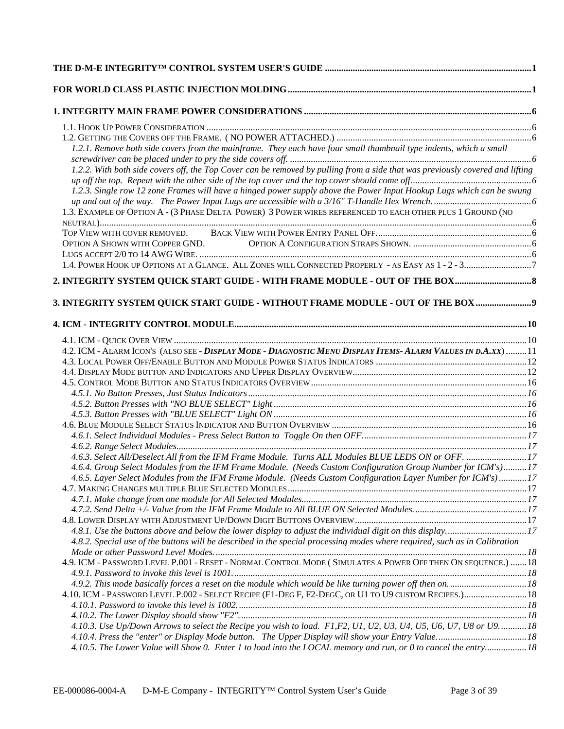**THE D-M-E INTEGRITY™ CONTROL SYSTEM USER'S GUIDE ....................................................................................... 1**

**FOR WORLD CLASS PLASTIC INJECTION MOLDING....................................................................................................... 1**

**1. INTEGRITY MAIN FRAME POWER CONSIDERATIONS ................................................................................................. 6**

1.1. HOOK UP POWER CONSIDERATION ........................................................................................................................................ 6
1.2. GETTING THE COVERS OFF THE FRAME. ( NO POWER ATTACHED.) ................................................................................... 6
*1.2.1. Remove both side covers from the mainframe. They each have four small thumbnail type indents, which a small screwdriver can be placed under to pry the side covers off. ...................................................................................................... 6*
*1.2.2. With both side covers off, the Top Cover can be removed by pulling from a side that was previously covered and lifting up off the top. Repeat with the other side of the top cover and the top cover should come off.................................................... 6*
*1.2.3. Single row 12 zone Frames will have a hinged power supply above the Power Input Hookup Lugs which can be swung up and out of the way. The Power Input Lugs are accessible with a 3/16" T-Handle Hex Wrench. .......................................... 6*
1.3. EXAMPLE OF OPTION A - (3 PHASE DELTA POWER) 3 POWER WIRES REFERENCED TO EACH OTHER PLUS 1 GROUND (NO NEUTRAL)........................................................................................................................................................................... 6
TOP VIEW WITH COVER REMOVED. BACK VIEW WITH POWER ENTRY PANEL OFF. .................................................................. 6
OPTION A SHOWN WITH COPPER GND. OPTION A CONFIGURATION STRAPS SHOWN. ................................................... 6
LUGS ACCEPT 2/0 TO 14 AWG WIRE. ............................................................................................................................................. 6
1.4. POWER HOOK UP OPTIONS AT A GLANCE. ALL ZONES WILL CONNECTED PROPERLY - AS EASY AS 1 - 2 - 3............................ 7

**2. INTEGRITY SYSTEM QUICK START GUIDE - WITH FRAME MODULE - OUT OF THE BOX................................. 8**

**3. INTEGRITY SYSTEM QUICK START GUIDE - WITHOUT FRAME MODULE - OUT OF THE BOX ........................ 9**

**4. ICM - INTEGRITY CONTROL MODULE............................................................................................................................ 10**

4.1. ICM - QUICK OVER VIEW ...................................................................................................................................................... 10
4.2. ICM - ALARM ICON'S (ALSO SEE - ***DISPLAY MODE - DIAGNOSTIC MENU DISPLAY ITEMS- ALARM VALUES IN D.A.XX***) ......... 11
4.3. LOCAL POWER OFF/ENABLE BUTTON AND MODULE POWER STATUS INDICATORS ................................................................ 12
4.4. DISPLAY MODE BUTTON AND INDICATORS AND UPPER DISPLAY OVERVIEW.......................................................................... 12
4.5. CONTROL MODE BUTTON AND STATUS INDICATORS OVERVIEW ............................................................................................ 16
*4.5.1. No Button Presses, Just Status Indicators ...................................................................................................................... 16*
*4.5.2. Button Presses with "NO BLUE SELECT" Light ........................................................................................................... 16*
*4.5.3. Button Presses with "BLUE SELECT" Light ON ........................................................................................................... 16*
4.6. BLUE MODULE SELECT STATUS INDICATOR AND BUTTON OVERVIEW ................................................................................... 16
*4.6.1. Select Individual Modules - Press Select Button to Toggle On then OFF...................................................................... 17*
*4.6.2. Range Select Modules..................................................................................................................................................... 17*
*4.6.3. Select All/Deselect All from the IFM Frame Module. Turns ALL Modules BLUE LEDS ON or OFF. .......................... 17*
*4.6.4. Group Select Modules from the IFM Frame Module. (Needs Custom Configuration Group Number for ICM's).......... 17*
*4.6.5. Layer Select Modules from the IFM Frame Module. (Needs Custom Configuration Layer Number for ICM's) ............ 17*
4.7. MAKING CHANGES MULTIPLE BLUE SELECTED MODULES...................................................................................................... 17
*4.7.1. Make change from one module for All Selected Modules................................................................................................ 17*
*4.7.2. Send Delta +/- Value from the IFM Frame Module to All BLUE ON Selected Modules................................................. 17*
4.8. LOWER DISPLAY WITH ADJUSTMENT UP/DOWN DIGIT BUTTONS OVERVIEW .......................................................................... 17
*4.8.1. Use the buttons above and below the lower display to adjust the individual digit on this display.................................. 17*
*4.8.2. Special use of the buttons will be described in the special processing modes where required, such as in Calibration Mode or other Password Level Modes. ..................................................................................................................................... 18*
4.9. ICM - PASSWORD LEVEL P.001 - RESET - NORMAL CONTROL MODE ( SIMULATES A POWER OFF THEN ON SEQUENCE.) ....... 18
*4.9.1. Password to invoke this level is 1001.............................................................................................................................. 18*
*4.9.2. This mode basically forces a reset on the module which would be like turning power off then on. ................................ 18*
4.10. ICM - PASSWORD LEVEL P.002 - SELECT RECIPE (F1-DEG F, F2-DEGC, OR U1 TO U9 CUSTOM RECIPES.)........................... 18
*4.10.1. Password to invoke this level is 1002........................................................................................................................... 18*
*4.10.2. The Lower Display should show "F2". .......................................................................................................................... 18*
*4.10.3. Use Up/Down Arrows to select the Recipe you wish to load. F1,F2, U1, U2, U3, U4, U5, U6, U7, U8 or U9............ 18*
*4.10.4. Press the "enter" or Display Mode button. The Upper Display will show your Entry Value...................................... 18*
*4.10.5. The Lower Value will Show 0. Enter 1 to load into the LOCAL memory and run, or 0 to cancel the entry................. 18*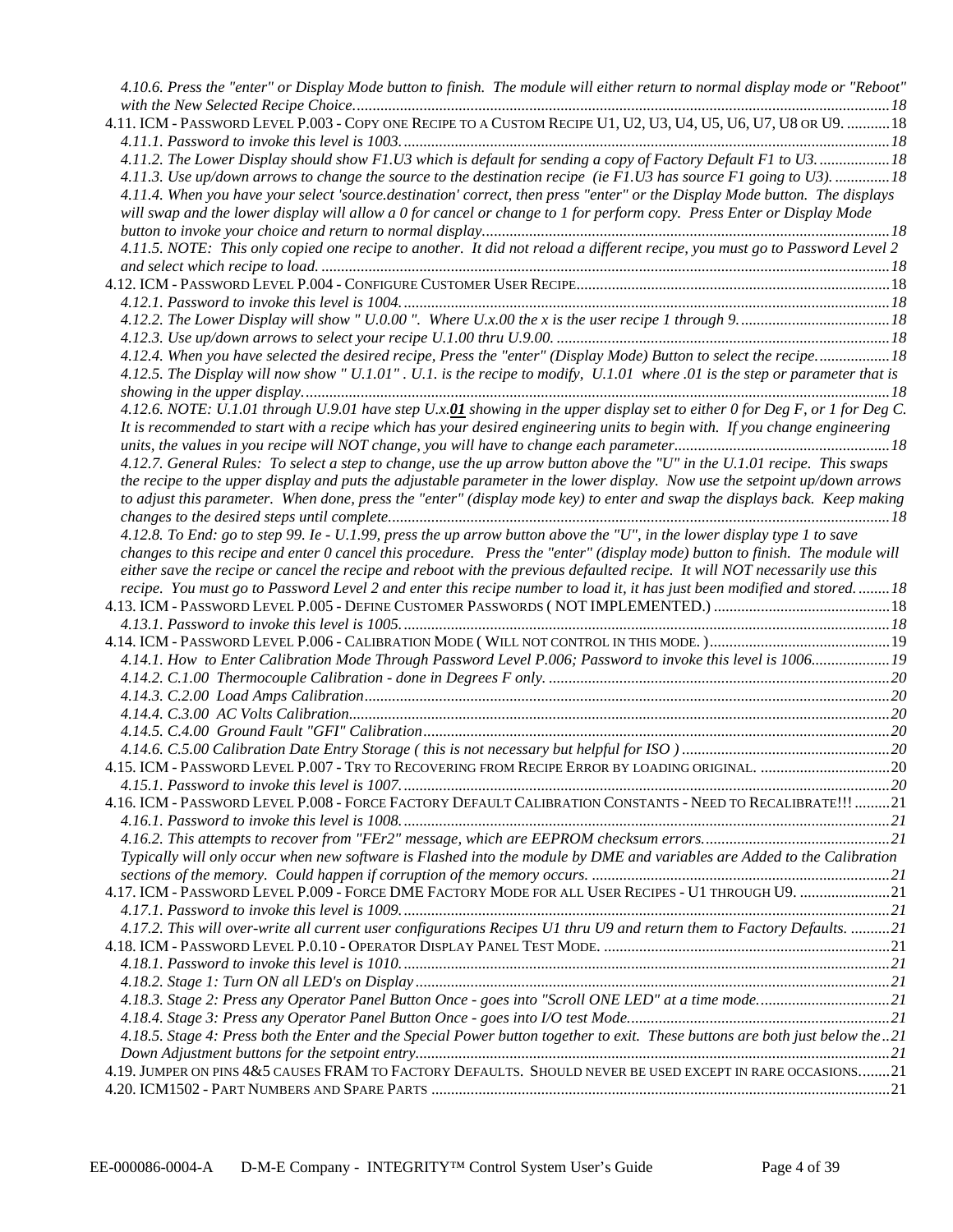*4.10.6. Press the "enter" or Display Mode button to finish. The module will either return to normal display mode or "Reboot" with the New Selected Recipe Choice.......................................................................................................................................18*

4.11. ICM - PASSWORD LEVEL P.003 - COPY ONE RECIPE TO A CUSTOM RECIPE U1, U2, U3, U4, U5, U6, U7, U8 OR U9. ...........18

*4.11.1. Password to invoke this level is 1003.............................................................................................................................18*

*4.11.2. The Lower Display should show F1.U3 which is default for sending a copy of Factory Default F1 to U3...................18*

*4.11.3. Use up/down arrows to change the source to the destination recipe (ie F1.U3 has source F1 going to U3). ..............18*

*4.11.4. When you have your select 'source.destination' correct, then press "enter" or the Display Mode button. The displays will swap and the lower display will allow a 0 for cancel or change to 1 for perform copy. Press Enter or Display Mode button to invoke your choice and return to normal display.......................................................................................................18*

*4.11.5. NOTE: This only copied one recipe to another. It did not reload a different recipe, you must go to Password Level 2 and select which recipe to load. ................................................................................................................................................18*

4.12. ICM - PASSWORD LEVEL P.004 - CONFIGURE CUSTOMER USER RECIPE................................................................................18

*4.12.1. Password to invoke this level is 1004.............................................................................................................................18*

*4.12.2. The Lower Display will show " U.0.00 ". Where U.x.00 the x is the user recipe 1 through 9......................................18*

*4.12.3. Use up/down arrows to select your recipe U.1.00 thru U.9.00. .....................................................................................18*

*4.12.4. When you have selected the desired recipe, Press the "enter" (Display Mode) Button to select the recipe...................18*

*4.12.5. The Display will now show " U.1.01" . U.1. is the recipe to modify, U.1.01 where .01 is the step or parameter that is showing in the upper display....................................................................................................................................................18*

*4.12.6. NOTE: U.1.01 through U.9.01 have step U.x.**<u>01</u>** showing in the upper display set to either 0 for Deg F, or 1 for Deg C. It is recommended to start with a recipe which has your desired engineering units to begin with. If you change engineering units, the values in you recipe will NOT change, you will have to change each parameter.......................................................18*

*4.12.7. General Rules: To select a step to change, use the up arrow button above the "U" in the U.1.01 recipe. This swaps the recipe to the upper display and puts the adjustable parameter in the lower display. Now use the setpoint up/down arrows to adjust this parameter. When done, press the "enter" (display mode key) to enter and swap the displays back. Keep making changes to the desired steps until complete...............................................................................................................................18*

*4.12.8. To End: go to step 99. Ie - U.1.99, press the up arrow button above the "U", in the lower display type 1 to save changes to this recipe and enter 0 cancel this procedure. Press the "enter" (display mode) button to finish. The module will either save the recipe or cancel the recipe and reboot with the previous defaulted recipe. It will NOT necessarily use this recipe. You must go to Password Level 2 and enter this recipe number to load it, it has just been modified and stored.........18*

4.13. ICM - PASSWORD LEVEL P.005 - DEFINE CUSTOMER PASSWORDS ( NOT IMPLEMENTED.) .............................................18

*4.13.1. Password to invoke this level is 1005.............................................................................................................................18*

4.14. ICM - PASSWORD LEVEL P.006 - CALIBRATION MODE ( WILL NOT CONTROL IN THIS MODE. )..............................................19

*4.14.1. How to Enter Calibration Mode Through Password Level P.006; Password to invoke this level is 1006....................19*

*4.14.2. C.1.00 Thermocouple Calibration - done in Degrees F only. .......................................................................................20*

*4.14.3. C.2.00 Load Amps Calibration.......................................................................................................................................20*

*4.14.4. C.3.00 AC Volts Calibration...........................................................................................................................................20*

*4.14.5. C.4.00 Ground Fault "GFI" Calibration.......................................................................................................................20*

*4.14.6. C.5.00 Calibration Date Entry Storage ( this is not necessary but helpful for ISO ) .....................................................20*

4.15. ICM - PASSWORD LEVEL P.007 - TRY TO RECOVERING FROM RECIPE ERROR BY LOADING ORIGINAL. ..................................20

*4.15.1. Password to invoke this level is 1007.............................................................................................................................20*

4.16. ICM - PASSWORD LEVEL P.008 - FORCE FACTORY DEFAULT CALIBRATION CONSTANTS - NEED TO RECALIBRATE!!! .........21

*4.16.1. Password to invoke this level is 1008.............................................................................................................................21*

*4.16.2. This attempts to recover from "FEr2" message, which are EEPROM checksum errors...............................................21*

*Typically will only occur when new software is Flashed into the module by DME and variables are Added to the Calibration sections of the memory. Could happen if corruption of the memory occurs. ............................................................................21*

4.17. ICM - PASSWORD LEVEL P.009 - FORCE DME FACTORY MODE FOR ALL USER RECIPES - U1 THROUGH U9. .......................21

*4.17.1. Password to invoke this level is 1009.............................................................................................................................21*

*4.17.2. This will over-write all current user configurations Recipes U1 thru U9 and return them to Factory Defaults. ...........21*

4.18. ICM - PASSWORD LEVEL P.0.10 - OPERATOR DISPLAY PANEL TEST MODE. .........................................................................21

*4.18.1. Password to invoke this level is 1010.............................................................................................................................21*

*4.18.2. Stage 1: Turn ON all LED's on Display.........................................................................................................................21*

*4.18.3. Stage 2: Press any Operator Panel Button Once - goes into "Scroll ONE LED" at a time mode..................................21*

*4.18.4. Stage 3: Press any Operator Panel Button Once - goes into I/O test Mode....................................................................21*

*4.18.5. Stage 4: Press both the Enter and the Special Power button together to exit. These buttons are both just below the ..21*

*Down Adjustment buttons for the setpoint entry.........................................................................................................................21*

4.19. JUMPER ON PINS 4&5 CAUSES FRAM TO FACTORY DEFAULTS. SHOULD NEVER BE USED EXCEPT IN RARE OCCASIONS........21

4.20. ICM1502 - PART NUMBERS AND SPARE PARTS ....................................................................................................................21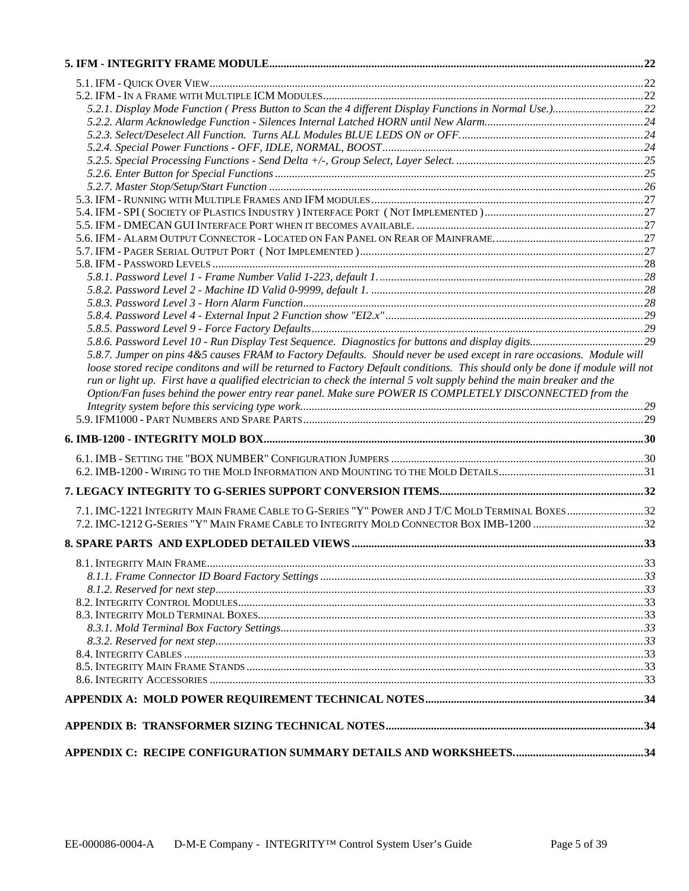**5. IFM - INTEGRITY FRAME MODULE** .......... 22

5.1. IFM - QUICK OVER VIEW .......... 22
5.2. IFM - IN A FRAME WITH MULTIPLE ICM MODULES .......... 22
*5.2.1. Display Mode Function ( Press Button to Scan the 4 different Display Functions in Normal Use.)* .......... 22
*5.2.2. Alarm Acknowledge Function - Silences Internal Latched HORN until New Alarm.* .......... 24
*5.2.3. Select/Deselect All Function. Turns ALL Modules BLUE LEDS ON or OFF.* .......... 24
*5.2.4. Special Power Functions - OFF, IDLE, NORMAL, BOOST* .......... 24
*5.2.5. Special Processing Functions - Send Delta +/-, Group Select, Layer Select.* .......... 25
*5.2.6. Enter Button for Special Functions* .......... 25
*5.2.7. Master Stop/Setup/Start Function* .......... 26
5.3. IFM - RUNNING WITH MULTIPLE FRAMES AND IFM MODULES .......... 27
5.4. IFM - SPI ( SOCIETY OF PLASTICS INDUSTRY ) INTERFACE PORT ( NOT IMPLEMENTED ) .......... 27
5.5. IFM - DMECAN GUI INTERFACE PORT WHEN IT BECOMES AVAILABLE. .......... 27
5.6. IFM - ALARM OUTPUT CONNECTOR - LOCATED ON FAN PANEL ON REAR OF MAINFRAME. .......... 27
5.7. IFM - PAGER SERIAL OUTPUT PORT ( NOT IMPLEMENTED ) .......... 27
5.8. IFM - PASSWORD LEVELS .......... 28
*5.8.1. Password Level 1 - Frame Number Valid 1-223, default 1.* .......... 28
*5.8.2. Password Level 2 - Machine ID Valid 0-9999, default 1.* .......... 28
*5.8.3. Password Level 3 - Horn Alarm Function* .......... 28
*5.8.4. Password Level 4 - External Input 2 Function show "EI2.x"* .......... 29
*5.8.5. Password Level 9 - Force Factory Defaults* .......... 29
*5.8.6. Password Level 10 - Run Display Test Sequence. Diagnostics for buttons and display digits.* .......... 29
*5.8.7. Jumper on pins 4&5 causes FRAM to Factory Defaults. Should never be used except in rare occasions. Module will loose stored recipe conditons and will be returned to Factory Default conditions. This should only be done if module will not run or light up. First have a qualified electrician to check the internal 5 volt supply behind the main breaker and the Option/Fan fuses behind the power entry rear panel. Make sure POWER IS COMPLETELY DISCONNECTED from the Integrity system before this servicing type work.* .......... 29
5.9. IFM1000 - PART NUMBERS AND SPARE PARTS .......... 29

**6. IMB-1200 - INTEGRITY MOLD BOX** .......... 30

6.1. IMB - SETTING THE "BOX NUMBER" CONFIGURATION JUMPERS .......... 30
6.2. IMB-1200 - WIRING TO THE MOLD INFORMATION AND MOUNTING TO THE MOLD DETAILS .......... 31

**7. LEGACY INTEGRITY TO G-SERIES SUPPORT CONVERSION ITEMS** .......... 32

7.1. IMC-1221 INTEGRITY MAIN FRAME CABLE TO G-SERIES "Y" POWER AND J T/C MOLD TERMINAL BOXES .......... 32
7.2. IMC-1212 G-SERIES "Y" MAIN FRAME CABLE TO INTEGRITY MOLD CONNECTOR BOX IMB-1200 .......... 32

**8. SPARE PARTS AND EXPLODED DETAILED VIEWS** .......... 33

8.1. INTEGRITY MAIN FRAME .......... 33
*8.1.1. Frame Connector ID Board Factory Settings* .......... 33
*8.1.2. Reserved for next step* .......... 33
8.2. INTEGRITY CONTROL MODULES .......... 33
8.3. INTEGRITY MOLD TERMINAL BOXES .......... 33
*8.3.1. Mold Terminal Box Factory Settings* .......... 33
*8.3.2. Reserved for next step* .......... 33
8.4. INTEGRITY CABLES .......... 33
8.5. INTEGRITY MAIN FRAME STANDS .......... 33
8.6. INTEGRITY ACCESSORIES .......... 33

**APPENDIX A: MOLD POWER REQUIREMENT TECHNICAL NOTES** .......... 34

**APPENDIX B: TRANSFORMER SIZING TECHNICAL NOTES** .......... 34

**APPENDIX C: RECIPE CONFIGURATION SUMMARY DETAILS AND WORKSHEETS.** .......... 34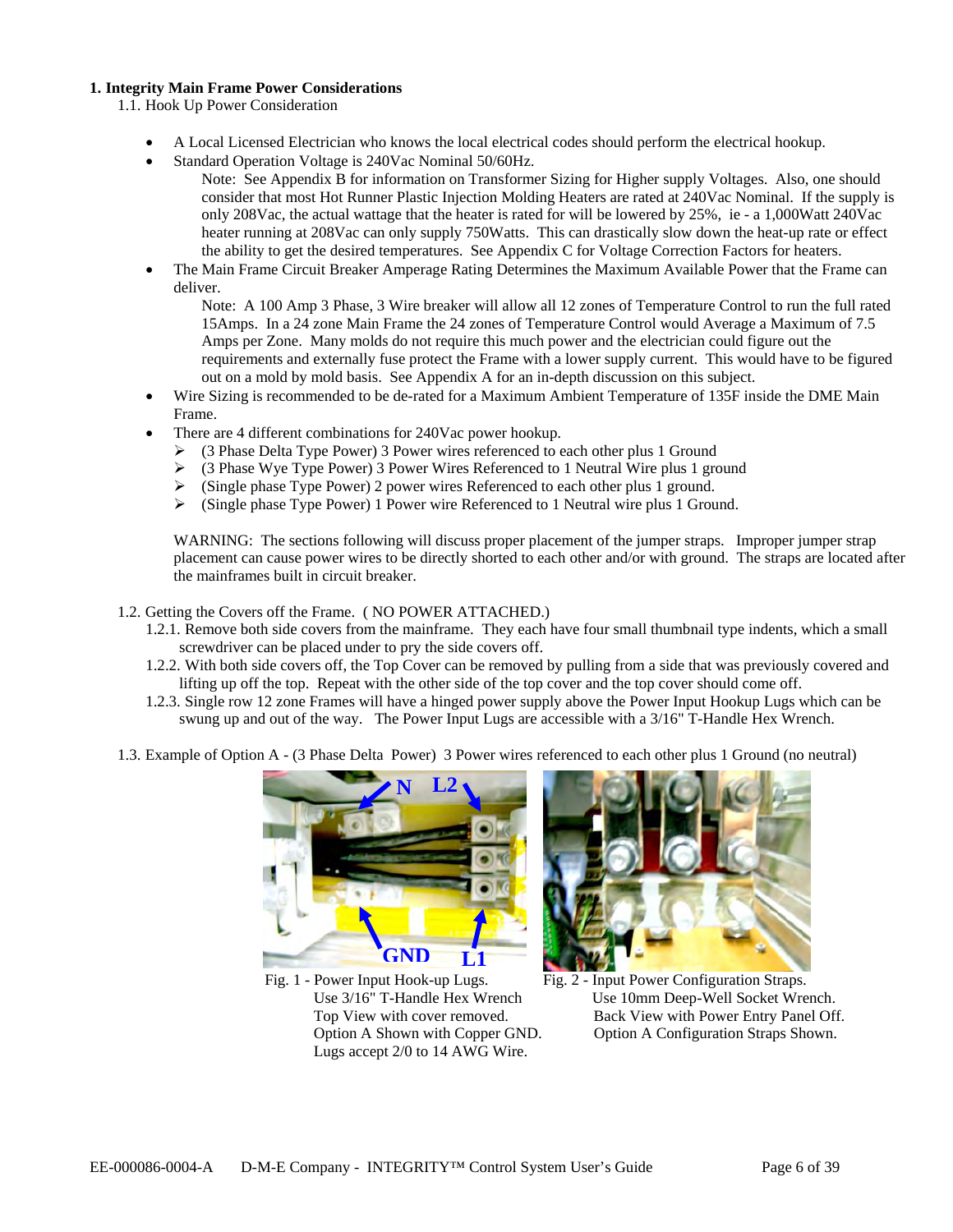## 1. Integrity Main Frame Power Considerations

### 1.1. Hook Up Power Consideration

- A Local Licensed Electrician who knows the local electrical codes should perform the electrical hookup.
- Standard Operation Voltage is 240Vac Nominal 50/60Hz.

  Note: See Appendix B for information on Transformer Sizing for Higher supply Voltages. Also, one should consider that most Hot Runner Plastic Injection Molding Heaters are rated at 240Vac Nominal. If the supply is only 208Vac, the actual wattage that the heater is rated for will be lowered by 25%, ie - a 1,000Watt 240Vac heater running at 208Vac can only supply 750Watts. This can drastically slow down the heat-up rate or effect the ability to get the desired temperatures. See Appendix C for Voltage Correction Factors for heaters.
- The Main Frame Circuit Breaker Amperage Rating Determines the Maximum Available Power that the Frame can deliver.

  Note: A 100 Amp 3 Phase, 3 Wire breaker will allow all 12 zones of Temperature Control to run the full rated 15Amps. In a 24 zone Main Frame the 24 zones of Temperature Control would Average a Maximum of 7.5 Amps per Zone. Many molds do not require this much power and the electrician could figure out the requirements and externally fuse protect the Frame with a lower supply current. This would have to be figured out on a mold by mold basis. See Appendix A for an in-depth discussion on this subject.
- Wire Sizing is recommended to be de-rated for a Maximum Ambient Temperature of 135F inside the DME Main Frame.
- There are 4 different combinations for 240Vac power hookup.
  - (3 Phase Delta Type Power) 3 Power wires referenced to each other plus 1 Ground
  - (3 Phase Wye Type Power) 3 Power Wires Referenced to 1 Neutral Wire plus 1 ground
  - (Single phase Type Power) 2 power wires Referenced to each other plus 1 ground.
  - (Single phase Type Power) 1 Power wire Referenced to 1 Neutral wire plus 1 Ground.

  WARNING: The sections following will discuss proper placement of the jumper straps. Improper jumper strap placement can cause power wires to be directly shorted to each other and/or with ground. The straps are located after the mainframes built in circuit breaker.

### 1.2. Getting the Covers off the Frame. ( NO POWER ATTACHED.)

1.2.1. Remove both side covers from the mainframe. They each have four small thumbnail type indents, which a small screwdriver can be placed under to pry the side covers off.

1.2.2. With both side covers off, the Top Cover can be removed by pulling from a side that was previously covered and lifting up off the top. Repeat with the other side of the top cover and the top cover should come off.

1.2.3. Single row 12 zone Frames will have a hinged power supply above the Power Input Hookup Lugs which can be swung up and out of the way. The Power Input Lugs are accessible with a 3/16" T-Handle Hex Wrench.

### 1.3. Example of Option A - (3 Phase Delta Power) 3 Power wires referenced to each other plus 1 Ground (no neutral)

Fig. 1 - Power Input Hook-up Lugs. Use 3/16" T-Handle Hex Wrench Top View with cover removed. Option A Shown with Copper GND. Lugs accept 2/0 to 14 AWG Wire.

Fig. 2 - Input Power Configuration Straps. Use 10mm Deep-Well Socket Wrench. Back View with Power Entry Panel Off. Option A Configuration Straps Shown.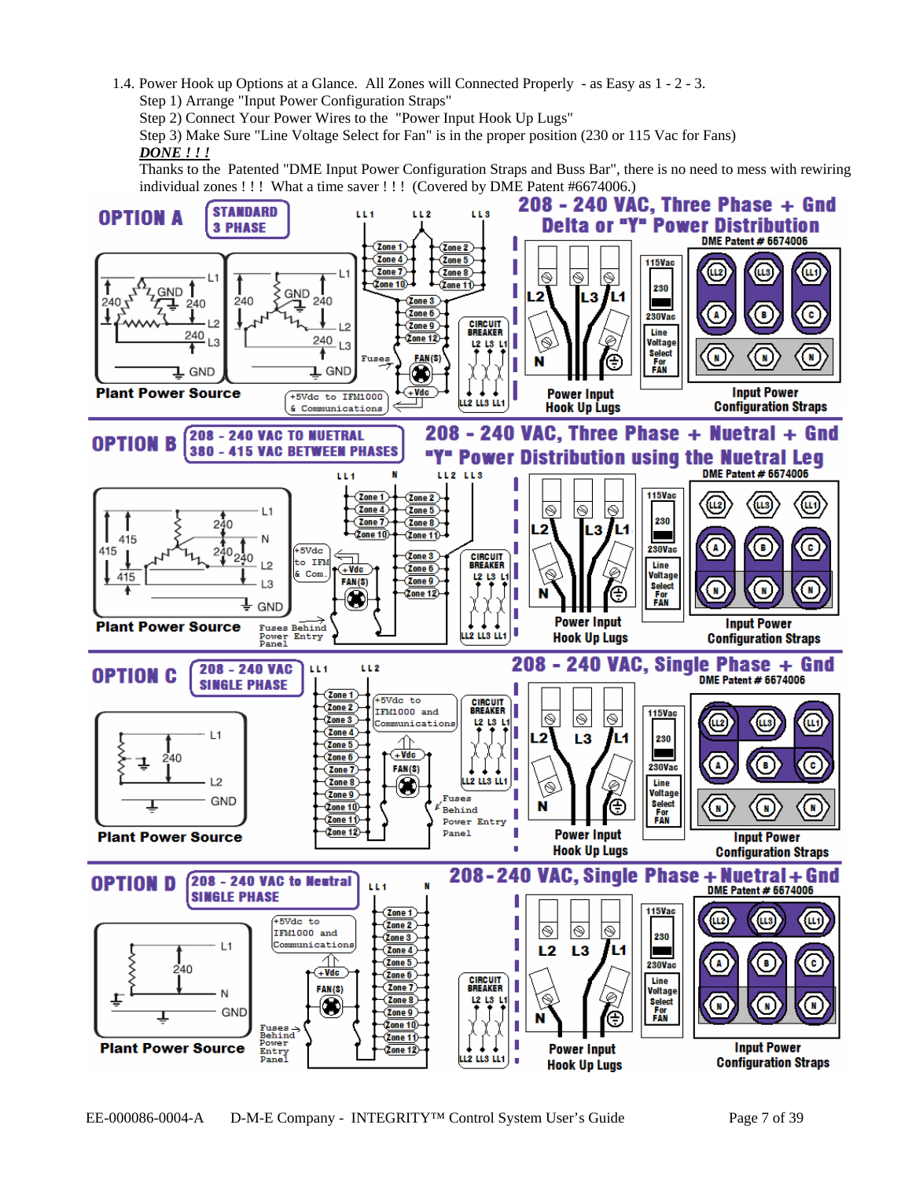1.4. Power Hook up Options at a Glance. All Zones will Connected Properly - as Easy as 1 - 2 - 3.

Step 1) Arrange "Input Power Configuration Straps"

Step 2) Connect Your Power Wires to the "Power Input Hook Up Lugs"

Step 3) Make Sure "Line Voltage Select for Fan" is in the proper position (230 or 115 Vac for Fans)

***DONE ! ! !***

Thanks to the Patented "DME Input Power Configuration Straps and Buss Bar", there is no need to mess with rewiring individual zones ! ! ! What a time saver ! ! ! (Covered by DME Patent #6674006.)

**OPTION A** — STANDARD 3 PHASE

**208 - 240 VAC, Three Phase + Gnd**
**Delta or "Y" Power Distribution**
DME Patent # 6674006

Plant Power Source | Power Input Hook Up Lugs | Input Power Configuration Straps

**OPTION B** — 208 - 240 VAC TO NUETRAL / 380 - 415 VAC BETWEEN PHASES

**208 - 240 VAC, Three Phase + Nuetral + Gnd**
**"Y" Power Distribution using the Nuetral Leg**
DME Patent # 6674006

Plant Power Source | Power Input Hook Up Lugs | Input Power Configuration Straps

**OPTION C** — 208 - 240 VAC SINGLE PHASE

**208 - 240 VAC, Single Phase + Gnd**
DME Patent # 6674006

Plant Power Source | Power Input Hook Up Lugs | Input Power Configuration Straps

**OPTION D** — 208 - 240 VAC to Neutral SINGLE PHASE

**208-240 VAC, Single Phase + Nuetral + Gnd**
DME Patent # 6674006

Plant Power Source | Power Input Hook Up Lugs | Input Power Configuration Straps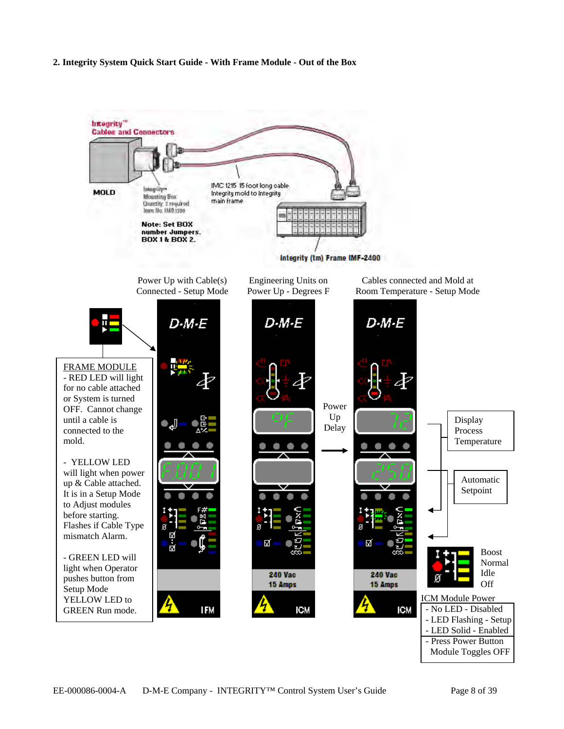## 2. Integrity System Quick Start Guide - With Frame Module - Out of the Box

Integrity™ Cables and Connectors

MOLD

Integrity™ Mounting Box Quantity: 2 required Item No. IMB1200

IMC 1215 15 foot long cable Integrity mold to Integrity main frame

Note: Set BOX number Jumpers. BOX 1 & BOX 2.

Integrity (tm) Frame IMF-2400

Power Up with Cable(s) Connected - Setup Mode

Engineering Units on Power Up - Degrees F

Cables connected and Mold at Room Temperature - Setup Mode

FRAME MODULE
- RED LED will light for no cable attached or System is turned OFF. Cannot change until a cable is connected to the mold.

- YELLOW LED will light when power up & Cable attached. It is in a Setup Mode to Adjust modules before starting. Flashes if Cable Type mismatch Alarm.

- GREEN LED will light when Operator pushes button from Setup Mode YELLOW LED to GREEN Run mode.

D-M-E

F.00 1

IFM

0F

240 Vac
15 Amps

ICM

Power Up Delay

72

250

240 Vac
15 Amps

ICM

Display Process Temperature

Automatic Setpoint

Boost
Normal
Idle
Off

ICM Module Power
- No LED - Disabled
- LED Flashing - Setup
- LED Solid - Enabled
- Press Power Button Module Toggles OFF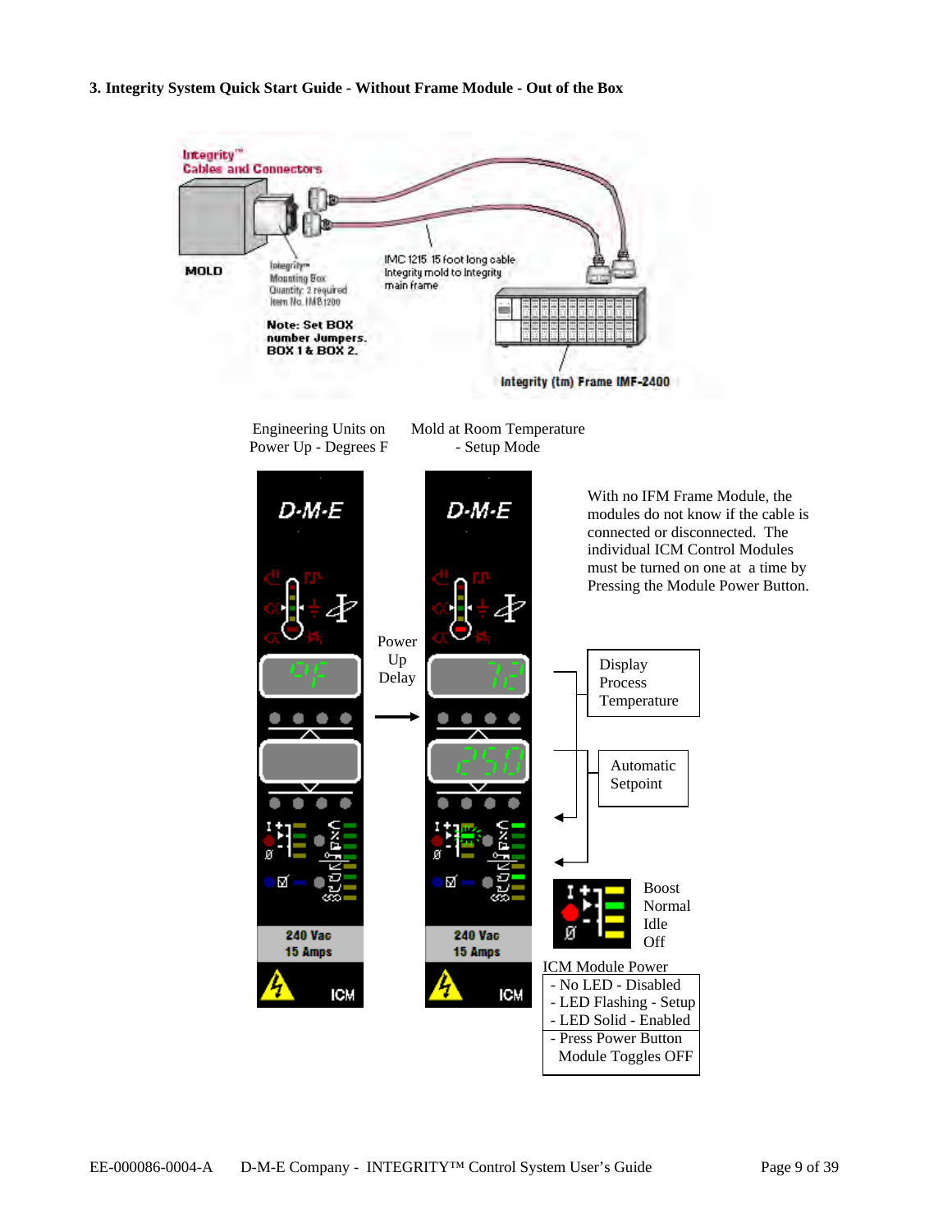### 3. Integrity System Quick Start Guide - Without Frame Module - Out of the Box

Integrity™ Cables and Connectors

MOLD

Integrity™ Mounting Box
Quantity: 2 required
Item No. IMB1200

IMC 1215 15 foot long cable
Integrity mold to Integrity
main frame

**Note: Set BOX number Jumpers. BOX 1 & BOX 2.**

Integrity (tm) Frame IMF-2400

Engineering Units on Power Up - Degrees F

Mold at Room Temperature - Setup Mode

Power Up Delay

With no IFM Frame Module, the modules do not know if the cable is connected or disconnected. The individual ICM Control Modules must be turned on one at a time by Pressing the Module Power Button.

Display Process Temperature

Automatic Setpoint

Boost
Normal
Idle
Off

ICM Module Power
- No LED - Disabled
- LED Flashing - Setup
- LED Solid - Enabled
- Press Power Button
  Module Toggles OFF

240 Vac
15 Amps

ICM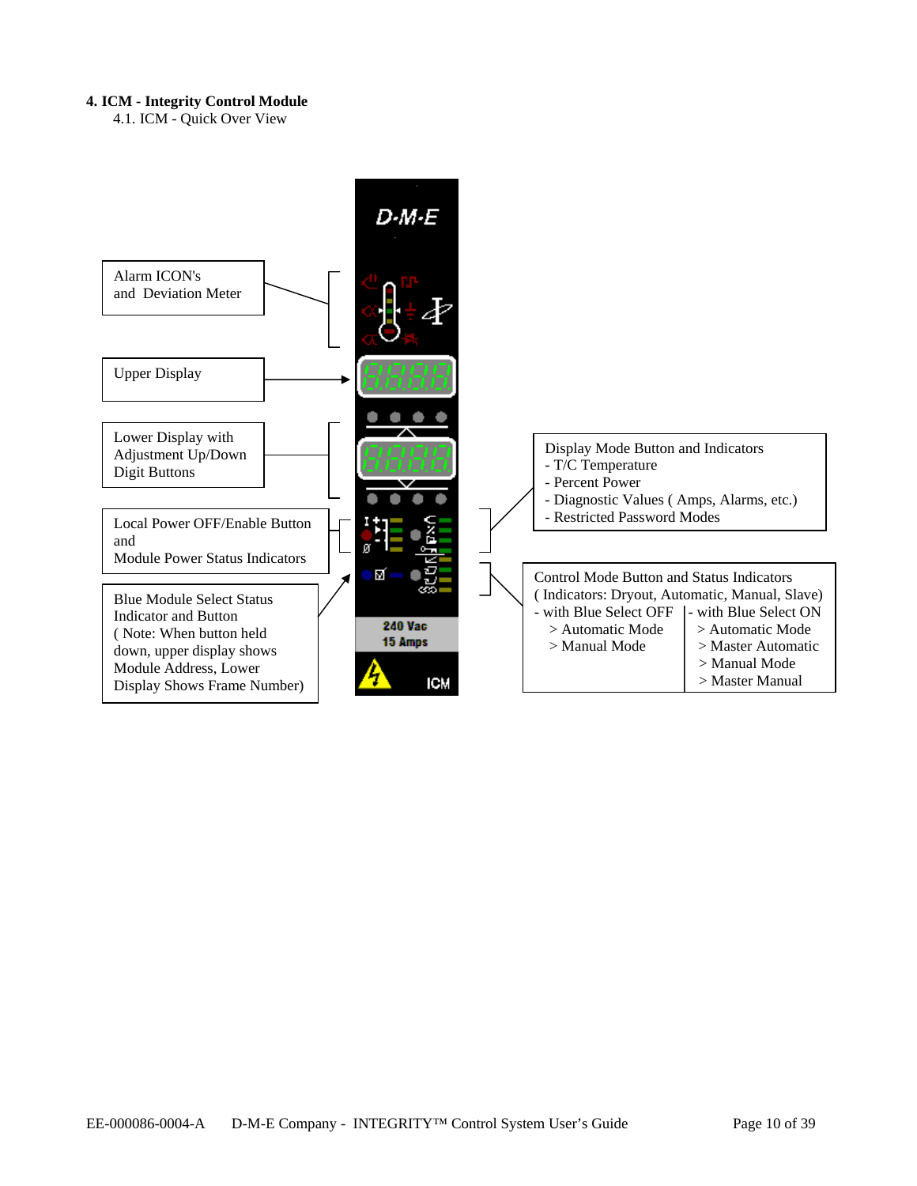# 4. ICM - Integrity Control Module

## 4.1. ICM - Quick Over View

Alarm ICON's and Deviation Meter

Upper Display

Lower Display with Adjustment Up/Down Digit Buttons

Local Power OFF/Enable Button and Module Power Status Indicators

Blue Module Select Status Indicator and Button
( Note: When button held down, upper display shows Module Address, Lower Display Shows Frame Number)

D-M-E

240 Vac
15 Amps

ICM

Display Mode Button and Indicators
- T/C Temperature
- Percent Power
- Diagnostic Values ( Amps, Alarms, etc.)
- Restricted Password Modes

Control Mode Button and Status Indicators
( Indicators: Dryout, Automatic, Manual, Slave)

| - with Blue Select OFF | - with Blue Select ON |
|---|---|
| > Automatic Mode | > Automatic Mode |
| > Manual Mode | > Master Automatic |
| | > Manual Mode |
| | > Master Manual |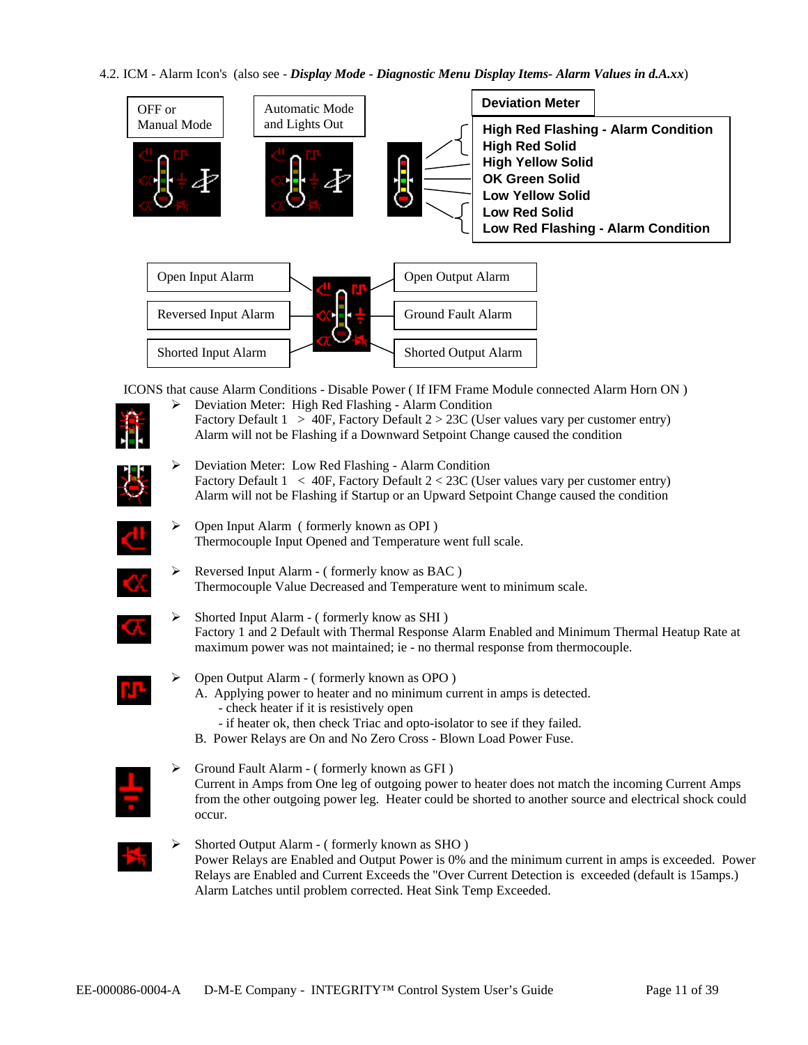4.2. ICM - Alarm Icon's (also see - ***Display Mode - Diagnostic Menu Display Items- Alarm Values in d.A.xx***)

OFF or Manual Mode

Automatic Mode and Lights Out

**Deviation Meter**

**High Red Flashing - Alarm Condition**
**High Red Solid**
**High Yellow Solid**
**OK Green Solid**
**Low Yellow Solid**
**Low Red Solid**
**Low Red Flashing - Alarm Condition**

Open Input Alarm

Reversed Input Alarm

Shorted Input Alarm

Open Output Alarm

Ground Fault Alarm

Shorted Output Alarm

ICONS that cause Alarm Conditions - Disable Power ( If IFM Frame Module connected Alarm Horn ON )

- Deviation Meter: High Red Flashing - Alarm Condition
  Factory Default 1 > 40F, Factory Default 2 > 23C (User values vary per customer entry)
  Alarm will not be Flashing if a Downward Setpoint Change caused the condition

- Deviation Meter: Low Red Flashing - Alarm Condition
  Factory Default 1 < 40F, Factory Default 2 < 23C (User values vary per customer entry)
  Alarm will not be Flashing if Startup or an Upward Setpoint Change caused the condition

- Open Input Alarm ( formerly known as OPI )
  Thermocouple Input Opened and Temperature went full scale.

- Reversed Input Alarm - ( formerly know as BAC )
  Thermocouple Value Decreased and Temperature went to minimum scale.

- Shorted Input Alarm - ( formerly know as SHI )
  Factory 1 and 2 Default with Thermal Response Alarm Enabled and Minimum Thermal Heatup Rate at maximum power was not maintained; ie - no thermal response from thermocouple.

- Open Output Alarm - ( formerly known as OPO )
  A. Applying power to heater and no minimum current in amps is detected.
  - check heater if it is resistively open
  - if heater ok, then check Triac and opto-isolator to see if they failed.

  B. Power Relays are On and No Zero Cross - Blown Load Power Fuse.

- Ground Fault Alarm - ( formerly known as GFI )
  Current in Amps from One leg of outgoing power to heater does not match the incoming Current Amps from the other outgoing power leg. Heater could be shorted to another source and electrical shock could occur.

- Shorted Output Alarm - ( formerly known as SHO )
  Power Relays are Enabled and Output Power is 0% and the minimum current in amps is exceeded. Power Relays are Enabled and Current Exceeds the "Over Current Detection is exceeded (default is 15amps.) Alarm Latches until problem corrected. Heat Sink Temp Exceeded.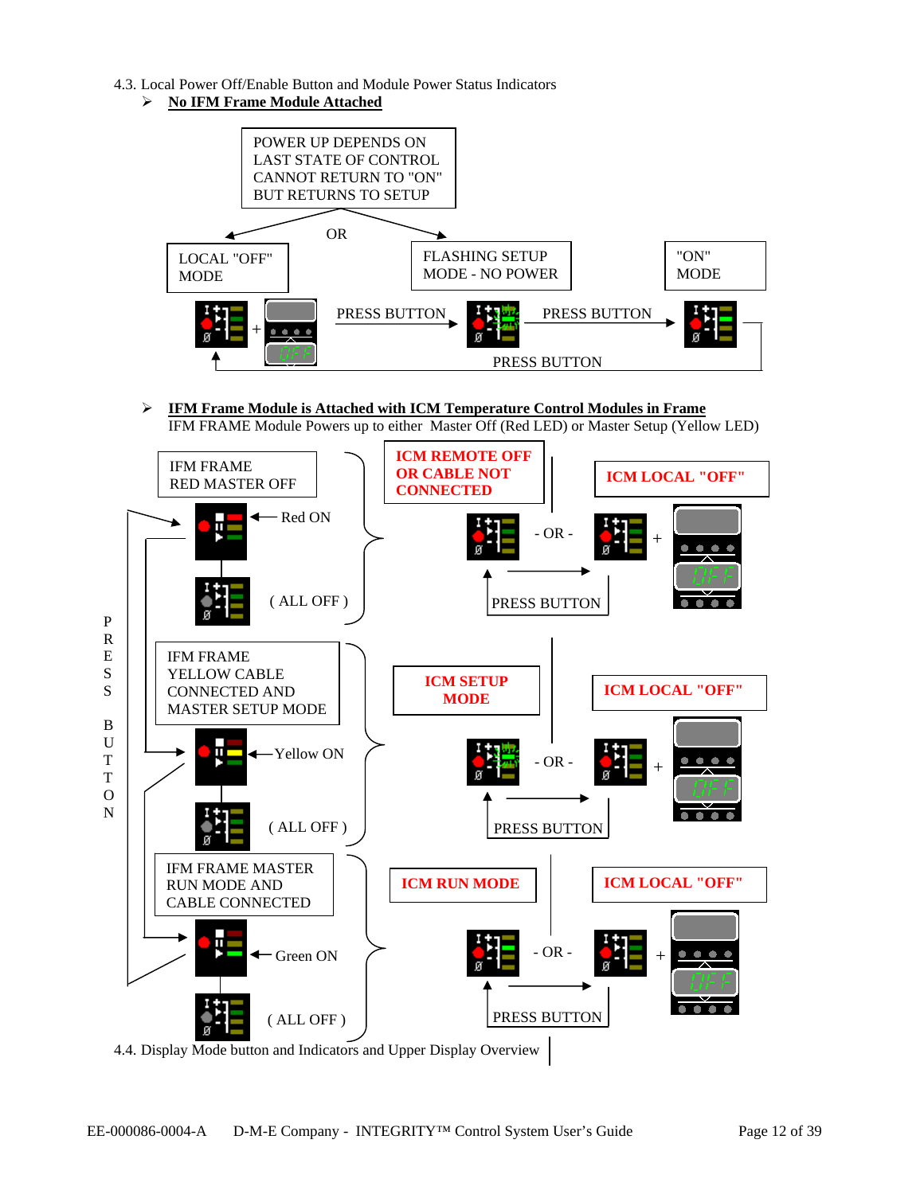4.3. Local Power Off/Enable Button and Module Power Status Indicators

➢ **No IFM Frame Module Attached**

POWER UP DEPENDS ON LAST STATE OF CONTROL CANNOT RETURN TO "ON" BUT RETURNS TO SETUP

OR

LOCAL "OFF" MODE

FLASHING SETUP MODE - NO POWER

"ON" MODE

PRESS BUTTON

PRESS BUTTON

PRESS BUTTON

➢ **IFM Frame Module is Attached with ICM Temperature Control Modules in Frame**

IFM FRAME Module Powers up to either Master Off (Red LED) or Master Setup (Yellow LED)

IFM FRAME RED MASTER OFF

Red ON

( ALL OFF )

ICM REMOTE OFF OR CABLE NOT CONNECTED

- OR -

ICM LOCAL "OFF"

PRESS BUTTON

IFM FRAME YELLOW CABLE CONNECTED AND MASTER SETUP MODE

Yellow ON

( ALL OFF )

ICM SETUP MODE

- OR -

ICM LOCAL "OFF"

PRESS BUTTON

IFM FRAME MASTER RUN MODE AND CABLE CONNECTED

Green ON

( ALL OFF )

ICM RUN MODE

- OR -

ICM LOCAL "OFF"

PRESS BUTTON

PRESS BUTTON

4.4. Display Mode button and Indicators and Upper Display Overview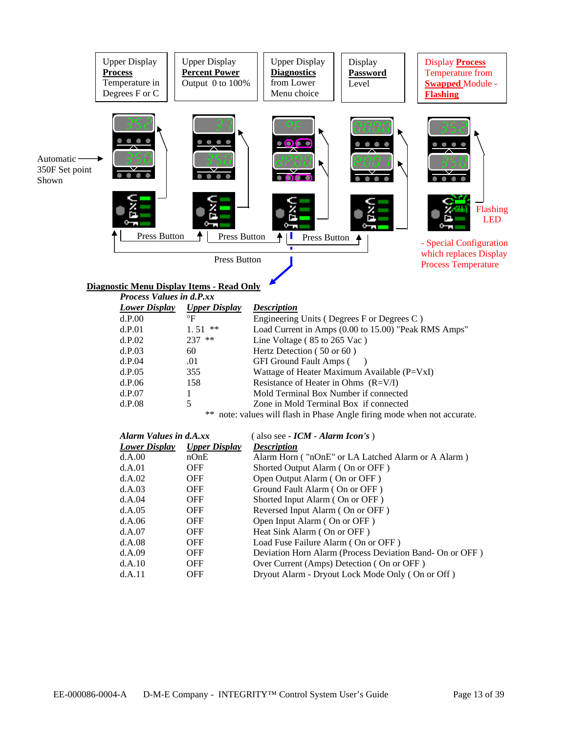| Upper Display **Process** Temperature in Degrees F or C | Upper Display **Percent Power** Output 0 to 100% | Upper Display **Diagnostics** from Lower Menu choice | Display **Password** Level | Display **Process** Temperature from **Swapped** Module - **Flashing** |
|---|---|---|---|---|

Automatic 350F Set point Shown

Press Button

Press Button

Press Button

Press Button

Flashing LED

- Special Configuration which replaces Display Process Temperature

## Diagnostic Menu Display Items - Read Only

### *Process Values in d.P.xx*

| *Lower Display* | *Upper Display* | *Description* |
|---|---|---|
| d.P.00 | °F | Engineering Units ( Degrees F or Degrees C ) |
| d.P.01 | 1. 51 ** | Load Current in Amps (0.00 to 15.00) "Peak RMS Amps" |
| d.P.02 | 237 ** | Line Voltage ( 85 to 265 Vac ) |
| d.P.03 | 60 | Hertz Detection ( 50 or 60 ) |
| d.P.04 | .01 | GFI Ground Fault Amps ( ) |
| d.P.05 | 355 | Wattage of Heater Maximum Available (P=VxI) |
| d.P.06 | 158 | Resistance of Heater in Ohms (R=V/I) |
| d.P.07 | 1 | Mold Terminal Box Number if connected |
| d.P.08 | 5 | Zone in Mold Terminal Box if connected |

** note: values will flash in Phase Angle firing mode when not accurate.

### *Alarm Values in d.A.xx* ( also see - *ICM - Alarm Icon's* )

| *Lower Display* | *Upper Display* | *Description* |
|---|---|---|
| d.A.00 | nOnE | Alarm Horn ( "nOnE" or LA Latched Alarm or A Alarm ) |
| d.A.01 | OFF | Shorted Output Alarm ( On or OFF ) |
| d.A.02 | OFF | Open Output Alarm ( On or OFF ) |
| d.A.03 | OFF | Ground Fault Alarm ( On or OFF ) |
| d.A.04 | OFF | Shorted Input Alarm ( On or OFF ) |
| d.A.05 | OFF | Reversed Input Alarm ( On or OFF ) |
| d.A.06 | OFF | Open Input Alarm ( On or OFF ) |
| d.A.07 | OFF | Heat Sink Alarm ( On or OFF ) |
| d.A.08 | OFF | Load Fuse Failure Alarm ( On or OFF ) |
| d.A.09 | OFF | Deviation Horn Alarm (Process Deviation Band- On or OFF ) |
| d.A.10 | OFF | Over Current (Amps) Detection ( On or OFF ) |
| d.A.11 | OFF | Dryout Alarm - Dryout Lock Mode Only ( On or Off ) |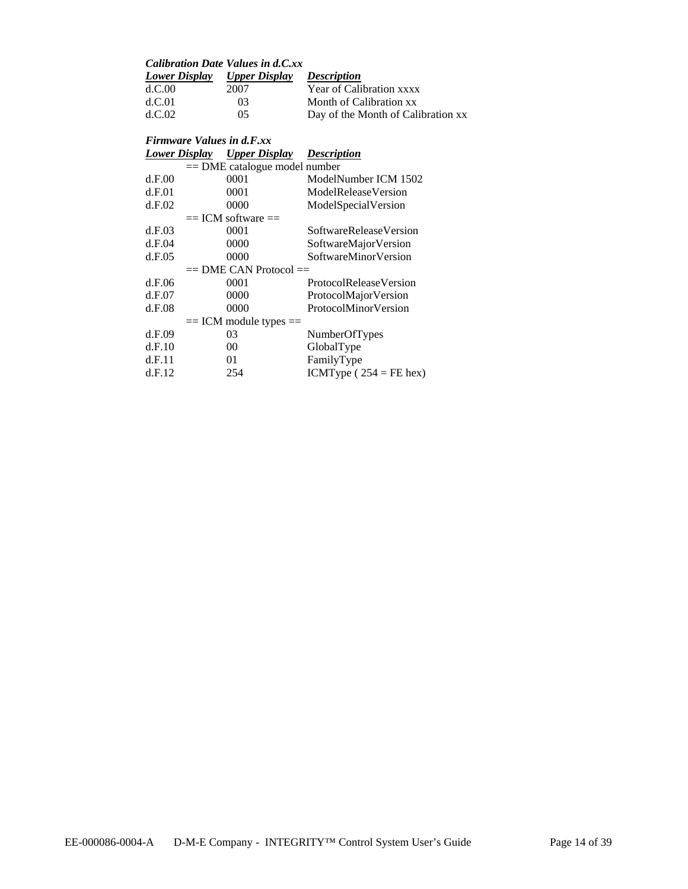***Calibration Date Values in d.C.xx***

| ***Lower Display*** | ***Upper Display*** | ***Description*** |
|---|---|---|
| d.C.00 | 2007 | Year of Calibration xxxx |
| d.C.01 | 03 | Month of Calibration xx |
| d.C.02 | 05 | Day of the Month of Calibration xx |

***Firmware Values in d.F.xx***

| ***Lower Display*** | ***Upper Display*** | ***Description*** |
|---|---|---|
| | == DME catalogue model number | |
| d.F.00 | 0001 | ModelNumber ICM 1502 |
| d.F.01 | 0001 | ModelReleaseVersion |
| d.F.02 | 0000 | ModelSpecialVersion |
| | == ICM software == | |
| d.F.03 | 0001 | SoftwareReleaseVersion |
| d.F.04 | 0000 | SoftwareMajorVersion |
| d.F.05 | 0000 | SoftwareMinorVersion |
| | == DME CAN Protocol == | |
| d.F.06 | 0001 | ProtocolReleaseVersion |
| d.F.07 | 0000 | ProtocolMajorVersion |
| d.F.08 | 0000 | ProtocolMinorVersion |
| | == ICM module types == | |
| d.F.09 | 03 | NumberOfTypes |
| d.F.10 | 00 | GlobalType |
| d.F.11 | 01 | FamilyType |
| d.F.12 | 254 | ICMType ( 254 = FE hex) |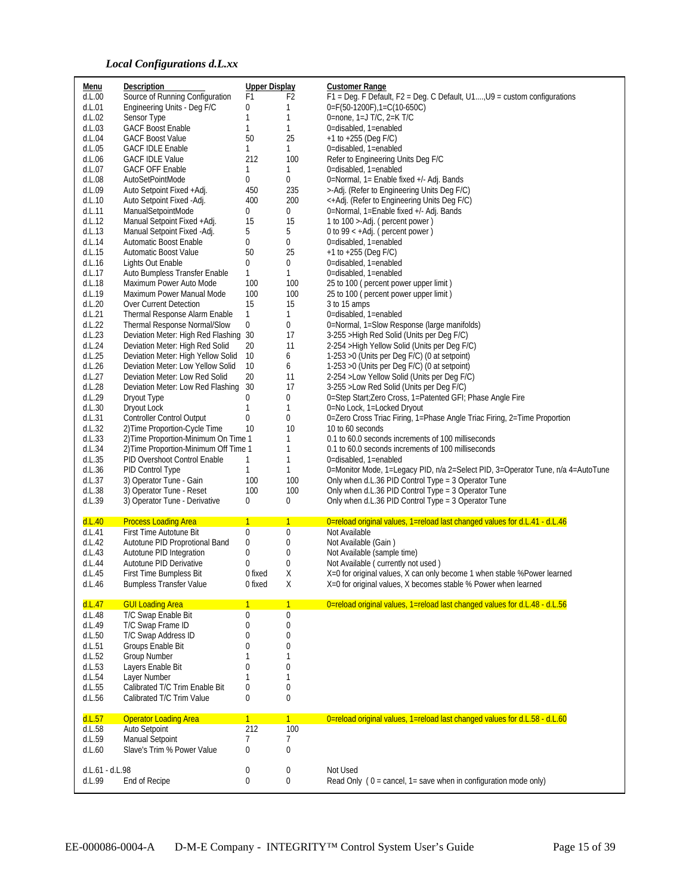### *Local Configurations d.L.xx*

| Menu | Description | Upper Display | | Customer Range |
|---|---|---|---|---|
| d.L.00 | Source of Running Configuration | F1 | F2 | F1 = Deg. F Default, F2 = Deg. C Default, U1….,U9 = custom configurations |
| d.L.01 | Engineering Units - Deg F/C | 0 | 1 | 0=F(50-1200F),1=C(10-650C) |
| d.L.02 | Sensor Type | 1 | 1 | 0=none, 1=J T/C, 2=K T/C |
| d.L.03 | GACF Boost Enable | 1 | 1 | 0=disabled, 1=enabled |
| d.L.04 | GACF Boost Value | 50 | 25 | +1 to +255 (Deg F/C) |
| d.L.05 | GACF IDLE Enable | 1 | 1 | 0=disabled, 1=enabled |
| d.L.06 | GACF IDLE Value | 212 | 100 | Refer to Engineering Units Deg F/C |
| d.L.07 | GACF OFF Enable | 1 | 1 | 0=disabled, 1=enabled |
| d.L.08 | AutoSetPointMode | 0 | 0 | 0=Normal, 1= Enable fixed +/- Adj. Bands |
| d.L.09 | Auto Setpoint Fixed +Adj. | 450 | 235 | >-Adj. (Refer to Engineering Units Deg F/C) |
| d.L.10 | Auto Setpoint Fixed -Adj. | 400 | 200 | <+Adj. (Refer to Engineering Units Deg F/C) |
| d.L.11 | ManualSetpointMode | 0 | 0 | 0=Normal, 1=Enable fixed +/- Adj. Bands |
| d.L.12 | Manual Setpoint Fixed +Adj. | 15 | 15 | 1 to 100 >-Adj. ( percent power ) |
| d.L.13 | Manual Setpoint Fixed -Adj. | 5 | 5 | 0 to 99 < +Adj. ( percent power ) |
| d.L.14 | Automatic Boost Enable | 0 | 0 | 0=disabled, 1=enabled |
| d.L.15 | Automatic Boost Value | 50 | 25 | +1 to +255 (Deg F/C) |
| d.L.16 | Lights Out Enable | 0 | 0 | 0=disabled, 1=enabled |
| d.L.17 | Auto Bumpless Transfer Enable | 1 | 1 | 0=disabled, 1=enabled |
| d.L.18 | Maximum Power Auto Mode | 100 | 100 | 25 to 100 ( percent power upper limit ) |
| d.L.19 | Maximum Power Manual Mode | 100 | 100 | 25 to 100 ( percent power upper limit ) |
| d.L.20 | Over Current Detection | 15 | 15 | 3 to 15 amps |
| d.L.21 | Thermal Response Alarm Enable | 1 | 1 | 0=disabled, 1=enabled |
| d.L.22 | Thermal Response Normal/Slow | 0 | 0 | 0=Normal, 1=Slow Response (large manifolds) |
| d.L.23 | Deviation Meter: High Red Flashing | 30 | 17 | 3-255 >High Red Solid (Units per Deg F/C) |
| d.L.24 | Deviation Meter: High Red Solid | 20 | 11 | 2-254 >High Yellow Solid (Units per Deg F/C) |
| d.L.25 | Deviation Meter: High Yellow Solid | 10 | 6 | 1-253 >0 (Units per Deg F/C) (0 at setpoint) |
| d.L.26 | Deviation Meter: Low Yellow Solid | 10 | 6 | 1-253 >0 (Units per Deg F/C) (0 at setpoint) |
| d.L.27 | Deviation Meter: Low Red Solid | 20 | 11 | 2-254 >Low Yellow Solid (Units per Deg F/C) |
| d.L.28 | Deviation Meter: Low Red Flashing | 30 | 17 | 3-255 >Low Red Solid (Units per Deg F/C) |
| d.L.29 | Dryout Type | 0 | 0 | 0=Step Start;Zero Cross, 1=Patented GFI; Phase Angle Fire |
| d.L.30 | Dryout Lock | 1 | 1 | 0=No Lock, 1=Locked Dryout |
| d.L.31 | Controller Control Output | 0 | 0 | 0=Zero Cross Triac Firing, 1=Phase Angle Triac Firing, 2=Time Proportion |
| d.L.32 | 2)Time Proportion-Cycle Time | 10 | 10 | 10 to 60 seconds |
| d.L.33 | 2)Time Proportion-Minimum On Time | 1 | 1 | 0.1 to 60.0 seconds increments of 100 milliseconds |
| d.L.34 | 2)Time Proportion-Minimum Off Time | 1 | 1 | 0.1 to 60.0 seconds increments of 100 milliseconds |
| d.L.35 | PID Overshoot Control Enable | 1 | 1 | 0=disabled, 1=enabled |
| d.L.36 | PID Control Type | 1 | 1 | 0=Monitor Mode, 1=Legacy PID, n/a 2=Select PID, 3=Operator Tune, n/a 4=AutoTune |
| d.L.37 | 3) Operator Tune - Gain | 100 | 100 | Only when d.L.36 PID Control Type = 3 Operator Tune |
| d.L.38 | 3) Operator Tune - Reset | 100 | 100 | Only when d.L.36 PID Control Type = 3 Operator Tune |
| d.L.39 | 3) Operator Tune - Derivative | 0 | 0 | Only when d.L.36 PID Control Type = 3 Operator Tune |
| d.L.40 | Process Loading Area | 1 | 1 | 0=reload original values, 1=reload last changed values for d.L.41 - d.L.46 |
| d.L.41 | First Time Autotune Bit | 0 | 0 | Not Available |
| d.L.42 | Autotune PID Proprotional Band | 0 | 0 | Not Available (Gain ) |
| d.L.43 | Autotune PID Integration | 0 | 0 | Not Available (sample time) |
| d.L.44 | Autotune PID Derivative | 0 | 0 | Not Available ( currently not used ) |
| d.L.45 | First Time Bumpless Bit | 0 fixed | X | X=0 for original values, X can only become 1 when stable %Power learned |
| d.L.46 | Bumpless Transfer Value | 0 fixed | X | X=0 for original values, X becomes stable % Power when learned |
| d.L.47 | GUI Loading Area | 1 | 1 | 0=reload original values, 1=reload last changed values for d.L.48 - d.L.56 |
| d.L.48 | T/C Swap Enable Bit | 0 | 0 | |
| d.L.49 | T/C Swap Frame ID | 0 | 0 | |
| d.L.50 | T/C Swap Address ID | 0 | 0 | |
| d.L.51 | Groups Enable Bit | 0 | 0 | |
| d.L.52 | Group Number | 1 | 1 | |
| d.L.53 | Layers Enable Bit | 0 | 0 | |
| d.L.54 | Layer Number | 1 | 1 | |
| d.L.55 | Calibrated T/C Trim Enable Bit | 0 | 0 | |
| d.L.56 | Calibrated T/C Trim Value | 0 | 0 | |
| d.L.57 | Operator Loading Area | 1 | 1 | 0=reload original values, 1=reload last changed values for d.L.58 - d.L.60 |
| d.L.58 | Auto Setpoint | 212 | 100 | |
| d.L.59 | Manual Setpoint | 7 | 7 | |
| d.L.60 | Slave's Trim % Power Value | 0 | 0 | |
| d.L.61 - d.L.98 | | 0 | 0 | Not Used |
| d.L.99 | End of Recipe | 0 | 0 | Read Only ( 0 = cancel, 1= save when in configuration mode only) |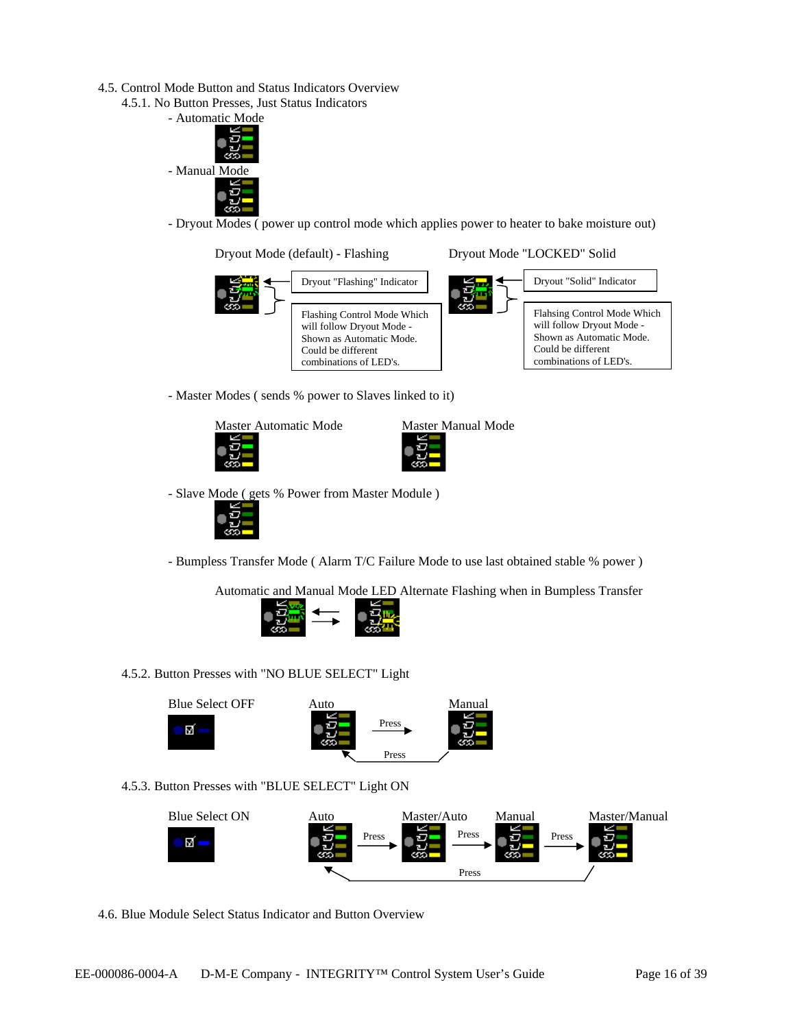4.5. Control Mode Button and Status Indicators Overview

4.5.1. No Button Presses, Just Status Indicators

- Automatic Mode
- Manual Mode
- Dryout Modes ( power up control mode which applies power to heater to bake moisture out)

Dryout Mode (default) - Flashing

Dryout "Flashing" Indicator

Flashing Control Mode Which will follow Dryout Mode - Shown as Automatic Mode. Could be different combinations of LED's.

Dryout Mode "LOCKED" Solid

Dryout "Solid" Indicator

Flahsing Control Mode Which will follow Dryout Mode - Shown as Automatic Mode. Could be different combinations of LED's.

- Master Modes ( sends % power to Slaves linked to it)

Master Automatic Mode

Master Manual Mode

- Slave Mode ( gets % Power from Master Module )
- Bumpless Transfer Mode ( Alarm T/C Failure Mode to use last obtained stable % power )

Automatic and Manual Mode LED Alternate Flashing when in Bumpless Transfer

4.5.2. Button Presses with "NO BLUE SELECT" Light

Blue Select OFF

Auto → Press → Manual

Manual → Press → Auto

4.5.3. Button Presses with "BLUE SELECT" Light ON

Blue Select ON

Auto → Press → Master/Auto → Press → Manual → Press → Master/Manual

Master/Manual → Press → Auto

4.6. Blue Module Select Status Indicator and Button Overview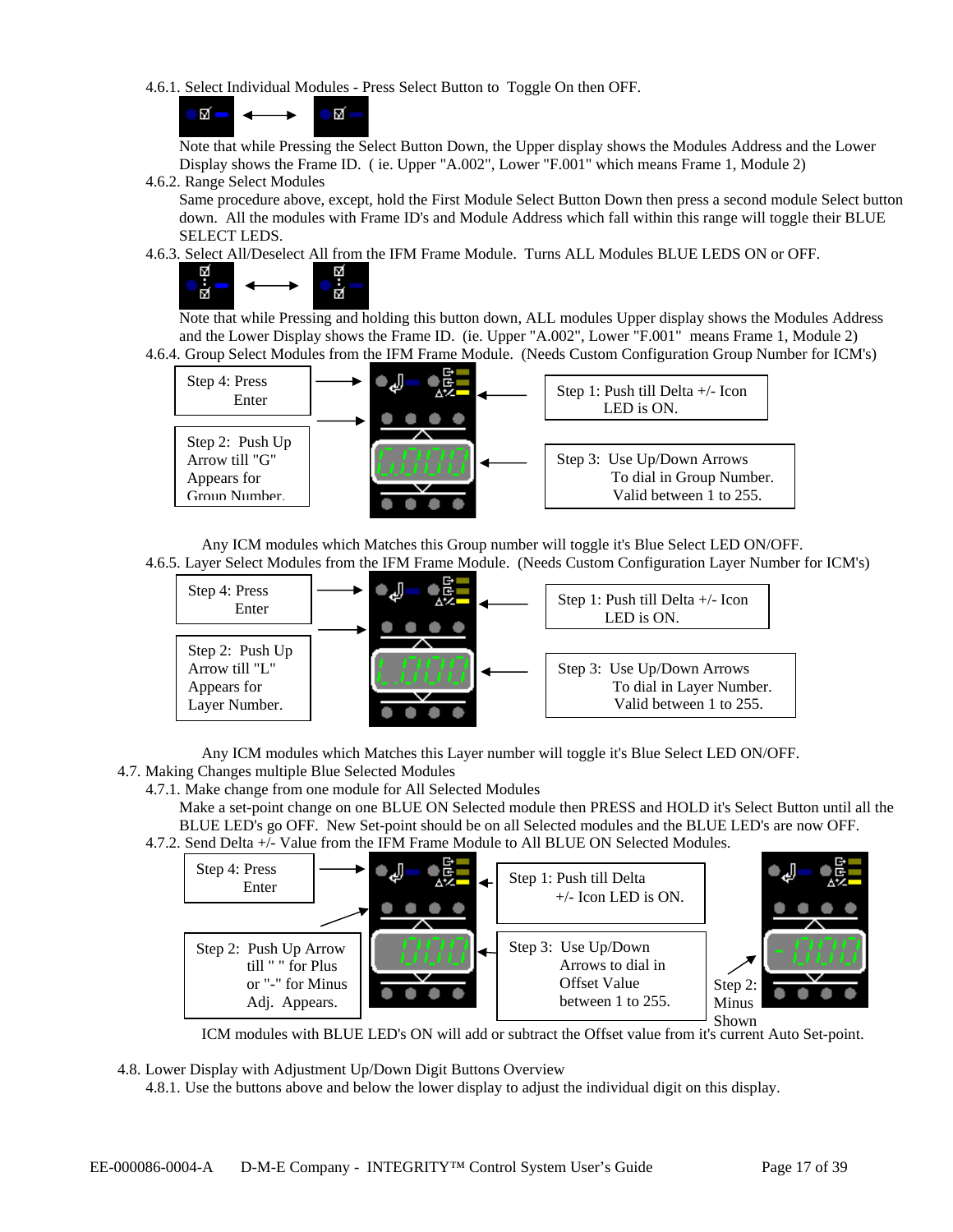4.6.1. Select Individual Modules - Press Select Button to Toggle On then OFF.

Note that while Pressing the Select Button Down, the Upper display shows the Modules Address and the Lower Display shows the Frame ID. ( ie. Upper "A.002", Lower "F.001" which means Frame 1, Module 2)

4.6.2. Range Select Modules

Same procedure above, except, hold the First Module Select Button Down then press a second module Select button down. All the modules with Frame ID's and Module Address which fall within this range will toggle their BLUE SELECT LEDS.

4.6.3. Select All/Deselect All from the IFM Frame Module. Turns ALL Modules BLUE LEDS ON or OFF.

Note that while Pressing and holding this button down, ALL modules Upper display shows the Modules Address and the Lower Display shows the Frame ID. (ie. Upper "A.002", Lower "F.001" means Frame 1, Module 2)

4.6.4. Group Select Modules from the IFM Frame Module. (Needs Custom Configuration Group Number for ICM's)

Step 1: Push till Delta +/- Icon LED is ON.

Step 2: Push Up Arrow till "G" Appears for Group Number.

Step 3: Use Up/Down Arrows To dial in Group Number. Valid between 1 to 255.

Step 4: Press Enter

Any ICM modules which Matches this Group number will toggle it's Blue Select LED ON/OFF.

4.6.5. Layer Select Modules from the IFM Frame Module. (Needs Custom Configuration Layer Number for ICM's)

Step 1: Push till Delta +/- Icon LED is ON.

Step 2: Push Up Arrow till "L" Appears for Layer Number.

Step 3: Use Up/Down Arrows To dial in Layer Number. Valid between 1 to 255.

Step 4: Press Enter

Any ICM modules which Matches this Layer number will toggle it's Blue Select LED ON/OFF.

4.7. Making Changes multiple Blue Selected Modules

4.7.1. Make change from one module for All Selected Modules

Make a set-point change on one BLUE ON Selected module then PRESS and HOLD it's Select Button until all the BLUE LED's go OFF. New Set-point should be on all Selected modules and the BLUE LED's are now OFF.

4.7.2. Send Delta +/- Value from the IFM Frame Module to All BLUE ON Selected Modules.

Step 1: Push till Delta +/- Icon LED is ON.

Step 2: Push Up Arrow till " " for Plus or "-" for Minus Adj. Appears.

Step 3: Use Up/Down Arrows to dial in Offset Value between 1 to 255.

Step 4: Press Enter

Step 2: Minus Shown

ICM modules with BLUE LED's ON will add or subtract the Offset value from it's current Auto Set-point.

4.8. Lower Display with Adjustment Up/Down Digit Buttons Overview

4.8.1. Use the buttons above and below the lower display to adjust the individual digit on this display.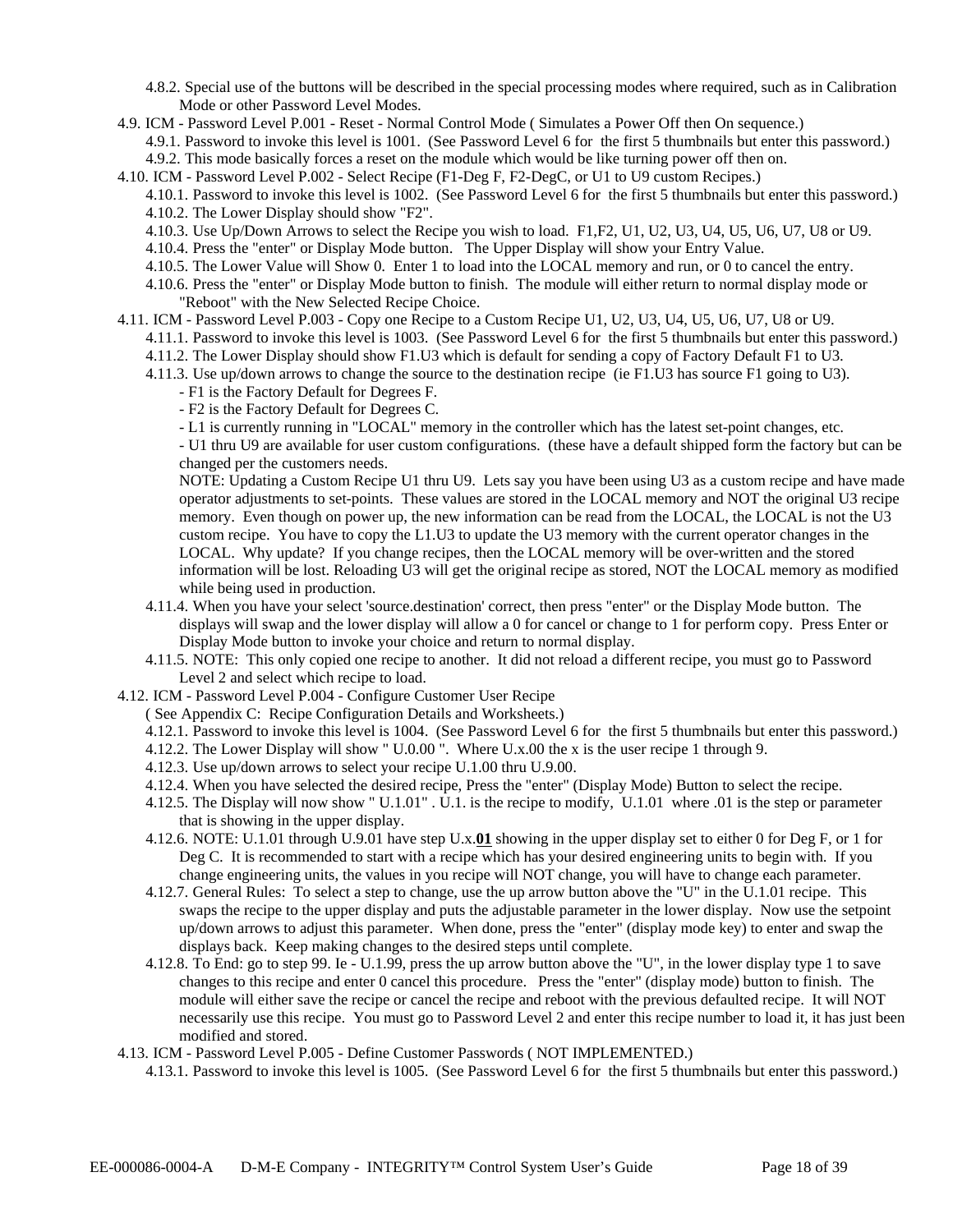4.8.2. Special use of the buttons will be described in the special processing modes where required, such as in Calibration Mode or other Password Level Modes.

4.9. ICM - Password Level P.001 - Reset - Normal Control Mode ( Simulates a Power Off then On sequence.)

4.9.1. Password to invoke this level is 1001. (See Password Level 6 for the first 5 thumbnails but enter this password.)

4.9.2. This mode basically forces a reset on the module which would be like turning power off then on.

4.10. ICM - Password Level P.002 - Select Recipe (F1-Deg F, F2-DegC, or U1 to U9 custom Recipes.)

4.10.1. Password to invoke this level is 1002. (See Password Level 6 for the first 5 thumbnails but enter this password.)

4.10.2. The Lower Display should show "F2".

4.10.3. Use Up/Down Arrows to select the Recipe you wish to load. F1,F2, U1, U2, U3, U4, U5, U6, U7, U8 or U9.

4.10.4. Press the "enter" or Display Mode button. The Upper Display will show your Entry Value.

4.10.5. The Lower Value will Show 0. Enter 1 to load into the LOCAL memory and run, or 0 to cancel the entry.

4.10.6. Press the "enter" or Display Mode button to finish. The module will either return to normal display mode or "Reboot" with the New Selected Recipe Choice.

4.11. ICM - Password Level P.003 - Copy one Recipe to a Custom Recipe U1, U2, U3, U4, U5, U6, U7, U8 or U9.

4.11.1. Password to invoke this level is 1003. (See Password Level 6 for the first 5 thumbnails but enter this password.)

4.11.2. The Lower Display should show F1.U3 which is default for sending a copy of Factory Default F1 to U3.

4.11.3. Use up/down arrows to change the source to the destination recipe (ie F1.U3 has source F1 going to U3).

- F1 is the Factory Default for Degrees F.
- F2 is the Factory Default for Degrees C.
- L1 is currently running in "LOCAL" memory in the controller which has the latest set-point changes, etc.
- U1 thru U9 are available for user custom configurations. (these have a default shipped form the factory but can be changed per the customers needs.

NOTE: Updating a Custom Recipe U1 thru U9. Lets say you have been using U3 as a custom recipe and have made operator adjustments to set-points. These values are stored in the LOCAL memory and NOT the original U3 recipe memory. Even though on power up, the new information can be read from the LOCAL, the LOCAL is not the U3 custom recipe. You have to copy the L1.U3 to update the U3 memory with the current operator changes in the LOCAL. Why update? If you change recipes, then the LOCAL memory will be over-written and the stored information will be lost. Reloading U3 will get the original recipe as stored, NOT the LOCAL memory as modified while being used in production.

4.11.4. When you have your select 'source.destination' correct, then press "enter" or the Display Mode button. The displays will swap and the lower display will allow a 0 for cancel or change to 1 for perform copy. Press Enter or Display Mode button to invoke your choice and return to normal display.

4.11.5. NOTE: This only copied one recipe to another. It did not reload a different recipe, you must go to Password Level 2 and select which recipe to load.

4.12. ICM - Password Level P.004 - Configure Customer User Recipe
( See Appendix C: Recipe Configuration Details and Worksheets.)

4.12.1. Password to invoke this level is 1004. (See Password Level 6 for the first 5 thumbnails but enter this password.)

4.12.2. The Lower Display will show " U.0.00 ". Where U.x.00 the x is the user recipe 1 through 9.

4.12.3. Use up/down arrows to select your recipe U.1.00 thru U.9.00.

4.12.4. When you have selected the desired recipe, Press the "enter" (Display Mode) Button to select the recipe.

4.12.5. The Display will now show " U.1.01" . U.1. is the recipe to modify, U.1.01 where .01 is the step or parameter that is showing in the upper display.

4.12.6. NOTE: U.1.01 through U.9.01 have step U.x.**<u>01</u>** showing in the upper display set to either 0 for Deg F, or 1 for Deg C. It is recommended to start with a recipe which has your desired engineering units to begin with. If you change engineering units, the values in you recipe will NOT change, you will have to change each parameter.

4.12.7. General Rules: To select a step to change, use the up arrow button above the "U" in the U.1.01 recipe. This swaps the recipe to the upper display and puts the adjustable parameter in the lower display. Now use the setpoint up/down arrows to adjust this parameter. When done, press the "enter" (display mode key) to enter and swap the displays back. Keep making changes to the desired steps until complete.

4.12.8. To End: go to step 99. Ie - U.1.99, press the up arrow button above the "U", in the lower display type 1 to save changes to this recipe and enter 0 cancel this procedure. Press the "enter" (display mode) button to finish. The module will either save the recipe or cancel the recipe and reboot with the previous defaulted recipe. It will NOT necessarily use this recipe. You must go to Password Level 2 and enter this recipe number to load it, it has just been modified and stored.

4.13. ICM - Password Level P.005 - Define Customer Passwords ( NOT IMPLEMENTED.)

4.13.1. Password to invoke this level is 1005. (See Password Level 6 for the first 5 thumbnails but enter this password.)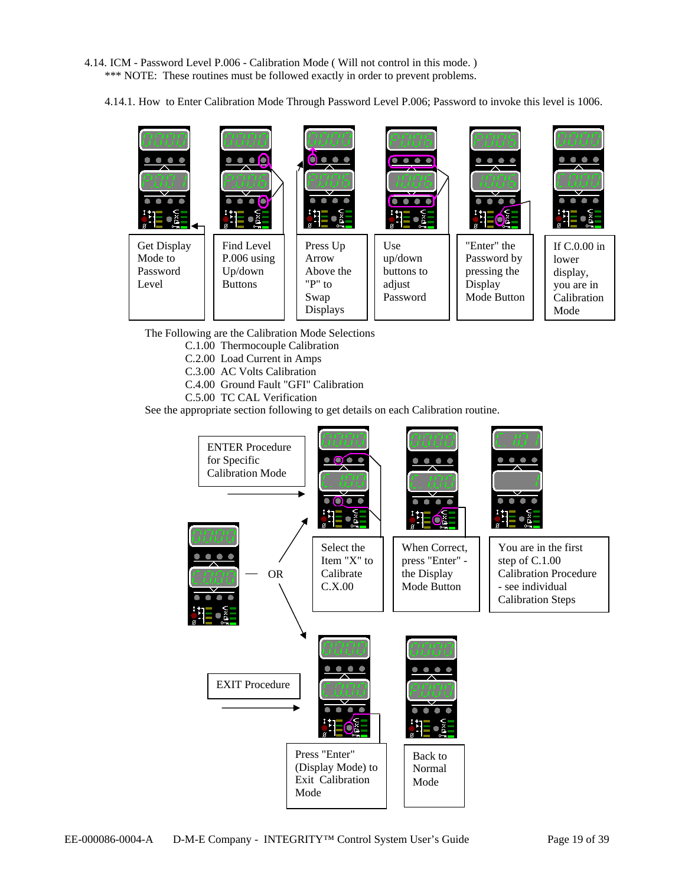4.14. ICM - Password Level P.006 - Calibration Mode ( Will not control in this mode. )

*** NOTE: These routines must be followed exactly in order to prevent problems.

4.14.1. How to Enter Calibration Mode Through Password Level P.006; Password to invoke this level is 1006.

Get Display Mode to Password Level

Find Level P.006 using Up/down Buttons

Press Up Arrow Above the "P" to Swap Displays

Use up/down buttons to adjust Password

"Enter" the Password by pressing the Display Mode Button

If C.0.00 in lower display, you are in Calibration Mode

The Following are the Calibration Mode Selections

- C.1.00 Thermocouple Calibration
- C.2.00 Load Current in Amps
- C.3.00 AC Volts Calibration
- C.4.00 Ground Fault "GFI" Calibration
- C.5.00 TC CAL Verification

See the appropriate section following to get details on each Calibration routine.

ENTER Procedure for Specific Calibration Mode

OR

Select the Item "X" to Calibrate C.X.00

When Correct, press "Enter" - the Display Mode Button

You are in the first step of C.1.00 Calibration Procedure - see individual Calibration Steps

EXIT Procedure

Press "Enter" (Display Mode) to Exit Calibration Mode

Back to Normal Mode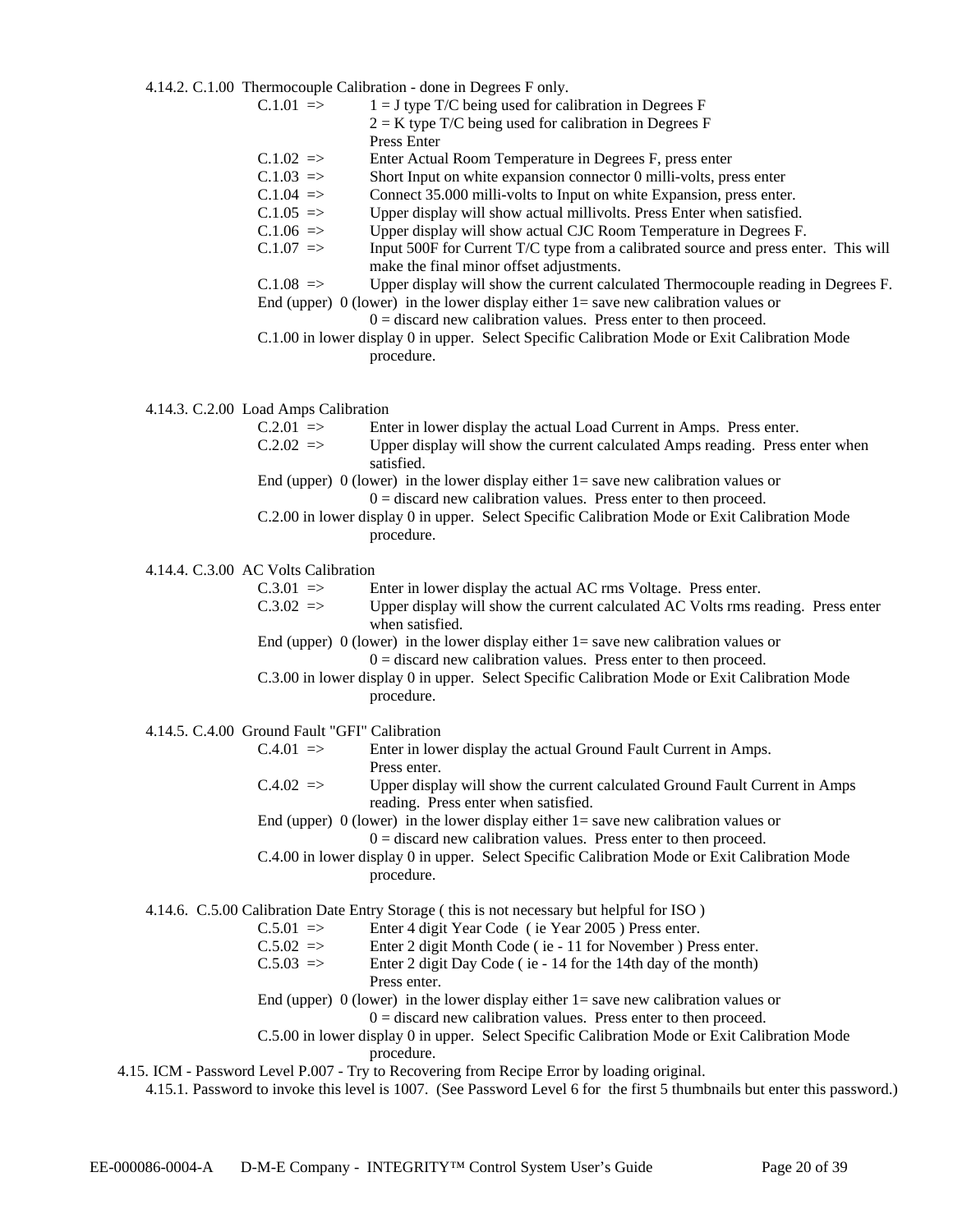4.14.2. C.1.00 Thermocouple Calibration - done in Degrees F only.

- C.1.01 => 1 = J type T/C being used for calibration in Degrees F
  2 = K type T/C being used for calibration in Degrees F
  Press Enter
- C.1.02 => Enter Actual Room Temperature in Degrees F, press enter
- C.1.03 => Short Input on white expansion connector 0 milli-volts, press enter
- C.1.04 => Connect 35.000 milli-volts to Input on white Expansion, press enter.
- C.1.05 => Upper display will show actual millivolts. Press Enter when satisfied.
- C.1.06 => Upper display will show actual CJC Room Temperature in Degrees F.
- C.1.07 => Input 500F for Current T/C type from a calibrated source and press enter. This will make the final minor offset adjustments.
- C.1.08 => Upper display will show the current calculated Thermocouple reading in Degrees F.
- End (upper) 0 (lower) in the lower display either 1= save new calibration values or 0 = discard new calibration values. Press enter to then proceed.
- C.1.00 in lower display 0 in upper. Select Specific Calibration Mode or Exit Calibration Mode procedure.

4.14.3. C.2.00 Load Amps Calibration

- C.2.01 => Enter in lower display the actual Load Current in Amps. Press enter.
- C.2.02 => Upper display will show the current calculated Amps reading. Press enter when satisfied.
- End (upper) 0 (lower) in the lower display either 1= save new calibration values or 0 = discard new calibration values. Press enter to then proceed.
- C.2.00 in lower display 0 in upper. Select Specific Calibration Mode or Exit Calibration Mode procedure.

4.14.4. C.3.00 AC Volts Calibration

- C.3.01 => Enter in lower display the actual AC rms Voltage. Press enter.
- C.3.02 => Upper display will show the current calculated AC Volts rms reading. Press enter when satisfied.
- End (upper) 0 (lower) in the lower display either 1= save new calibration values or 0 = discard new calibration values. Press enter to then proceed.
- C.3.00 in lower display 0 in upper. Select Specific Calibration Mode or Exit Calibration Mode procedure.

4.14.5. C.4.00 Ground Fault "GFI" Calibration

- C.4.01 => Enter in lower display the actual Ground Fault Current in Amps. Press enter.
- C.4.02 => Upper display will show the current calculated Ground Fault Current in Amps reading. Press enter when satisfied.
- End (upper) 0 (lower) in the lower display either 1= save new calibration values or 0 = discard new calibration values. Press enter to then proceed.
- C.4.00 in lower display 0 in upper. Select Specific Calibration Mode or Exit Calibration Mode procedure.

4.14.6. C.5.00 Calibration Date Entry Storage ( this is not necessary but helpful for ISO )

- C.5.01 => Enter 4 digit Year Code ( ie Year 2005 ) Press enter.
- C.5.02 => Enter 2 digit Month Code ( ie - 11 for November ) Press enter.
- C.5.03 => Enter 2 digit Day Code ( ie - 14 for the 14th day of the month) Press enter.
- End (upper) 0 (lower) in the lower display either 1= save new calibration values or 0 = discard new calibration values. Press enter to then proceed.
- C.5.00 in lower display 0 in upper. Select Specific Calibration Mode or Exit Calibration Mode procedure.

4.15. ICM - Password Level P.007 - Try to Recovering from Recipe Error by loading original.

4.15.1. Password to invoke this level is 1007. (See Password Level 6 for the first 5 thumbnails but enter this password.)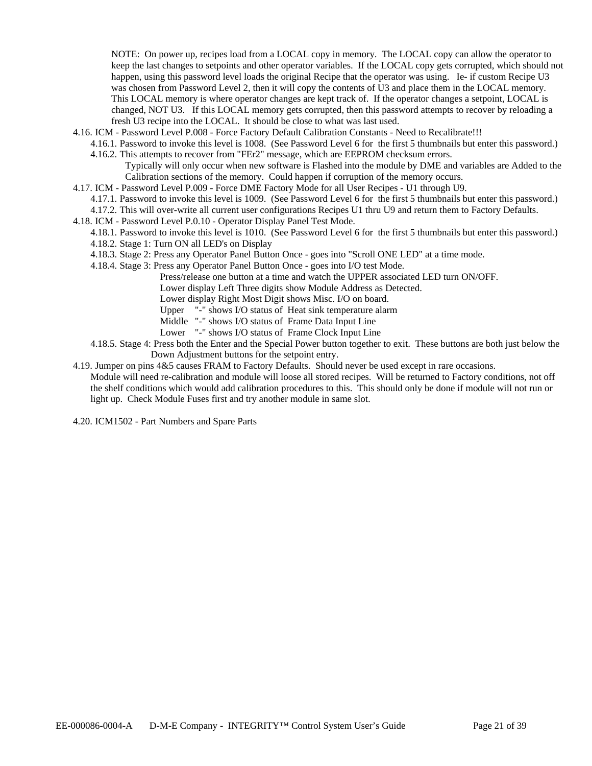NOTE: On power up, recipes load from a LOCAL copy in memory. The LOCAL copy can allow the operator to keep the last changes to setpoints and other operator variables. If the LOCAL copy gets corrupted, which should not happen, using this password level loads the original Recipe that the operator was using. Ie- if custom Recipe U3 was chosen from Password Level 2, then it will copy the contents of U3 and place them in the LOCAL memory. This LOCAL memory is where operator changes are kept track of. If the operator changes a setpoint, LOCAL is changed, NOT U3. If this LOCAL memory gets corrupted, then this password attempts to recover by reloading a fresh U3 recipe into the LOCAL. It should be close to what was last used.

4.16. ICM - Password Level P.008 - Force Factory Default Calibration Constants - Need to Recalibrate!!!

- 4.16.1. Password to invoke this level is 1008. (See Password Level 6 for the first 5 thumbnails but enter this password.)
- 4.16.2. This attempts to recover from "FEr2" message, which are EEPROM checksum errors.
  Typically will only occur when new software is Flashed into the module by DME and variables are Added to the Calibration sections of the memory. Could happen if corruption of the memory occurs.

4.17. ICM - Password Level P.009 - Force DME Factory Mode for all User Recipes - U1 through U9.

- 4.17.1. Password to invoke this level is 1009. (See Password Level 6 for the first 5 thumbnails but enter this password.)
- 4.17.2. This will over-write all current user configurations Recipes U1 thru U9 and return them to Factory Defaults.

4.18. ICM - Password Level P.0.10 - Operator Display Panel Test Mode.

- 4.18.1. Password to invoke this level is 1010. (See Password Level 6 for the first 5 thumbnails but enter this password.)
- 4.18.2. Stage 1: Turn ON all LED's on Display
- 4.18.3. Stage 2: Press any Operator Panel Button Once - goes into "Scroll ONE LED" at a time mode.
- 4.18.4. Stage 3: Press any Operator Panel Button Once - goes into I/O test Mode.
  Press/release one button at a time and watch the UPPER associated LED turn ON/OFF.
  Lower display Left Three digits show Module Address as Detected.
  Lower display Right Most Digit shows Misc. I/O on board.
  Upper "-" shows I/O status of Heat sink temperature alarm
  Middle "-" shows I/O status of Frame Data Input Line
  Lower "-" shows I/O status of Frame Clock Input Line
- 4.18.5. Stage 4: Press both the Enter and the Special Power button together to exit. These buttons are both just below the Down Adjustment buttons for the setpoint entry.

4.19. Jumper on pins 4&5 causes FRAM to Factory Defaults. Should never be used except in rare occasions.
Module will need re-calibration and module will loose all stored recipes. Will be returned to Factory conditions, not off the shelf conditions which would add calibration procedures to this. This should only be done if module will not run or light up. Check Module Fuses first and try another module in same slot.

4.20. ICM1502 - Part Numbers and Spare Parts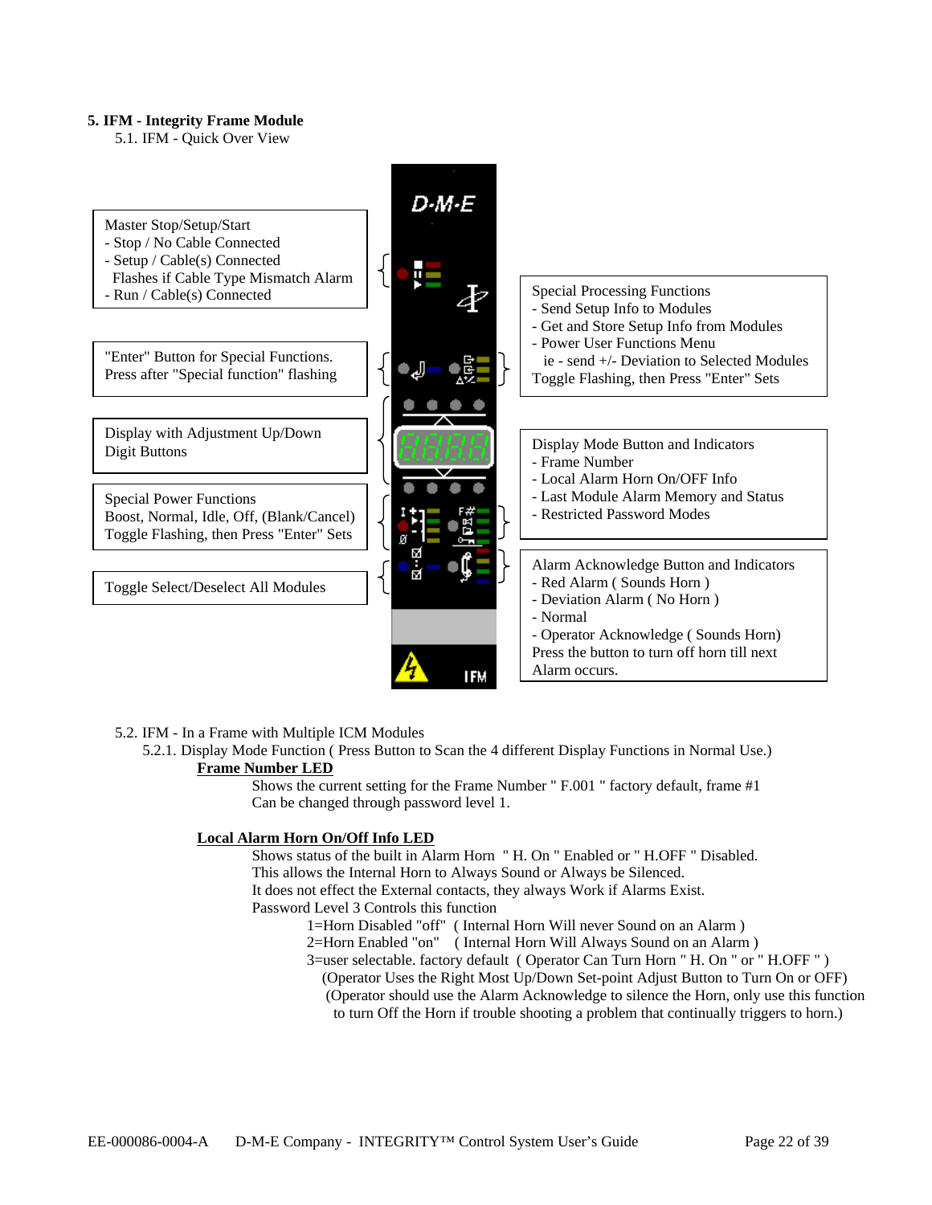## 5. IFM - Integrity Frame Module

### 5.1. IFM - Quick Over View

Master Stop/Setup/Start
- Stop / No Cable Connected
- Setup / Cable(s) Connected
  Flashes if Cable Type Mismatch Alarm
- Run / Cable(s) Connected

"Enter" Button for Special Functions.
Press after "Special function" flashing

Display with Adjustment Up/Down
Digit Buttons

Special Power Functions
Boost, Normal, Idle, Off, (Blank/Cancel)
Toggle Flashing, then Press "Enter" Sets

Toggle Select/Deselect All Modules

Special Processing Functions
- Send Setup Info to Modules
- Get and Store Setup Info from Modules
- Power User Functions Menu
  ie - send +/- Deviation to Selected Modules
Toggle Flashing, then Press "Enter" Sets

Display Mode Button and Indicators
- Frame Number
- Local Alarm Horn On/OFF Info
- Last Module Alarm Memory and Status
- Restricted Password Modes

Alarm Acknowledge Button and Indicators
- Red Alarm ( Sounds Horn )
- Deviation Alarm ( No Horn )
- Normal
- Operator Acknowledge ( Sounds Horn)
Press the button to turn off horn till next
Alarm occurs.

### 5.2. IFM - In a Frame with Multiple ICM Modules

5.2.1. Display Mode Function ( Press Button to Scan the 4 different Display Functions in Normal Use.)

**<u>Frame Number LED</u>**

Shows the current setting for the Frame Number " F.001 " factory default, frame #1
Can be changed through password level 1.

**<u>Local Alarm Horn On/Off Info LED</u>**

Shows status of the built in Alarm Horn " H. On " Enabled or " H.OFF " Disabled.
This allows the Internal Horn to Always Sound or Always be Silenced.
It does not effect the External contacts, they always Work if Alarms Exist.
Password Level 3 Controls this function

1=Horn Disabled "off" ( Internal Horn Will never Sound on an Alarm )
2=Horn Enabled "on" ( Internal Horn Will Always Sound on an Alarm )
3=user selectable. factory default ( Operator Can Turn Horn " H. On " or " H.OFF " )
(Operator Uses the Right Most Up/Down Set-point Adjust Button to Turn On or OFF)
(Operator should use the Alarm Acknowledge to silence the Horn, only use this function to turn Off the Horn if trouble shooting a problem that continually triggers to horn.)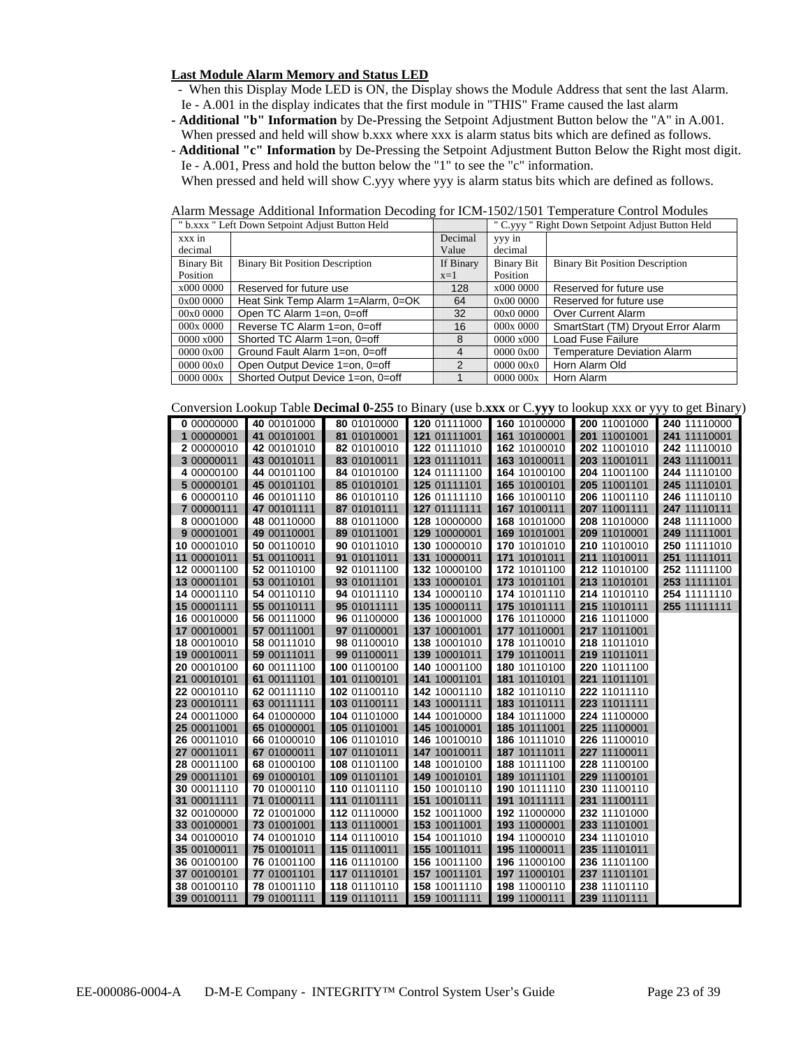**Last Module Alarm Memory and Status LED**

- When this Display Mode LED is ON, the Display shows the Module Address that sent the last Alarm. Ie - A.001 in the display indicates that the first module in "THIS" Frame caused the last alarm
- **Additional "b" Information** by De-Pressing the Setpoint Adjustment Button below the "A" in A.001. When pressed and held will show b.xxx where xxx is alarm status bits which are defined as follows.
- **Additional "c" Information** by De-Pressing the Setpoint Adjustment Button Below the Right most digit. Ie - A.001, Press and hold the button below the "1" to see the "c" information. When pressed and held will show C.yyy where yyy is alarm status bits which are defined as follows.

Alarm Message Additional Information Decoding for ICM-1502/1501 Temperature Control Modules

| " b.xxx " Left Down Setpoint Adjust Button Held | | | " C.yyy " Right Down Setpoint Adjust Button Held | |
|---|---|---|---|---|
| xxx in decimal | | Decimal Value | yyy in decimal | |
| Binary Bit Position | Binary Bit Position Description | If Binary x=1 | Binary Bit Position | Binary Bit Position Description |
| x000 0000 | Reserved for future use | 128 | x000 0000 | Reserved for future use |
| 0x00 0000 | Heat Sink Temp Alarm 1=Alarm, 0=OK | 64 | 0x00 0000 | Reserved for future use |
| 00x0 0000 | Open TC Alarm 1=on, 0=off | 32 | 00x0 0000 | Over Current Alarm |
| 000x 0000 | Reverse TC Alarm 1=on, 0=off | 16 | 000x 0000 | SmartStart (TM) Dryout Error Alarm |
| 0000 x000 | Shorted TC Alarm 1=on, 0=off | 8 | 0000 x000 | Load Fuse Failure |
| 0000 0x00 | Ground Fault Alarm 1=on, 0=off | 4 | 0000 0x00 | Temperature Deviation Alarm |
| 0000 00x0 | Open Output Device 1=on, 0=off | 2 | 0000 00x0 | Horn Alarm Old |
| 0000 000x | Shorted Output Device 1=on, 0=off | 1 | 0000 000x | Horn Alarm |

Conversion Lookup Table **Decimal 0-255** to Binary (use b.**xxx** or C.**yyy** to lookup xxx or yyy to get Binary)

| | | | | | | |
|---|---|---|---|---|---|---|
| **0** 00000000 | **40** 00101000 | **80** 01010000 | **120** 01111000 | **160** 10100000 | **200** 11001000 | **240** 11110000 |
| **1** 00000001 | **41** 00101001 | **81** 01010001 | **121** 01111001 | **161** 10100001 | **201** 11001001 | **241** 11110001 |
| **2** 00000010 | **42** 00101010 | **82** 01010010 | **122** 01111010 | **162** 10100010 | **202** 11001010 | **242** 11110010 |
| **3** 00000011 | **43** 00101011 | **83** 01010011 | **123** 01111011 | **163** 10100011 | **203** 11001011 | **243** 11110011 |
| **4** 00000100 | **44** 00101100 | **84** 01010100 | **124** 01111100 | **164** 10100100 | **204** 11001100 | **244** 11110100 |
| **5** 00000101 | **45** 00101101 | **85** 01010101 | **125** 01111101 | **165** 10100101 | **205** 11001101 | **245** 11110101 |
| **6** 00000110 | **46** 00101110 | **86** 01010110 | **126** 01111110 | **166** 10100110 | **206** 11001110 | **246** 11110110 |
| **7** 00000111 | **47** 00101111 | **87** 01010111 | **127** 01111111 | **167** 10100111 | **207** 11001111 | **247** 11110111 |
| **8** 00001000 | **48** 00110000 | **88** 01011000 | **128** 10000000 | **168** 10101000 | **208** 11010000 | **248** 11111000 |
| **9** 00001001 | **49** 00110001 | **89** 01011001 | **129** 10000001 | **169** 10101001 | **209** 11010001 | **249** 11111001 |
| **10** 00001010 | **50** 00110010 | **90** 01011010 | **130** 10000010 | **170** 10101010 | **210** 11010010 | **250** 11111010 |
| **11** 00001011 | **51** 00110011 | **91** 01011011 | **131** 10000011 | **171** 10101011 | **211** 11010011 | **251** 11111011 |
| **12** 00001100 | **52** 00110100 | **92** 01011100 | **132** 10000100 | **172** 10101100 | **212** 11010100 | **252** 11111100 |
| **13** 00001101 | **53** 00110101 | **93** 01011101 | **133** 10000101 | **173** 10101101 | **213** 11010101 | **253** 11111101 |
| **14** 00001110 | **54** 00110110 | **94** 01011110 | **134** 10000110 | **174** 10101110 | **214** 11010110 | **254** 11111110 |
| **15** 00001111 | **55** 00110111 | **95** 01011111 | **135** 10000111 | **175** 10101111 | **215** 11010111 | **255** 11111111 |
| **16** 00010000 | **56** 00111000 | **96** 01100000 | **136** 10001000 | **176** 10110000 | **216** 11011000 | |
| **17** 00010001 | **57** 00111001 | **97** 01100001 | **137** 10001001 | **177** 10110001 | **217** 11011001 | |
| **18** 00010010 | **58** 00111010 | **98** 01100010 | **138** 10001010 | **178** 10110010 | **218** 11011010 | |
| **19** 00010011 | **59** 00111011 | **99** 01100011 | **139** 10001011 | **179** 10110011 | **219** 11011011 | |
| **20** 00010100 | **60** 00111100 | **100** 01100100 | **140** 10001100 | **180** 10110100 | **220** 11011100 | |
| **21** 00010101 | **61** 00111101 | **101** 01100101 | **141** 10001101 | **181** 10110101 | **221** 11011101 | |
| **22** 00010110 | **62** 00111110 | **102** 01100110 | **142** 10001110 | **182** 10110110 | **222** 11011110 | |
| **23** 00010111 | **63** 00111111 | **103** 01100111 | **143** 10001111 | **183** 10110111 | **223** 11011111 | |
| **24** 00011000 | **64** 01000000 | **104** 01101000 | **144** 10010000 | **184** 10111000 | **224** 11100000 | |
| **25** 00011001 | **65** 01000001 | **105** 01101001 | **145** 10010001 | **185** 10111001 | **225** 11100001 | |
| **26** 00011010 | **66** 01000010 | **106** 01101010 | **146** 10010010 | **186** 10111010 | **226** 11100010 | |
| **27** 00011011 | **67** 01000011 | **107** 01101011 | **147** 10010011 | **187** 10111011 | **227** 11100011 | |
| **28** 00011100 | **68** 01000100 | **108** 01101100 | **148** 10010100 | **188** 10111100 | **228** 11100100 | |
| **29** 00011101 | **69** 01000101 | **109** 01101101 | **149** 10010101 | **189** 10111101 | **229** 11100101 | |
| **30** 00011110 | **70** 01000110 | **110** 01101110 | **150** 10010110 | **190** 10111110 | **230** 11100110 | |
| **31** 00011111 | **71** 01000111 | **111** 01101111 | **151** 10010111 | **191** 10111111 | **231** 11100111 | |
| **32** 00100000 | **72** 01001000 | **112** 01110000 | **152** 10011000 | **192** 11000000 | **232** 11101000 | |
| **33** 00100001 | **73** 01001001 | **113** 01110001 | **153** 10011001 | **193** 11000001 | **233** 11101001 | |
| **34** 00100010 | **74** 01001010 | **114** 01110010 | **154** 10011010 | **194** 11000010 | **234** 11101010 | |
| **35** 00100011 | **75** 01001011 | **115** 01110011 | **155** 10011011 | **195** 11000011 | **235** 11101011 | |
| **36** 00100100 | **76** 01001100 | **116** 01110100 | **156** 10011100 | **196** 11000100 | **236** 11101100 | |
| **37** 00100101 | **77** 01001101 | **117** 01110101 | **157** 10011101 | **197** 11000101 | **237** 11101101 | |
| **38** 00100110 | **78** 01001110 | **118** 01110110 | **158** 10011110 | **198** 11000110 | **238** 11101110 | |
| **39** 00100111 | **79** 01001111 | **119** 01110111 | **159** 10011111 | **199** 11000111 | **239** 11101111 | |

EE-000086-0004-A D-M-E Company - INTEGRITY™ Control System User's Guide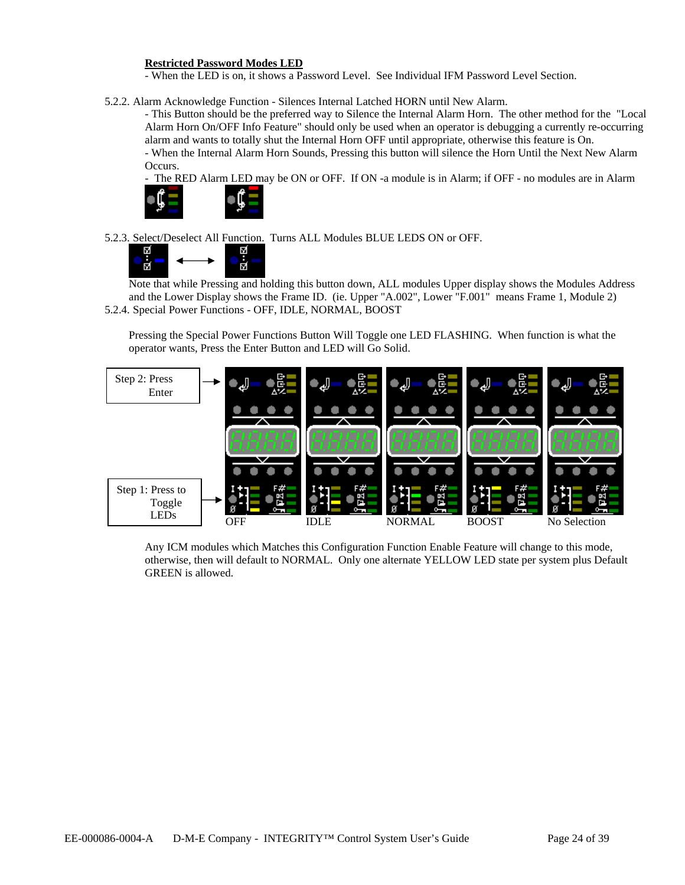**Restricted Password Modes LED**

- When the LED is on, it shows a Password Level. See Individual IFM Password Level Section.

5.2.2. Alarm Acknowledge Function - Silences Internal Latched HORN until New Alarm.

- This Button should be the preferred way to Silence the Internal Alarm Horn. The other method for the "Local Alarm Horn On/OFF Info Feature" should only be used when an operator is debugging a currently re-occurring alarm and wants to totally shut the Internal Horn OFF until appropriate, otherwise this feature is On.
- When the Internal Alarm Horn Sounds, Pressing this button will silence the Horn Until the Next New Alarm Occurs.
- The RED Alarm LED may be ON or OFF. If ON -a module is in Alarm; if OFF - no modules are in Alarm

5.2.3. Select/Deselect All Function. Turns ALL Modules BLUE LEDS ON or OFF.

Note that while Pressing and holding this button down, ALL modules Upper display shows the Modules Address and the Lower Display shows the Frame ID. (ie. Upper "A.002", Lower "F.001" means Frame 1, Module 2)

5.2.4. Special Power Functions - OFF, IDLE, NORMAL, BOOST

Pressing the Special Power Functions Button Will Toggle one LED FLASHING. When function is what the operator wants, Press the Enter Button and LED will Go Solid.

Step 2: Press Enter

Step 1: Press to Toggle LEDs

OFF IDLE NORMAL BOOST No Selection

Any ICM modules which Matches this Configuration Function Enable Feature will change to this mode, otherwise, then will default to NORMAL. Only one alternate YELLOW LED state per system plus Default GREEN is allowed.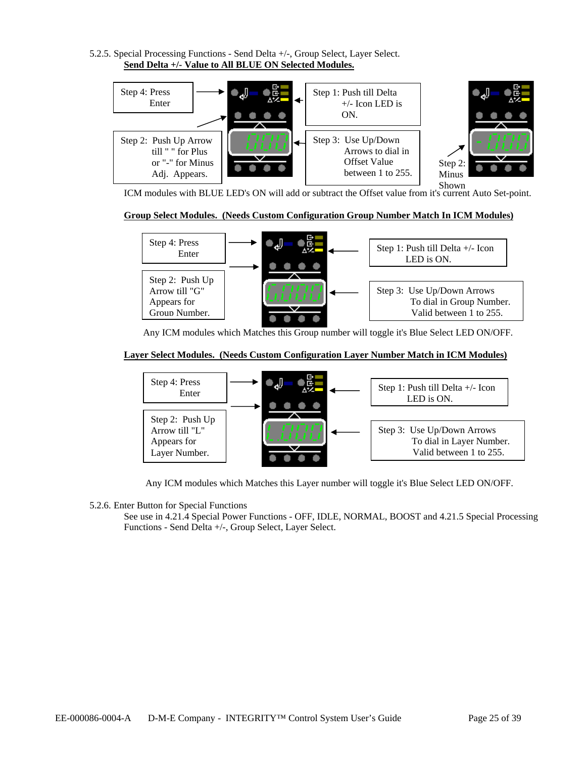5.2.5. Special Processing Functions - Send Delta +/-, Group Select, Layer Select.

**Send Delta +/- Value to All BLUE ON Selected Modules.**

Step 4: Press Enter

Step 2: Push Up Arrow till " " for Plus or "-" for Minus Adj. Appears.

Step 1: Push till Delta +/- Icon LED is ON.

Step 3: Use Up/Down Arrows to dial in Offset Value between 1 to 255.

Step 2: Minus Shown

ICM modules with BLUE LED's ON will add or subtract the Offset value from it's current Auto Set-point.

**Group Select Modules. (Needs Custom Configuration Group Number Match In ICM Modules)**

Step 4: Press Enter

Step 2: Push Up Arrow till "G" Appears for Group Number.

Step 1: Push till Delta +/- Icon LED is ON.

Step 3: Use Up/Down Arrows To dial in Group Number. Valid between 1 to 255.

Any ICM modules which Matches this Group number will toggle it's Blue Select LED ON/OFF.

**Layer Select Modules. (Needs Custom Configuration Layer Number Match in ICM Modules)**

Step 4: Press Enter

Step 2: Push Up Arrow till "L" Appears for Layer Number.

Step 1: Push till Delta +/- Icon LED is ON.

Step 3: Use Up/Down Arrows To dial in Layer Number. Valid between 1 to 255.

Any ICM modules which Matches this Layer number will toggle it's Blue Select LED ON/OFF.

5.2.6. Enter Button for Special Functions

See use in 4.21.4 Special Power Functions - OFF, IDLE, NORMAL, BOOST and 4.21.5 Special Processing Functions - Send Delta +/-, Group Select, Layer Select.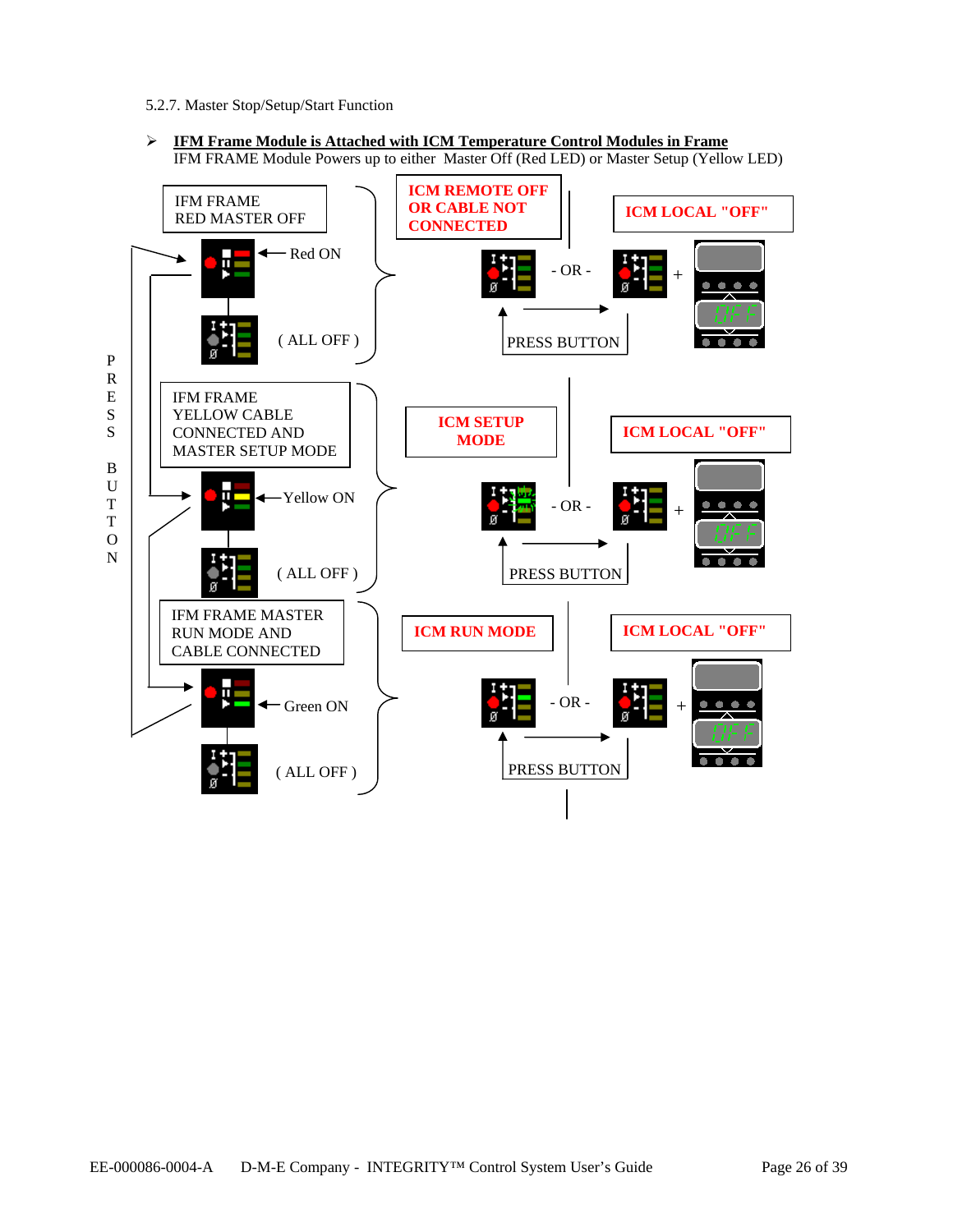5.2.7. Master Stop/Setup/Start Function

➢ **<u>IFM Frame Module is Attached with ICM Temperature Control Modules in Frame</u>**
IFM FRAME Module Powers up to either Master Off (Red LED) or Master Setup (Yellow LED)

IFM FRAME
RED MASTER OFF

Red ON

( ALL OFF )

ICM REMOTE OFF OR CABLE NOT CONNECTED

- OR -

ICM LOCAL "OFF"

+

PRESS BUTTON

P R E S S B U T T O N

IFM FRAME
YELLOW CABLE
CONNECTED AND
MASTER SETUP MODE

Yellow ON

( ALL OFF )

ICM SETUP MODE

- OR -

ICM LOCAL "OFF"

+

PRESS BUTTON

IFM FRAME MASTER
RUN MODE AND
CABLE CONNECTED

Green ON

( ALL OFF )

ICM RUN MODE

- OR -

ICM LOCAL "OFF"

+

PRESS BUTTON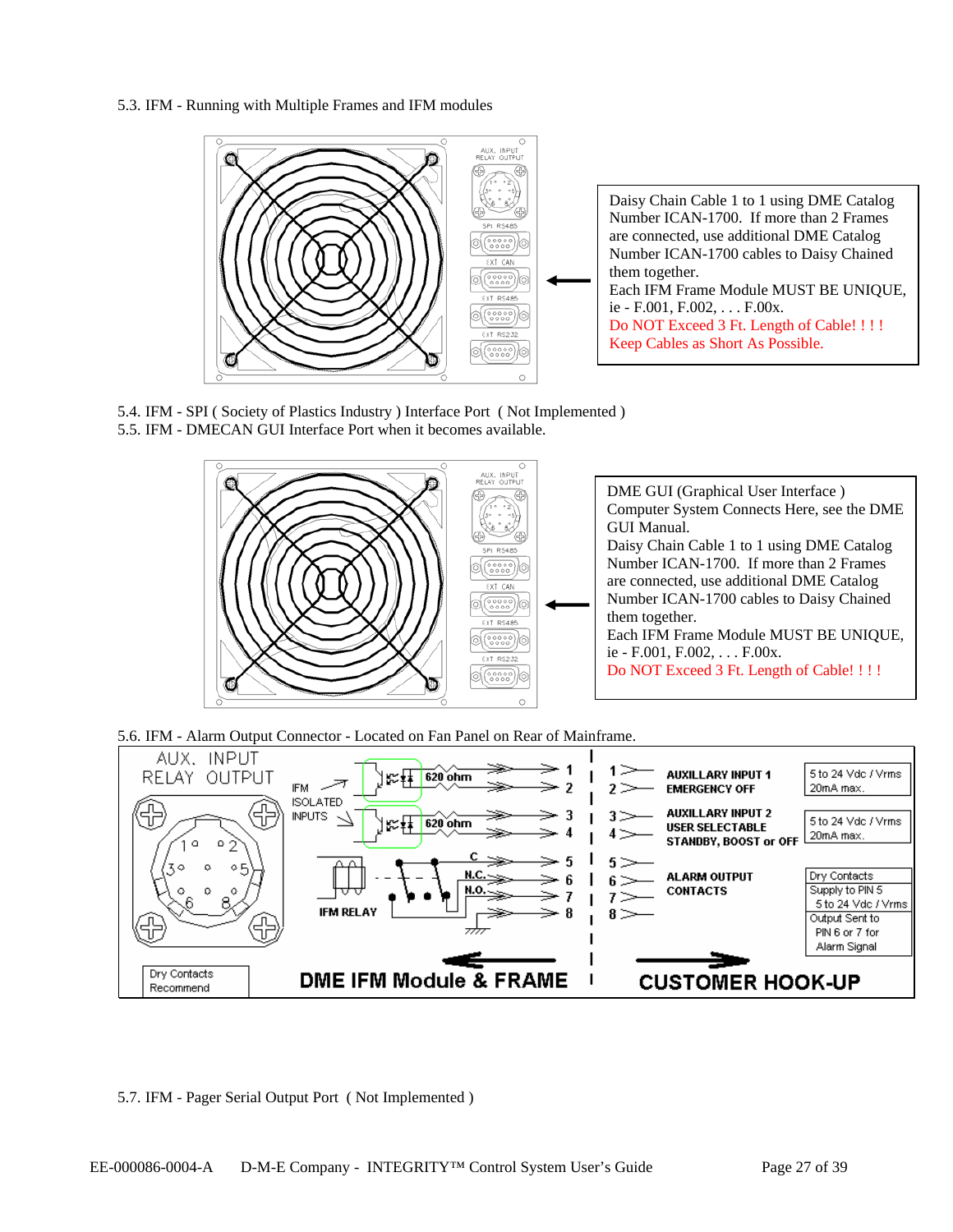5.3. IFM - Running with Multiple Frames and IFM modules

Daisy Chain Cable 1 to 1 using DME Catalog Number ICAN-1700. If more than 2 Frames are connected, use additional DME Catalog Number ICAN-1700 cables to Daisy Chained them together.
Each IFM Frame Module MUST BE UNIQUE, ie - F.001, F.002, . . . F.00x.
Do NOT Exceed 3 Ft. Length of Cable! ! ! !
Keep Cables as Short As Possible.

5.4. IFM - SPI ( Society of Plastics Industry ) Interface Port ( Not Implemented )

5.5. IFM - DMECAN GUI Interface Port when it becomes available.

DME GUI (Graphical User Interface ) Computer System Connects Here, see the DME GUI Manual.
Daisy Chain Cable 1 to 1 using DME Catalog Number ICAN-1700. If more than 2 Frames are connected, use additional DME Catalog Number ICAN-1700 cables to Daisy Chained them together.
Each IFM Frame Module MUST BE UNIQUE, ie - F.001, F.002, . . . F.00x.
Do NOT Exceed 3 Ft. Length of Cable! ! ! !

5.6. IFM - Alarm Output Connector - Located on Fan Panel on Rear of Mainframe.

| DME IFM Module & FRAME | Pin | Customer Hook-Up | Rating |
|---|---|---|---|
| IFM Isolated Inputs (620 ohm) | 1, 2 | AUXILLARY INPUT 1 EMERGENCY OFF | 5 to 24 Vdc / Vrms 20mA max. |
| IFM Isolated Inputs (620 ohm) | 3, 4 | AUXILLARY INPUT 2 USER SELECTABLE STANDBY, BOOST or OFF | 5 to 24 Vdc / Vrms 20mA max. |
| IFM Relay (C, N.C., N.O.) | 5, 6, 7, 8 | ALARM OUTPUT CONTACTS | Dry Contacts; Supply to PIN 5 5 to 24 Vdc / Vrms; Output Sent to PIN 6 or 7 for Alarm Signal |

AUX. INPUT RELAY OUTPUT — Dry Contacts Recommend

5.7. IFM - Pager Serial Output Port ( Not Implemented )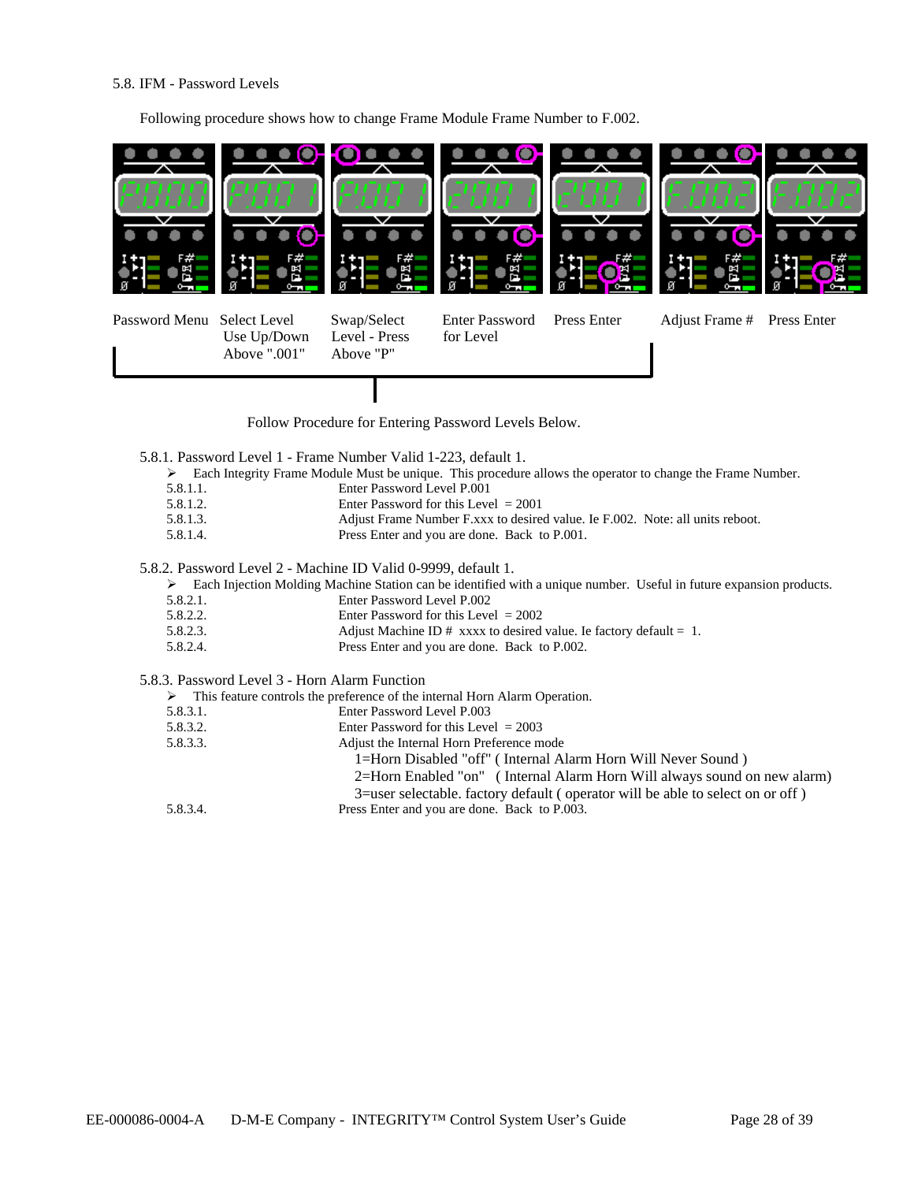## 5.8. IFM - Password Levels

Following procedure shows how to change Frame Module Frame Number to F.002.

Password Menu | Select Level Use Up/Down Above ".001" | Swap/Select Level - Press Above "P" | Enter Password for Level | Press Enter | Adjust Frame # | Press Enter

Follow Procedure for Entering Password Levels Below.

### 5.8.1. Password Level 1 - Frame Number Valid 1-223, default 1.

- Each Integrity Frame Module Must be unique. This procedure allows the operator to change the Frame Number.

5.8.1.1. Enter Password Level P.001
5.8.1.2. Enter Password for this Level = 2001
5.8.1.3. Adjust Frame Number F.xxx to desired value. Ie F.002. Note: all units reboot.
5.8.1.4. Press Enter and you are done. Back to P.001.

### 5.8.2. Password Level 2 - Machine ID Valid 0-9999, default 1.

- Each Injection Molding Machine Station can be identified with a unique number. Useful in future expansion products.

5.8.2.1. Enter Password Level P.002
5.8.2.2. Enter Password for this Level = 2002
5.8.2.3. Adjust Machine ID # xxxx to desired value. Ie factory default = 1.
5.8.2.4. Press Enter and you are done. Back to P.002.

### 5.8.3. Password Level 3 - Horn Alarm Function

- This feature controls the preference of the internal Horn Alarm Operation.

5.8.3.1. Enter Password Level P.003
5.8.3.2. Enter Password for this Level = 2003
5.8.3.3. Adjust the Internal Horn Preference mode
  1=Horn Disabled "off" ( Internal Alarm Horn Will Never Sound )
  2=Horn Enabled "on" ( Internal Alarm Horn Will always sound on new alarm)
  3=user selectable. factory default ( operator will be able to select on or off )
5.8.3.4. Press Enter and you are done. Back to P.003.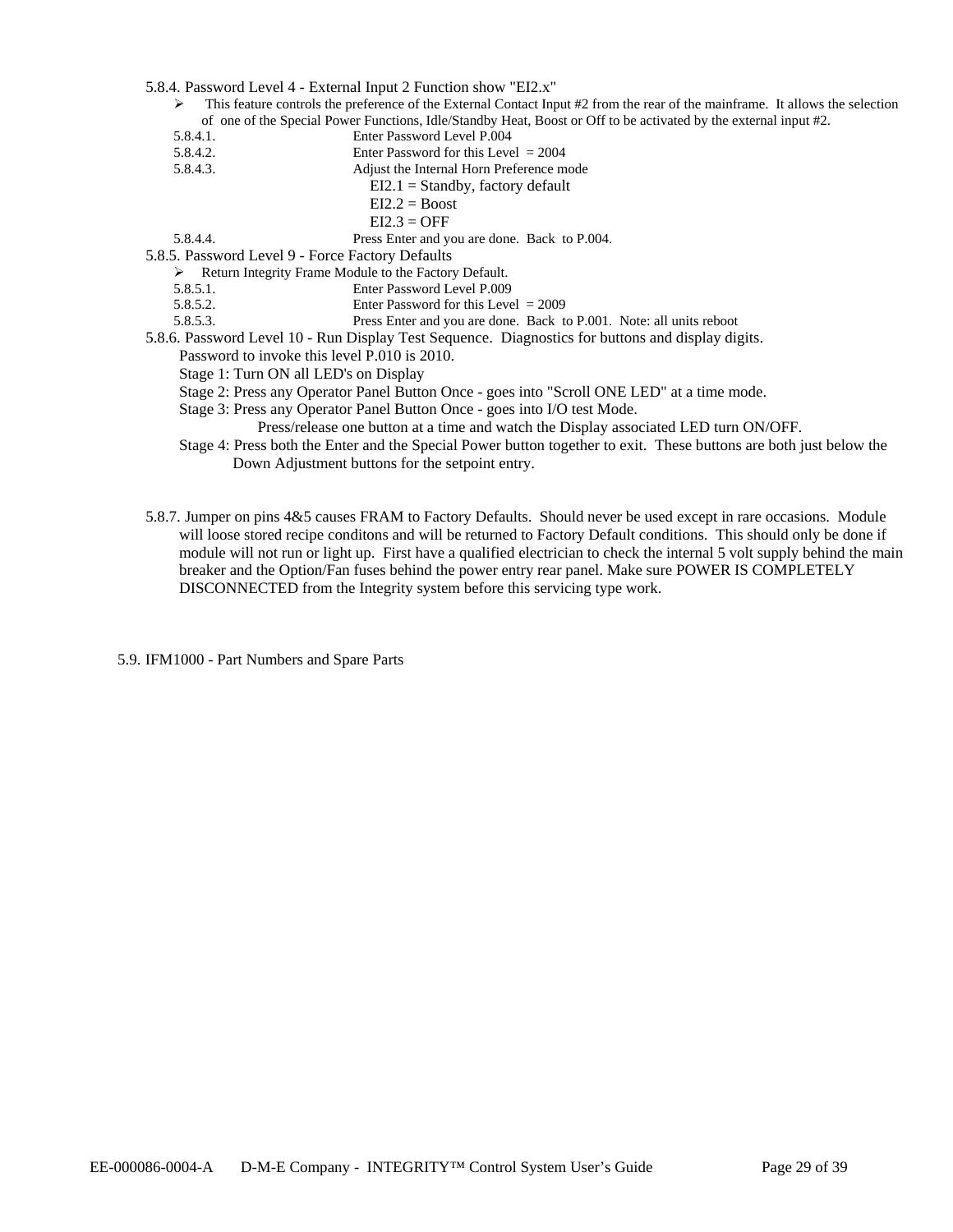5.8.4. Password Level 4 - External Input 2 Function show "EI2.x"

- This feature controls the preference of the External Contact Input #2 from the rear of the mainframe. It allows the selection of one of the Special Power Functions, Idle/Standby Heat, Boost or Off to be activated by the external input #2.

5.8.4.1. Enter Password Level P.004

5.8.4.2. Enter Password for this Level = 2004

5.8.4.3. Adjust the Internal Horn Preference mode

EI2.1 = Standby, factory default
EI2.2 = Boost
EI2.3 = OFF

5.8.4.4. Press Enter and you are done. Back to P.004.

5.8.5. Password Level 9 - Force Factory Defaults

- Return Integrity Frame Module to the Factory Default.

5.8.5.1. Enter Password Level P.009

5.8.5.2. Enter Password for this Level = 2009

5.8.5.3. Press Enter and you are done. Back to P.001. Note: all units reboot

5.8.6. Password Level 10 - Run Display Test Sequence. Diagnostics for buttons and display digits.

Password to invoke this level P.010 is 2010.

Stage 1: Turn ON all LED's on Display

Stage 2: Press any Operator Panel Button Once - goes into "Scroll ONE LED" at a time mode.

Stage 3: Press any Operator Panel Button Once - goes into I/O test Mode.
Press/release one button at a time and watch the Display associated LED turn ON/OFF.

Stage 4: Press both the Enter and the Special Power button together to exit. These buttons are both just below the Down Adjustment buttons for the setpoint entry.

5.8.7. Jumper on pins 4&5 causes FRAM to Factory Defaults. Should never be used except in rare occasions. Module will loose stored recipe conditons and will be returned to Factory Default conditions. This should only be done if module will not run or light up. First have a qualified electrician to check the internal 5 volt supply behind the main breaker and the Option/Fan fuses behind the power entry rear panel. Make sure POWER IS COMPLETELY DISCONNECTED from the Integrity system before this servicing type work.

5.9. IFM1000 - Part Numbers and Spare Parts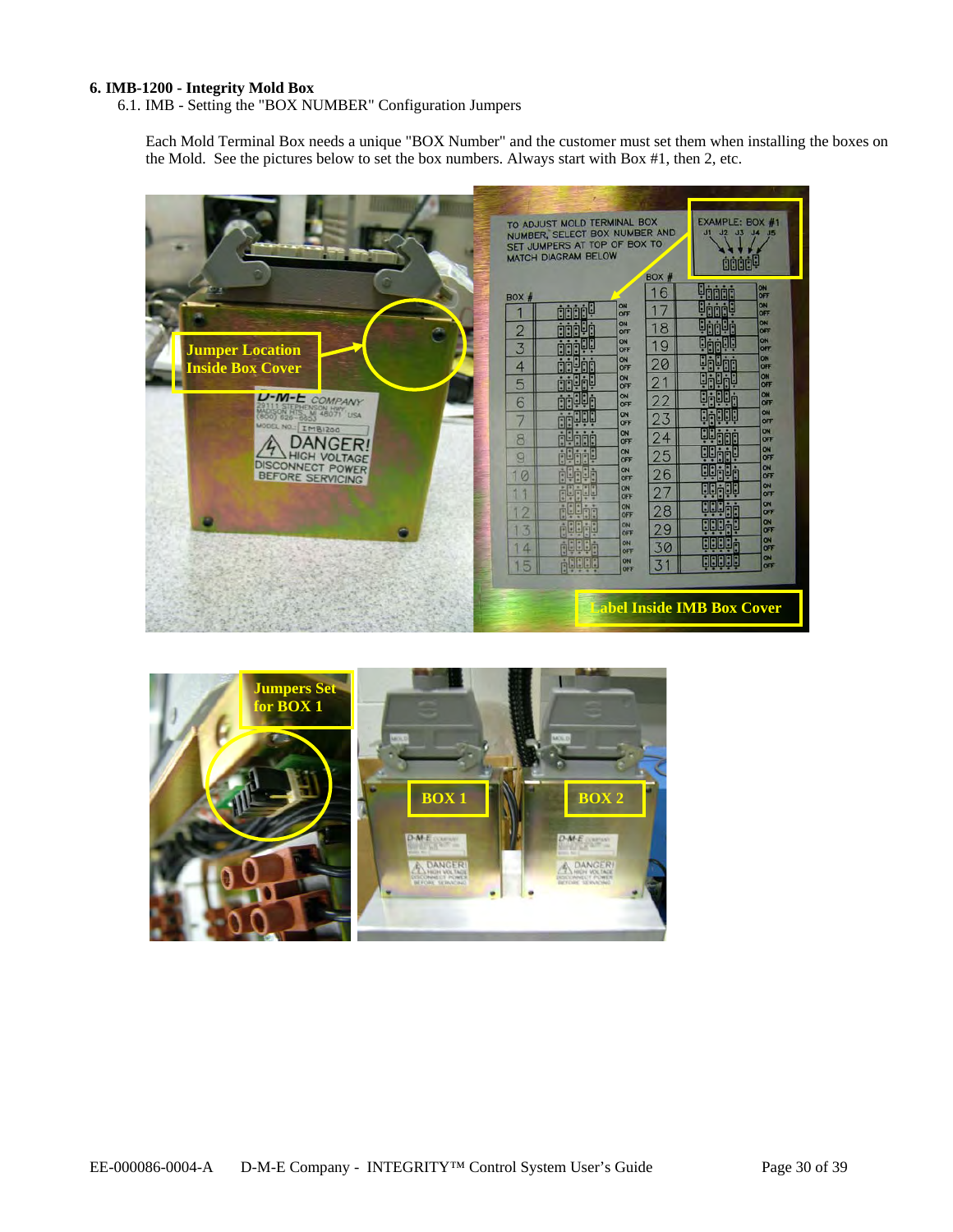### 6. IMB-1200 - Integrity Mold Box

6.1. IMB - Setting the "BOX NUMBER" Configuration Jumpers

Each Mold Terminal Box needs a unique "BOX Number" and the customer must set them when installing the boxes on the Mold. See the pictures below to set the box numbers. Always start with Box #1, then 2, etc.

Jumper Location Inside Box Cover

Label Inside IMB Box Cover

Jumpers Set for BOX 1

BOX 1

BOX 2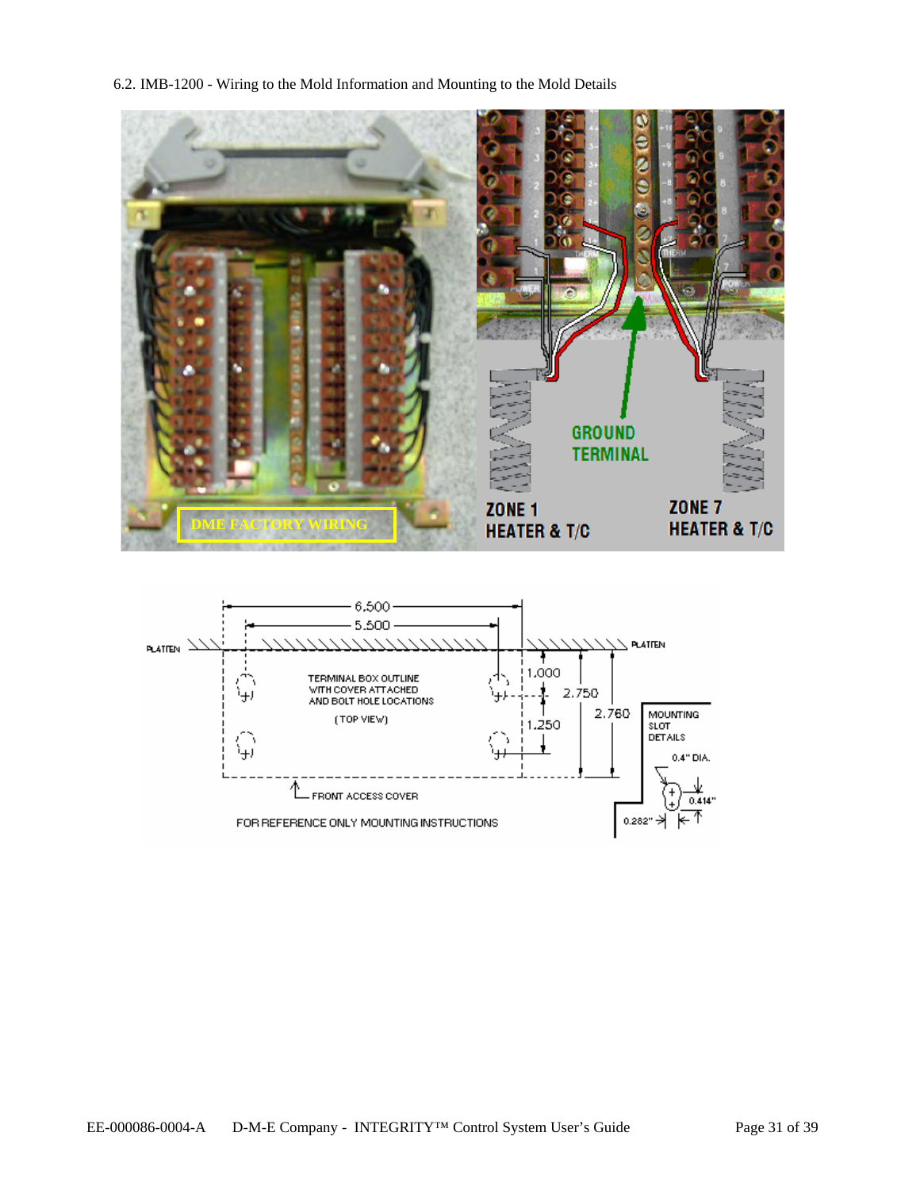6.2. IMB-1200 - Wiring to the Mold Information and Mounting to the Mold Details

DME FACTORY WIRING

GROUND TERMINAL

ZONE 1 HEATER & T/C

ZONE 7 HEATER & T/C

PLATTEN

TERMINAL BOX OUTLINE WITH COVER ATTACHED AND BOLT HOLE LOCATIONS

(TOP VIEW)

6.500

5.500

1.000

2.750

2.760

1.250

MOUNTING SLOT DETAILS

0.4" DIA.

0.414"

0.282"

FRONT ACCESS COVER

FOR REFERENCE ONLY MOUNTING INSTRUCTIONS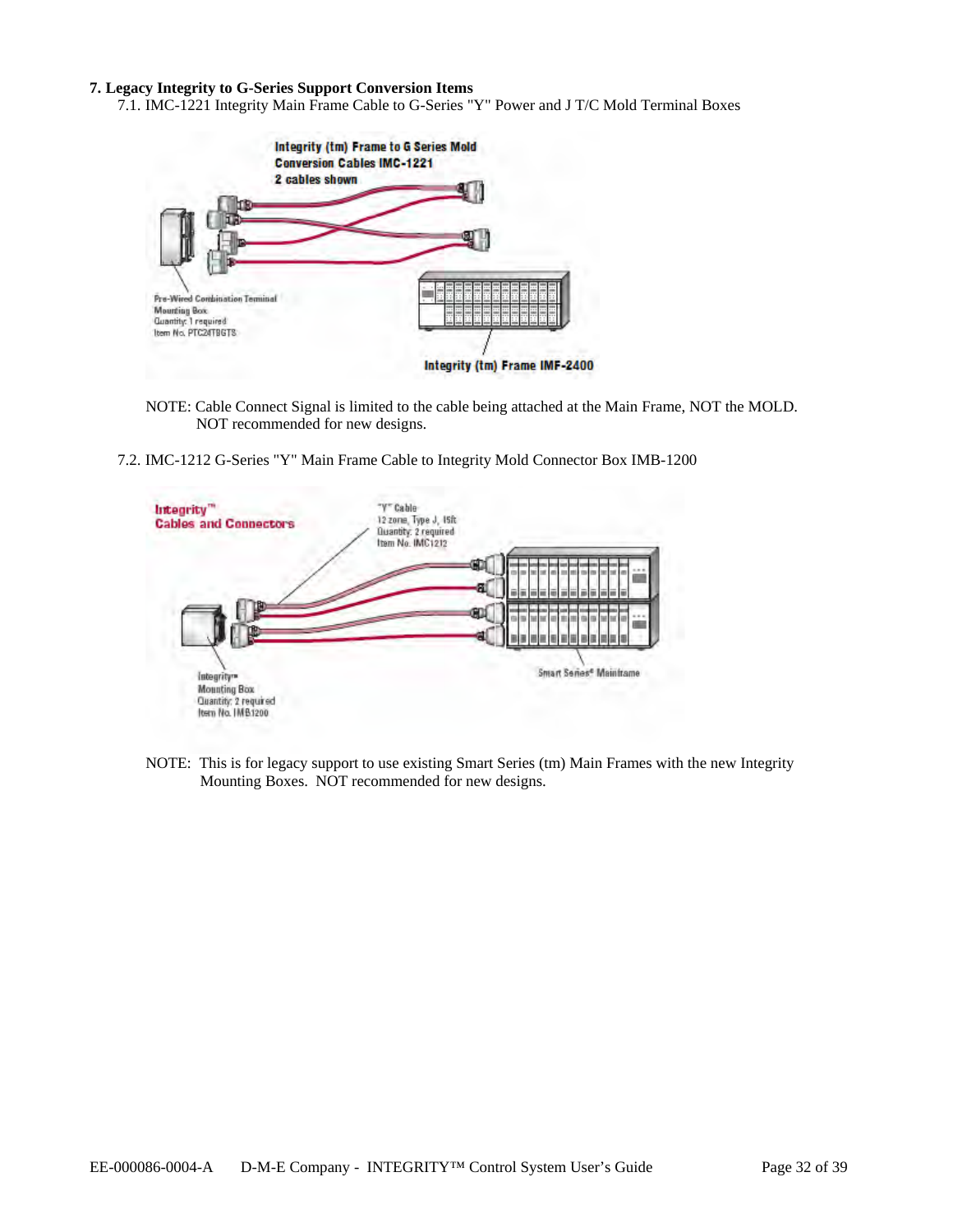## 7. Legacy Integrity to G-Series Support Conversion Items

7.1. IMC-1221 Integrity Main Frame Cable to G-Series "Y" Power and J T/C Mold Terminal Boxes

NOTE: Cable Connect Signal is limited to the cable being attached at the Main Frame, NOT the MOLD. NOT recommended for new designs.

7.2. IMC-1212 G-Series "Y" Main Frame Cable to Integrity Mold Connector Box IMB-1200

NOTE: This is for legacy support to use existing Smart Series (tm) Main Frames with the new Integrity Mounting Boxes. NOT recommended for new designs.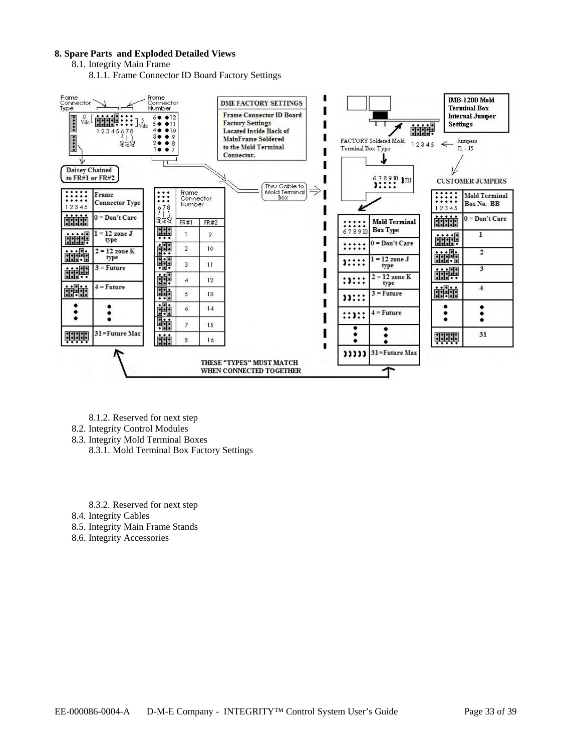**8. Spare Parts and Exploded Detailed Views**

8.1. Integrity Main Frame

8.1.1. Frame Connector ID Board Factory Settings

**DME FACTORY SETTINGS**

**Frame Connector ID Board Factory Settings Located Inside Back of MainFrame Soldered to the Mold Terminal Connector.**

**IMB-1200 Mold Terminal Box Internal Jumper Settings**

FACTORY Soldered Mold Terminal Box Type

Jumpers J1 - J5

Daisey Chained to FR#1 or FR#2

Thru Cable to Mold Terminal Box

| Frame Connector Type |
|---|
| 0 = Don't Care |
| 1 = 12 zone J type |
| 2 = 12 zone K type |
| 3 = Future |
| 4 = Future |
| • • • |
| 31=Future Max |

| Frame Connector Number | |
|---|---|
| FR#1 | FR#2 |
| 1 | 9 |
| 2 | 10 |
| 3 | 11 |
| 4 | 12 |
| 5 | 13 |
| 6 | 14 |
| 7 | 15 |
| 8 | 16 |

| Mold Terminal Box Type |
|---|
| 0 = Don't Care |
| 1 = 12 zone J type |
| 2 = 12 zone K type |
| 3 = Future |
| 4 = Future |
| • • • |
| 31=Future Max |

**CUSTOMER JUMPERS**

| Mold Terminal Box No. BB |
|---|
| 0 = Don't Care |
| 1 |
| 2 |
| 3 |
| 4 |
| • • • |
| 31 |

**THESE "TYPES" MUST MATCH WHEN CONNECTED TOGETHER**

8.1.2. Reserved for next step

8.2. Integrity Control Modules

8.3. Integrity Mold Terminal Boxes

8.3.1. Mold Terminal Box Factory Settings

8.3.2. Reserved for next step

8.4. Integrity Cables

8.5. Integrity Main Frame Stands

8.6. Integrity Accessories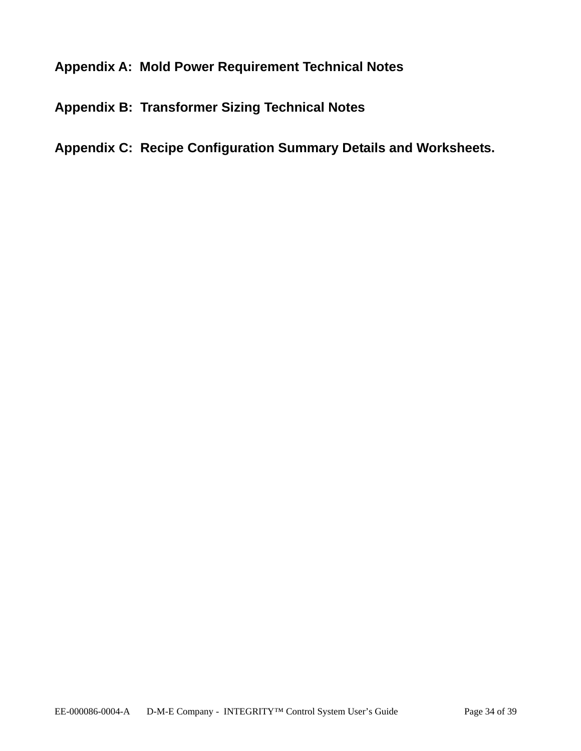## Appendix A: Mold Power Requirement Technical Notes

## Appendix B: Transformer Sizing Technical Notes

## Appendix C: Recipe Configuration Summary Details and Worksheets.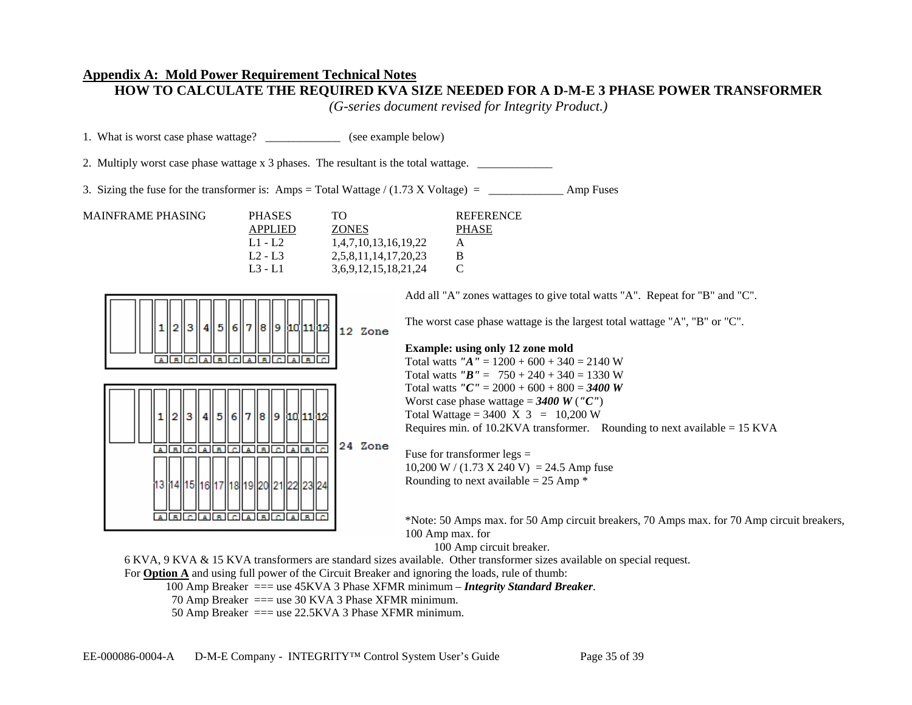## Appendix A: Mold Power Requirement Technical Notes

### HOW TO CALCULATE THE REQUIRED KVA SIZE NEEDED FOR A D-M-E 3 PHASE POWER TRANSFORMER

*(G-series document revised for Integrity Product.)*

1. What is worst case phase wattage? _____________ (see example below)

2. Multiply worst case phase wattage x 3 phases. The resultant is the total wattage. _____________

3. Sizing the fuse for the transformer is: Amps = Total Wattage / (1.73 X Voltage) = _____________ Amp Fuses

| MAINFRAME PHASING | PHASES APPLIED | TO ZONES | REFERENCE PHASE |
|---|---|---|---|
| | L1 - L2 | 1,4,7,10,13,16,19,22 | A |
| | L2 - L3 | 2,5,8,11,14,17,20,23 | B |
| | L3 - L1 | 3,6,9,12,15,18,21,24 | C |

12 Zone

| 1 | 2 | 3 | 4 | 5 | 6 | 7 | 8 | 9 | 10 | 11 | 12 |
|---|---|---|---|---|---|---|---|---|---|---|---|
| A | B | C | A | B | C | A | B | C | A | B | C |

24 Zone

| 1 | 2 | 3 | 4 | 5 | 6 | 7 | 8 | 9 | 10 | 11 | 12 |
|---|---|---|---|---|---|---|---|---|---|---|---|
| A | B | C | A | B | C | A | B | C | A | B | C |
| 13 | 14 | 15 | 16 | 17 | 18 | 19 | 20 | 21 | 22 | 23 | 24 |
| A | B | C | A | B | C | A | B | C | A | B | C |

Add all "A" zones wattages to give total watts "A". Repeat for "B" and "C".

The worst case phase wattage is the largest total wattage "A", "B" or "C".

**Example: using only 12 zone mold**

Total watts ***"A"*** = 1200 + 600 + 340 = 2140 W
Total watts ***"B"*** = 750 + 240 + 340 = 1330 W
Total watts ***"C"*** = 2000 + 600 + 800 = ***3400 W***
Worst case phase wattage = ***3400 W*** (***"C"***)
Total Wattage = 3400 X 3 = 10,200 W
Requires min. of 10.2KVA transformer. Rounding to next available = 15 KVA

Fuse for transformer legs =
10,200 W / (1.73 X 240 V) = 24.5 Amp fuse
Rounding to next available = 25 Amp *

*Note: 50 Amps max. for 50 Amp circuit breakers, 70 Amps max. for 70 Amp circuit breakers, 100 Amp max. for 100 Amp circuit breaker.

6 KVA, 9 KVA & 15 KVA transformers are standard sizes available. Other transformer sizes available on special request.

For **Option A** and using full power of the Circuit Breaker and ignoring the loads, rule of thumb:

- 100 Amp Breaker === use 45KVA 3 Phase XFMR minimum – ***Integrity Standard Breaker***.
- 70 Amp Breaker === use 30 KVA 3 Phase XFMR minimum.
- 50 Amp Breaker === use 22.5KVA 3 Phase XFMR minimum.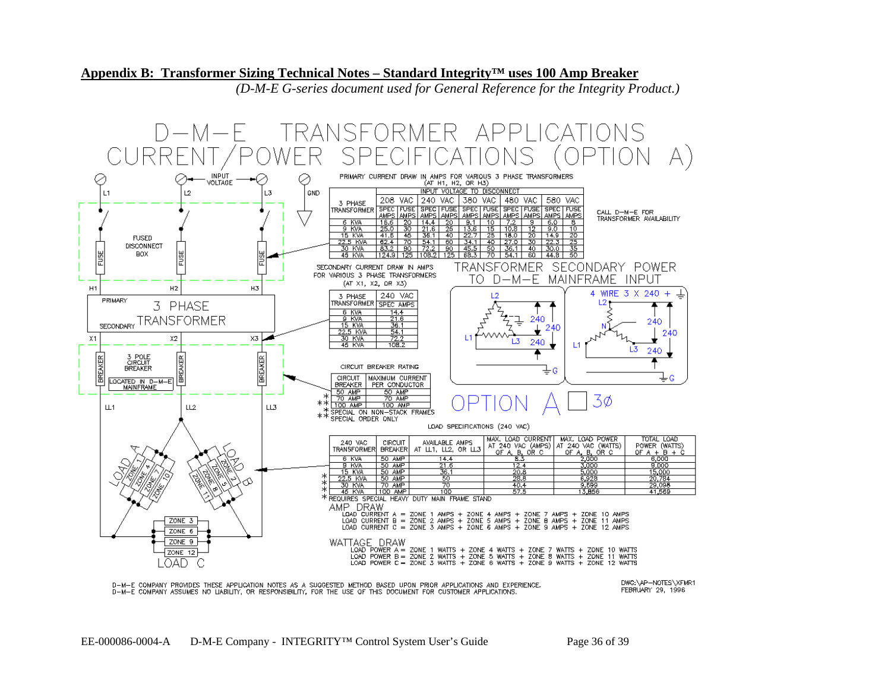## Appendix B: Transformer Sizing Technical Notes – Standard Integrity™ uses 100 Amp Breaker

*(D-M-E G-series document used for General Reference for the Integrity Product.)*

# D-M-E TRANSFORMER APPLICATIONS CURRENT/POWER SPECIFICATIONS (OPTION A)

INPUT VOLTAGE

L1 L2 L3 GND

FUSED DISCONNECT BOX

H1 H2 H3

PRIMARY

3 PHASE TRANSFORMER

SECONDARY

X1 X2 X3

3 POLE CIRCUIT BREAKER

LOCATED IN D-M-E MAINFRAME

LL1 LL2 LL3

LOAD A: ZONE 1, ZONE 4, ZONE 7, ZONE 10

LOAD B: ZONE 2, ZONE 5, ZONE 8, ZONE 11

LOAD C: ZONE 3, ZONE 6, ZONE 9, ZONE 12

PRIMARY CURRENT DRAW IN AMPS FOR VARIOUS 3 PHASE TRANSFORMERS (AT H1, H2, OR H3)

| 3 PHASE TRANSFORMER | INPUT VOLTAGE TO DISCONNECT | | | | | | | | | |
|---|---|---|---|---|---|---|---|---|---|---|
| | 208 VAC | | 240 VAC | | 380 VAC | | 480 VAC | | 580 VAC | |
| | SPEC AMPS | FUSE AMPS | SPEC AMPS | FUSE AMPS | SPEC AMPS | FUSE AMPS | SPEC AMPS | FUSE AMPS | SPEC AMPS | FUSE AMPS |
| 6 KVA | 16.6 | 20 | 14.4 | 20 | 9.1 | 10 | 7.2 | 9 | 6.0 | 8 |
| 9 KVA | 25.0 | 30 | 21.6 | 25 | 13.6 | 15 | 10.8 | 12 | 9.0 | 10 |
| 15 KVA | 41.6 | 45 | 36.1 | 40 | 22.7 | 25 | 18.0 | 20 | 14.9 | 20 |
| 22.5 KVA | 62.4 | 70 | 54.1 | 60 | 34.1 | 40 | 27.0 | 30 | 22.3 | 25 |
| 30 KVA | 83.2 | 90 | 72.2 | 90 | 45.5 | 50 | 36.1 | 40 | 30.0 | 35 |
| 45 KVA | 124.9 | 125 | 108.2 | 125 | 68.3 | 70 | 54.1 | 60 | 44.8 | 50 |

CALL D-M-E FOR TRANSFORMER AVAILABILITY

SECONDARY CURRENT DRAW IN AMPS FOR VARIOUS 3 PHASE TRANSFORMERS (AT X1, X2, OR X3)

| 3 PHASE TRANSFORMER | 240 VAC SPEC AMPS |
|---|---|
| 6 KVA | 14.4 |
| 9 KVA | 21.6 |
| 15 KVA | 36.1 |
| 22.5 KVA | 54.1 |
| 30 KVA | 72.2 |
| 45 KVA | 108.2 |

TRANSFORMER SECONDARY POWER TO D-M-E MAINFRAME INPUT

4 WIRE 3 X 240 + ⏚

L1, L2, L3, N, G — 240, 240, 240

CIRCUIT BREAKER RATING

| CIRCUIT BREAKER | MAXIMUM CURRENT PER CONDUCTOR |
|---|---|
| 50 AMP | 50 AMP |
| * 70 AMP | 70 AMP |
| ** 100 AMP | 100 AMP |

\* SPECIAL ON NON-STACK FRAMES
\*\* SPECIAL ORDER ONLY

OPTION A 3Ø

LOAD SPECIFICATIONS (240 VAC)

| 240 VAC TRANSFORMER | CIRCUIT BREAKER | AVAILABLE AMPS AT LL1, LL2, OR LL3 | MAX. LOAD CURRENT AT 240 VAC (AMPS) OF A, B, OR C | MAX. LOAD POWER AT 240 VAC (WATTS) OF A, B, OR C | TOTAL LOAD POWER (WATTS) OF A + B + C |
|---|---|---|---|---|---|
| 6 KVA | 50 AMP | 14.4 | 8.3 | 2,000 | 6,000 |
| 9 KVA | 50 AMP | 21.6 | 12.4 | 3,000 | 9,000 |
| 15 KVA | 50 AMP | 36.1 | 20.8 | 5,000 | 15,000 |
| * 22.5 KVA | 50 AMP | 50 | 28.8 | 6,928 | 20,784 |
| * 30 KVA | 70 AMP | 70 | 40.4 | 9,699 | 29,098 |
| * 45 KVA | 100 AMP | 100 | 57.5 | 13,856 | 41,569 |

\* REQUIRES SPECIAL HEAVY DUTY MAIN FRAME STAND

AMP DRAW

LOAD CURRENT A = ZONE 1 AMPS + ZONE 4 AMPS + ZONE 7 AMPS + ZONE 10 AMPS
LOAD CURRENT B = ZONE 2 AMPS + ZONE 5 AMPS + ZONE 8 AMPS + ZONE 11 AMPS
LOAD CURRENT C = ZONE 3 AMPS + ZONE 6 AMPS + ZONE 9 AMPS + ZONE 12 AMPS

WATTAGE DRAW

LOAD POWER A = ZONE 1 WATTS + ZONE 4 WATTS + ZONE 7 WATTS + ZONE 10 WATTS
LOAD POWER B = ZONE 2 WATTS + ZONE 5 WATTS + ZONE 8 WATTS + ZONE 11 WATTS
LOAD POWER C = ZONE 3 WATTS + ZONE 6 WATTS + ZONE 9 WATTS + ZONE 12 WATTS

D-M-E COMPANY PROVIDES THESE APPLICATION NOTES AS A SUGGESTED METHOD BASED UPON PRIOR APPLICATIONS AND EXPERIENCE.
D-M-E COMPANY ASSUMES NO LIABILITY, OR RESPONSIBILITY, FOR THE USE OF THIS DOCUMENT FOR CUSTOMER APPLICATIONS.

DWG:\AP-NOTES\XFMR1
FEBRUARY 29, 1996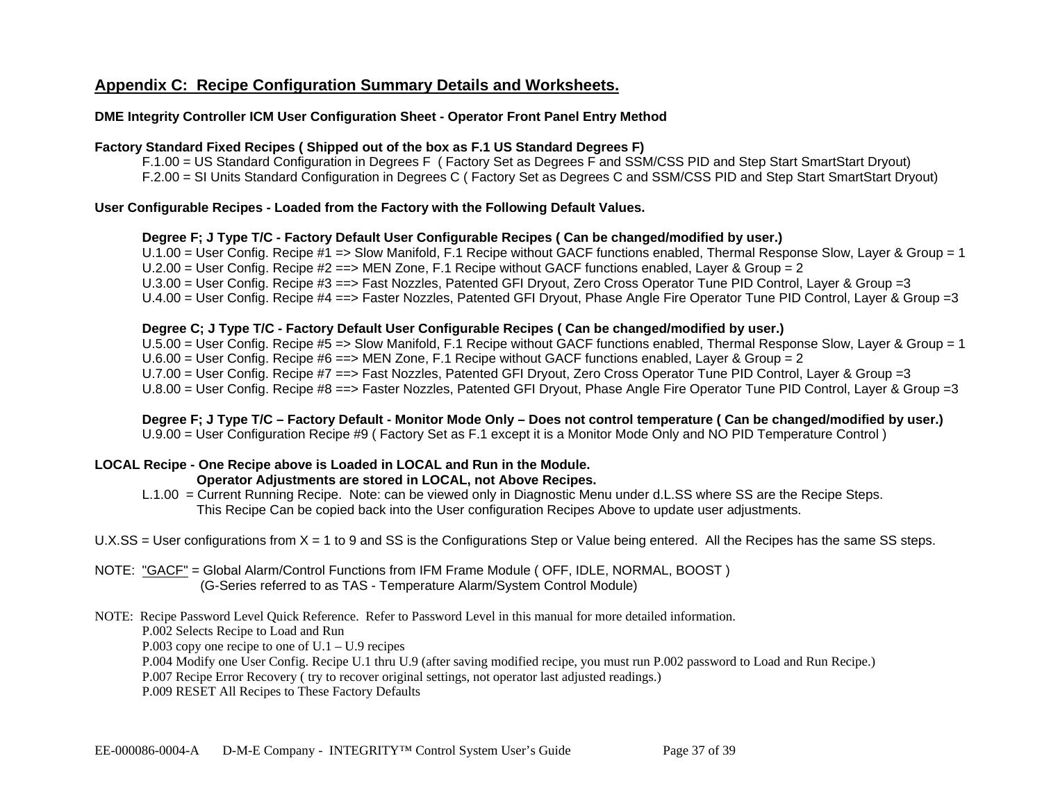## Appendix C: Recipe Configuration Summary Details and Worksheets.

**DME Integrity Controller ICM User Configuration Sheet - Operator Front Panel Entry Method**

**Factory Standard Fixed Recipes ( Shipped out of the box as F.1 US Standard Degrees F)**

F.1.00 = US Standard Configuration in Degrees F ( Factory Set as Degrees F and SSM/CSS PID and Step Start SmartStart Dryout)
F.2.00 = SI Units Standard Configuration in Degrees C ( Factory Set as Degrees C and SSM/CSS PID and Step Start SmartStart Dryout)

**User Configurable Recipes - Loaded from the Factory with the Following Default Values.**

**Degree F; J Type T/C - Factory Default User Configurable Recipes ( Can be changed/modified by user.)**

U.1.00 = User Config. Recipe #1 => Slow Manifold, F.1 Recipe without GACF functions enabled, Thermal Response Slow, Layer & Group = 1
U.2.00 = User Config. Recipe #2 ==> MEN Zone, F.1 Recipe without GACF functions enabled, Layer & Group = 2
U.3.00 = User Config. Recipe #3 ==> Fast Nozzles, Patented GFI Dryout, Zero Cross Operator Tune PID Control, Layer & Group =3
U.4.00 = User Config. Recipe #4 ==> Faster Nozzles, Patented GFI Dryout, Phase Angle Fire Operator Tune PID Control, Layer & Group =3

**Degree C; J Type T/C - Factory Default User Configurable Recipes ( Can be changed/modified by user.)**

U.5.00 = User Config. Recipe #5 => Slow Manifold, F.1 Recipe without GACF functions enabled, Thermal Response Slow, Layer & Group = 1
U.6.00 = User Config. Recipe #6 ==> MEN Zone, F.1 Recipe without GACF functions enabled, Layer & Group = 2
U.7.00 = User Config. Recipe #7 ==> Fast Nozzles, Patented GFI Dryout, Zero Cross Operator Tune PID Control, Layer & Group =3
U.8.00 = User Config. Recipe #8 ==> Faster Nozzles, Patented GFI Dryout, Phase Angle Fire Operator Tune PID Control, Layer & Group =3

**Degree F; J Type T/C – Factory Default - Monitor Mode Only – Does not control temperature ( Can be changed/modified by user.)**

U.9.00 = User Configuration Recipe #9 ( Factory Set as F.1 except it is a Monitor Mode Only and NO PID Temperature Control )

**LOCAL Recipe - One Recipe above is Loaded in LOCAL and Run in the Module.**
**Operator Adjustments are stored in LOCAL, not Above Recipes.**

L.1.00 = Current Running Recipe. Note: can be viewed only in Diagnostic Menu under d.L.SS where SS are the Recipe Steps.
This Recipe Can be copied back into the User configuration Recipes Above to update user adjustments.

U.X.SS = User configurations from X = 1 to 9 and SS is the Configurations Step or Value being entered. All the Recipes has the same SS steps.

NOTE: "GACF" = Global Alarm/Control Functions from IFM Frame Module ( OFF, IDLE, NORMAL, BOOST )
(G-Series referred to as TAS - Temperature Alarm/System Control Module)

NOTE: Recipe Password Level Quick Reference. Refer to Password Level in this manual for more detailed information.

P.002 Selects Recipe to Load and Run
P.003 copy one recipe to one of U.1 – U.9 recipes
P.004 Modify one User Config. Recipe U.1 thru U.9 (after saving modified recipe, you must run P.002 password to Load and Run Recipe.)
P.007 Recipe Error Recovery ( try to recover original settings, not operator last adjusted readings.)
P.009 RESET All Recipes to These Factory Defaults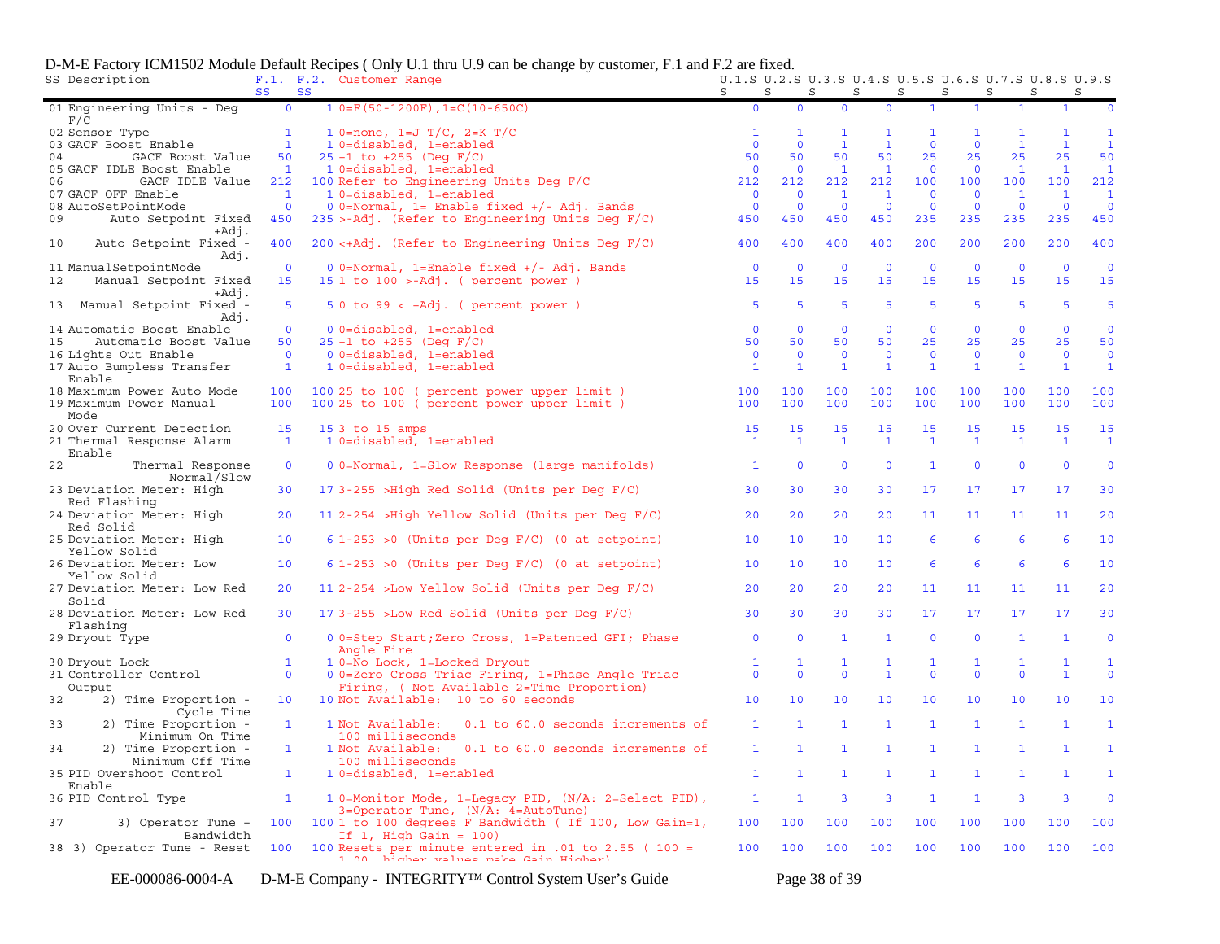D-M-E Factory ICM1502 Module Default Recipes ( Only U.1 thru U.9 can be change by customer, F.1 and F.2 are fixed.

| SS | Description | F.1. SS | F.2. SS | Customer Range | U.1.S S | U.2.S S | U.3.S S | U.4.S S | U.5.S S | U.6.S S | U.7.S S | U.8.S S | U.9.S S |
|---|---|---|---|---|---|---|---|---|---|---|---|---|---|
| 01 | Engineering Units - Deg F/C | 0 | 1 | 0=F(50-1200F),1=C(10-650C) | 0 | 0 | 0 | 0 | 1 | 1 | 1 | 1 | 0 |
| 02 | Sensor Type | 1 | 1 | 0=none, 1=J T/C, 2=K T/C | 1 | 1 | 1 | 1 | 1 | 1 | 1 | 1 | 1 |
| 03 | GACF Boost Enable | 1 | 1 | 0=disabled, 1=enabled | 0 | 0 | 1 | 1 | 0 | 0 | 1 | 1 | 1 |
| 04 | GACF Boost Value | 50 | 25 | +1 to +255 (Deg F/C) | 50 | 50 | 50 | 50 | 25 | 25 | 25 | 25 | 50 |
| 05 | GACF IDLE Boost Enable | 1 | 1 | 0=disabled, 1=enabled | 0 | 0 | 1 | 1 | 0 | 0 | 1 | 1 | 1 |
| 06 | GACF IDLE Value | 212 | 100 | Refer to Engineering Units Deg F/C | 212 | 212 | 212 | 212 | 100 | 100 | 100 | 100 | 212 |
| 07 | GACF OFF Enable | 1 | 1 | 0=disabled, 1=enabled | 0 | 0 | 1 | 1 | 0 | 0 | 1 | 1 | 1 |
| 08 | AutoSetPointMode | 0 | 0 | 0=Normal, 1= Enable fixed +/- Adj. Bands | 0 | 0 | 0 | 0 | 0 | 0 | 0 | 0 | 0 |
| 09 | Auto Setpoint Fixed +Adj. | 450 | 235 | >-Adj. (Refer to Engineering Units Deg F/C) | 450 | 450 | 450 | 450 | 235 | 235 | 235 | 235 | 450 |
| 10 | Auto Setpoint Fixed - Adj. | 400 | 200 | <+Adj. (Refer to Engineering Units Deg F/C) | 400 | 400 | 400 | 400 | 200 | 200 | 200 | 200 | 400 |
| 11 | ManualSetpointMode | 0 | 0 | 0=Normal, 1=Enable fixed +/- Adj. Bands | 0 | 0 | 0 | 0 | 0 | 0 | 0 | 0 | 0 |
| 12 | Manual Setpoint Fixed +Adj. | 15 | 15 | 1 to 100 >-Adj. ( percent power ) | 15 | 15 | 15 | 15 | 15 | 15 | 15 | 15 | 15 |
| 13 | Manual Setpoint Fixed - Adj. | 5 | 5 | 0 to 99 < +Adj. ( percent power ) | 5 | 5 | 5 | 5 | 5 | 5 | 5 | 5 | 5 |
| 14 | Automatic Boost Enable | 0 | 0 | 0=disabled, 1=enabled | 0 | 0 | 0 | 0 | 0 | 0 | 0 | 0 | 0 |
| 15 | Automatic Boost Value | 50 | 25 | +1 to +255 (Deg F/C) | 50 | 50 | 50 | 50 | 25 | 25 | 25 | 25 | 50 |
| 16 | Lights Out Enable | 0 | 0 | 0=disabled, 1=enabled | 0 | 0 | 0 | 0 | 0 | 0 | 0 | 0 | 0 |
| 17 | Auto Bumpless Transfer Enable | 1 | 1 | 0=disabled, 1=enabled | 1 | 1 | 1 | 1 | 1 | 1 | 1 | 1 | 1 |
| 18 | Maximum Power Auto Mode | 100 | 100 | 25 to 100 ( percent power upper limit ) | 100 | 100 | 100 | 100 | 100 | 100 | 100 | 100 | 100 |
| 19 | Maximum Power Manual Mode | 100 | 100 | 25 to 100 ( percent power upper limit ) | 100 | 100 | 100 | 100 | 100 | 100 | 100 | 100 | 100 |
| 20 | Over Current Detection | 15 | 15 | 3 to 15 amps | 15 | 15 | 15 | 15 | 15 | 15 | 15 | 15 | 15 |
| 21 | Thermal Response Alarm Enable | 1 | 1 | 0=disabled, 1=enabled | 1 | 1 | 1 | 1 | 1 | 1 | 1 | 1 | 1 |
| 22 | Thermal Response Normal/Slow | 0 | 0 | 0=Normal, 1=Slow Response (large manifolds) | 1 | 0 | 0 | 0 | 1 | 0 | 0 | 0 | 0 |
| 23 | Deviation Meter: High Red Flashing | 30 | 17 | 3-255 >High Red Solid (Units per Deg F/C) | 30 | 30 | 30 | 30 | 17 | 17 | 17 | 17 | 30 |
| 24 | Deviation Meter: High Red Solid | 20 | 11 | 2-254 >High Yellow Solid (Units per Deg F/C) | 20 | 20 | 20 | 20 | 11 | 11 | 11 | 11 | 20 |
| 25 | Deviation Meter: High Yellow Solid | 10 | 6 | 1-253 >0 (Units per Deg F/C) (0 at setpoint) | 10 | 10 | 10 | 10 | 6 | 6 | 6 | 6 | 10 |
| 26 | Deviation Meter: Low Yellow Solid | 10 | 6 | 1-253 >0 (Units per Deg F/C) (0 at setpoint) | 10 | 10 | 10 | 10 | 6 | 6 | 6 | 6 | 10 |
| 27 | Deviation Meter: Low Red Solid | 20 | 11 | 2-254 >Low Yellow Solid (Units per Deg F/C) | 20 | 20 | 20 | 20 | 11 | 11 | 11 | 11 | 20 |
| 28 | Deviation Meter: Low Red Flashing | 30 | 17 | 3-255 >Low Red Solid (Units per Deg F/C) | 30 | 30 | 30 | 30 | 17 | 17 | 17 | 17 | 30 |
| 29 | Dryout Type | 0 | 0 | 0=Step Start;Zero Cross, 1=Patented GFI; Phase Angle Fire | 0 | 0 | 1 | 1 | 0 | 0 | 1 | 1 | 0 |
| 30 | Dryout Lock | 1 | 1 | 0=No Lock, 1=Locked Dryout | 1 | 1 | 1 | 1 | 1 | 1 | 1 | 1 | 1 |
| 31 | Controller Control Output | 0 | 0 | 0=Zero Cross Triac Firing, 1=Phase Angle Triac Firing, ( Not Available 2=Time Proportion) | 0 | 0 | 0 | 1 | 0 | 0 | 0 | 1 | 0 |
| 32 | 2) Time Proportion - Cycle Time | 10 | 10 | Not Available: 10 to 60 seconds | 10 | 10 | 10 | 10 | 10 | 10 | 10 | 10 | 10 |
| 33 | 2) Time Proportion - Minimum On Time | 1 | 1 | Not Available: 0.1 to 60.0 seconds increments of 100 milliseconds | 1 | 1 | 1 | 1 | 1 | 1 | 1 | 1 | 1 |
| 34 | 2) Time Proportion - Minimum Off Time | 1 | 1 | Not Available: 0.1 to 60.0 seconds increments of 100 milliseconds | 1 | 1 | 1 | 1 | 1 | 1 | 1 | 1 | 1 |
| 35 | PID Overshoot Control Enable | 1 | 1 | 0=disabled, 1=enabled | 1 | 1 | 1 | 1 | 1 | 1 | 1 | 1 | 1 |
| 36 | PID Control Type | 1 | 1 | 0=Monitor Mode, 1=Legacy PID, (N/A: 2=Select PID), 3=Operator Tune, (N/A: 4=AutoTune) | 1 | 1 | 3 | 3 | 1 | 1 | 3 | 3 | 0 |
| 37 | 3) Operator Tune - Bandwidth | 100 | 100 | 1 to 100 degrees F Bandwidth ( If 100, Low Gain=1, If 1, High Gain = 100) | 100 | 100 | 100 | 100 | 100 | 100 | 100 | 100 | 100 |
| 38 | 3) Operator Tune - Reset | 100 | 100 | Resets per minute entered in .01 to 2.55 ( 100 = 1.00, higher values make Gain Higher) | 100 | 100 | 100 | 100 | 100 | 100 | 100 | 100 | 100 |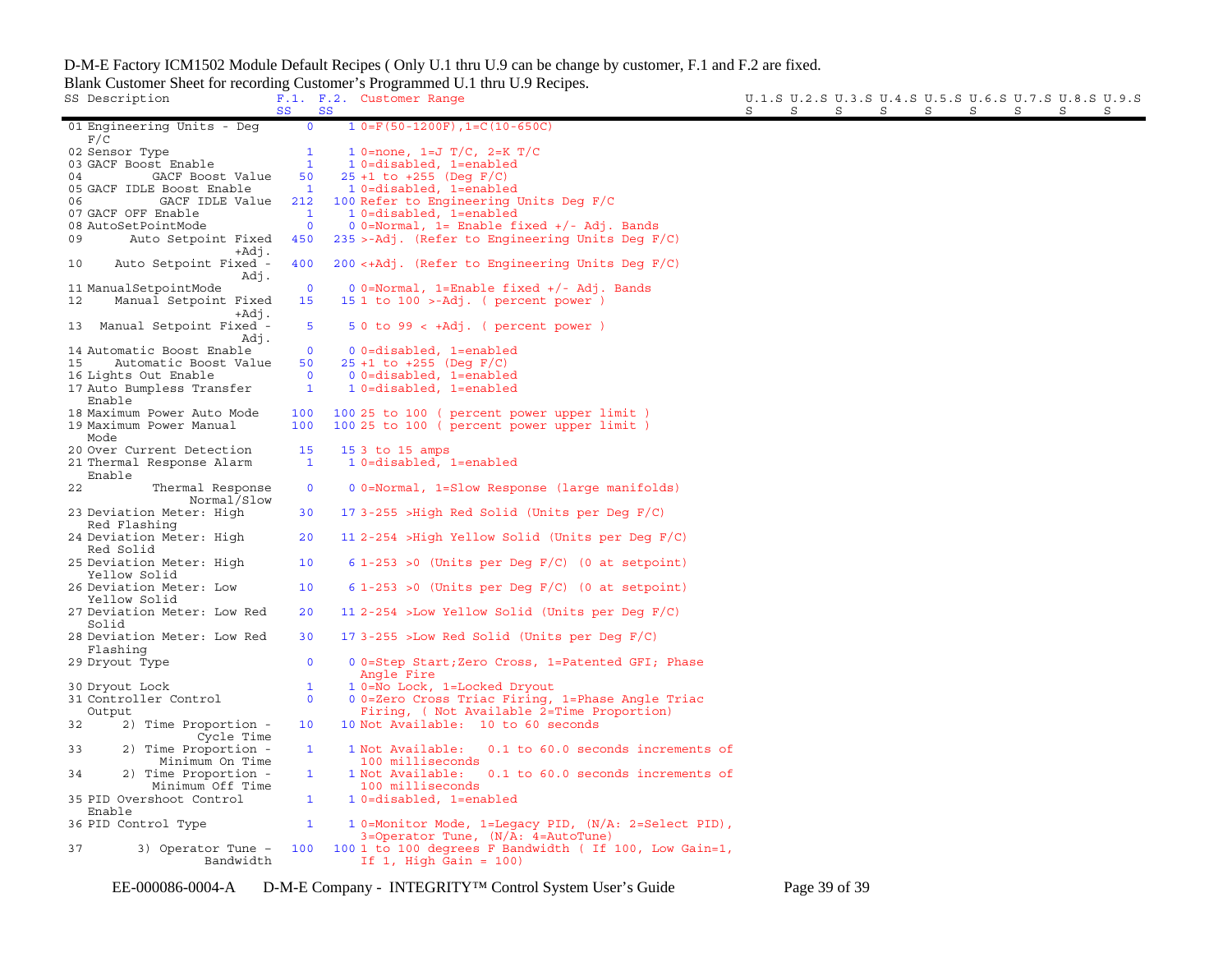D-M-E Factory ICM1502 Module Default Recipes ( Only U.1 thru U.9 can be change by customer, F.1 and F.2 are fixed.

Blank Customer Sheet for recording Customer's Programmed U.1 thru U.9 Recipes.

| SS | Description | F.1. SS | F.2. SS | Customer Range | U.1.S S | U.2.S S | U.3.S S | U.4.S S | U.5.S S | U.6.S S | U.7.S S | U.8.S S | U.9.S S |
|---|---|---|---|---|---|---|---|---|---|---|---|---|---|
| 01 | Engineering Units - Deg F/C | 0 | 1 | 0=F(50-1200F),1=C(10-650C) | | | | | | | | | |
| 02 | Sensor Type | 1 | 1 | 0=none, 1=J T/C, 2=K T/C | | | | | | | | | |
| 03 | GACF Boost Enable | 1 | 1 | 0=disabled, 1=enabled | | | | | | | | | |
| 04 | GACF Boost Value | 50 | 25 | +1 to +255 (Deg F/C) | | | | | | | | | |
| 05 | GACF IDLE Boost Enable | 1 | 1 | 0=disabled, 1=enabled | | | | | | | | | |
| 06 | GACF IDLE Value | 212 | 100 | Refer to Engineering Units Deg F/C | | | | | | | | | |
| 07 | GACF OFF Enable | 1 | 1 | 0=disabled, 1=enabled | | | | | | | | | |
| 08 | AutoSetPointMode | 0 | 0 | 0=Normal, 1= Enable fixed +/- Adj. Bands | | | | | | | | | |
| 09 | Auto Setpoint Fixed +Adj. | 450 | 235 | >-Adj. (Refer to Engineering Units Deg F/C) | | | | | | | | | |
| 10 | Auto Setpoint Fixed - Adj. | 400 | 200 | <+Adj. (Refer to Engineering Units Deg F/C) | | | | | | | | | |
| 11 | ManualSetpointMode | 0 | 0 | 0=Normal, 1=Enable fixed +/- Adj. Bands | | | | | | | | | |
| 12 | Manual Setpoint Fixed +Adj. | 15 | 15 | 1 to 100 >-Adj. ( percent power ) | | | | | | | | | |
| 13 | Manual Setpoint Fixed - Adj. | 5 | 5 | 0 to 99 < +Adj. ( percent power ) | | | | | | | | | |
| 14 | Automatic Boost Enable | 0 | 0 | 0=disabled, 1=enabled | | | | | | | | | |
| 15 | Automatic Boost Value | 50 | 25 | +1 to +255 (Deg F/C) | | | | | | | | | |
| 16 | Lights Out Enable | 0 | 0 | 0=disabled, 1=enabled | | | | | | | | | |
| 17 | Auto Bumpless Transfer Enable | 1 | 1 | 0=disabled, 1=enabled | | | | | | | | | |
| 18 | Maximum Power Auto Mode | 100 | 100 | 25 to 100 ( percent power upper limit ) | | | | | | | | | |
| 19 | Maximum Power Manual Mode | 100 | 100 | 25 to 100 ( percent power upper limit ) | | | | | | | | | |
| 20 | Over Current Detection | 15 | 15 | 3 to 15 amps | | | | | | | | | |
| 21 | Thermal Response Alarm Enable | 1 | 1 | 0=disabled, 1=enabled | | | | | | | | | |
| 22 | Thermal Response Normal/Slow | 0 | 0 | 0=Normal, 1=Slow Response (large manifolds) | | | | | | | | | |
| 23 | Deviation Meter: High Red Flashing | 30 | 17 | 3-255 >High Red Solid (Units per Deg F/C) | | | | | | | | | |
| 24 | Deviation Meter: High Red Solid | 20 | 11 | 2-254 >High Yellow Solid (Units per Deg F/C) | | | | | | | | | |
| 25 | Deviation Meter: High Yellow Solid | 10 | 6 | 1-253 >0 (Units per Deg F/C) (0 at setpoint) | | | | | | | | | |
| 26 | Deviation Meter: Low Yellow Solid | 10 | 6 | 1-253 >0 (Units per Deg F/C) (0 at setpoint) | | | | | | | | | |
| 27 | Deviation Meter: Low Red Solid | 20 | 11 | 2-254 >Low Yellow Solid (Units per Deg F/C) | | | | | | | | | |
| 28 | Deviation Meter: Low Red Flashing | 30 | 17 | 3-255 >Low Red Solid (Units per Deg F/C) | | | | | | | | | |
| 29 | Dryout Type | 0 | 0 | 0=Step Start;Zero Cross, 1=Patented GFI; Phase Angle Fire | | | | | | | | | |
| 30 | Dryout Lock | 1 | 1 | 0=No Lock, 1=Locked Dryout | | | | | | | | | |
| 31 | Controller Control Output | 0 | 0 | 0=Zero Cross Triac Firing, 1=Phase Angle Triac Firing, ( Not Available 2=Time Proportion) | | | | | | | | | |
| 32 | 2) Time Proportion - Cycle Time | 10 | 10 | Not Available: 10 to 60 seconds | | | | | | | | | |
| 33 | 2) Time Proportion - Minimum On Time | 1 | 1 | Not Available: 0.1 to 60.0 seconds increments of 100 milliseconds | | | | | | | | | |
| 34 | 2) Time Proportion - Minimum Off Time | 1 | 1 | Not Available: 0.1 to 60.0 seconds increments of 100 milliseconds | | | | | | | | | |
| 35 | PID Overshoot Control Enable | 1 | 1 | 0=disabled, 1=enabled | | | | | | | | | |
| 36 | PID Control Type | 1 | 1 | 0=Monitor Mode, 1=Legacy PID, (N/A: 2=Select PID), 3=Operator Tune, (N/A: 4=AutoTune) | | | | | | | | | |
| 37 | 3) Operator Tune - Bandwidth | 100 | 100 | 1 to 100 degrees F Bandwidth ( If 100, Low Gain=1, If 1, High Gain = 100) | | | | | | | | | |

EE-000086-0004-A D-M-E Company - INTEGRITY™ Control System User's Guide